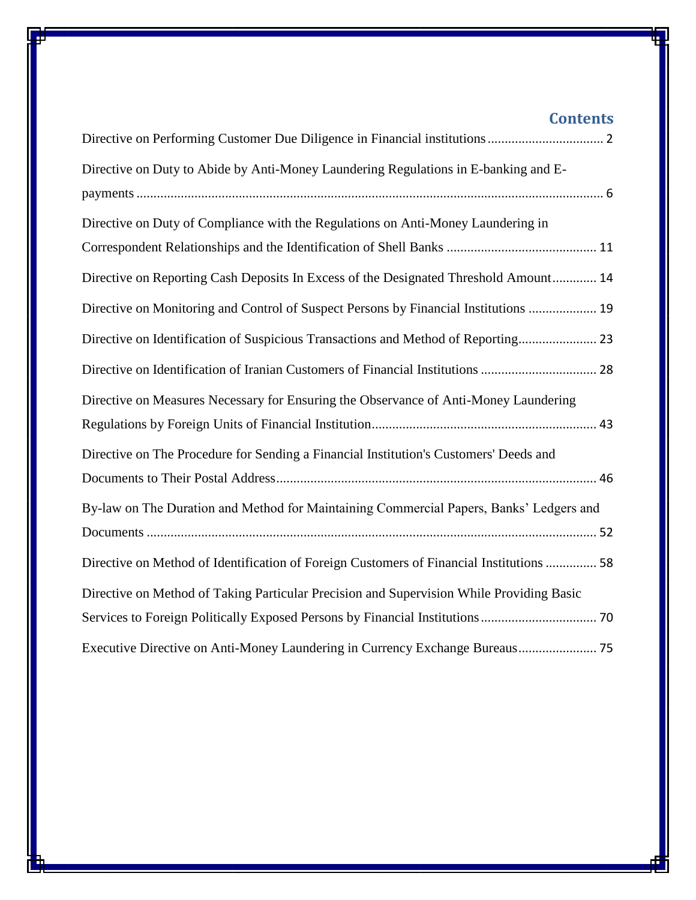# Contents

Directive on Performing Customer Due Diligence in Financial institutions .................................. 2

Directive on Duty to Abide by Anti-Money Laundering Regulations in E-banking and E-payments .......................................................................................................................................... 6

Directive on Duty of Compliance with the Regulations on Anti-Money Laundering in Correspondent Relationships and the Identification of Shell Banks ........................................... 11

Directive on Reporting Cash Deposits In Excess of the Designated Threshold Amount............ 14

Directive on Monitoring and Control of Suspect Persons by Financial Institutions ................... 19

Directive on Identification of Suspicious Transactions and Method of Reporting...................... 23

Directive on Identification of Iranian Customers of Financial Institutions ................................. 28

Directive on Measures Necessary for Ensuring the Observance of Anti-Money Laundering Regulations by Foreign Units of Financial Institution................................................................. 43

Directive on The Procedure for Sending a Financial Institution's Customers' Deeds and Documents to Their Postal Address............................................................................................. 46

By-law on The Duration and Method for Maintaining Commercial Papers, Banks' Ledgers and Documents ................................................................................................................................... 52

Directive on Method of Identification of Foreign Customers of Financial Institutions ............... 58

Directive on Method of Taking Particular Precision and Supervision While Providing Basic Services to Foreign Politically Exposed Persons by Financial Institutions................................. 70

Executive Directive on Anti-Money Laundering in Currency Exchange Bureaus....................... 75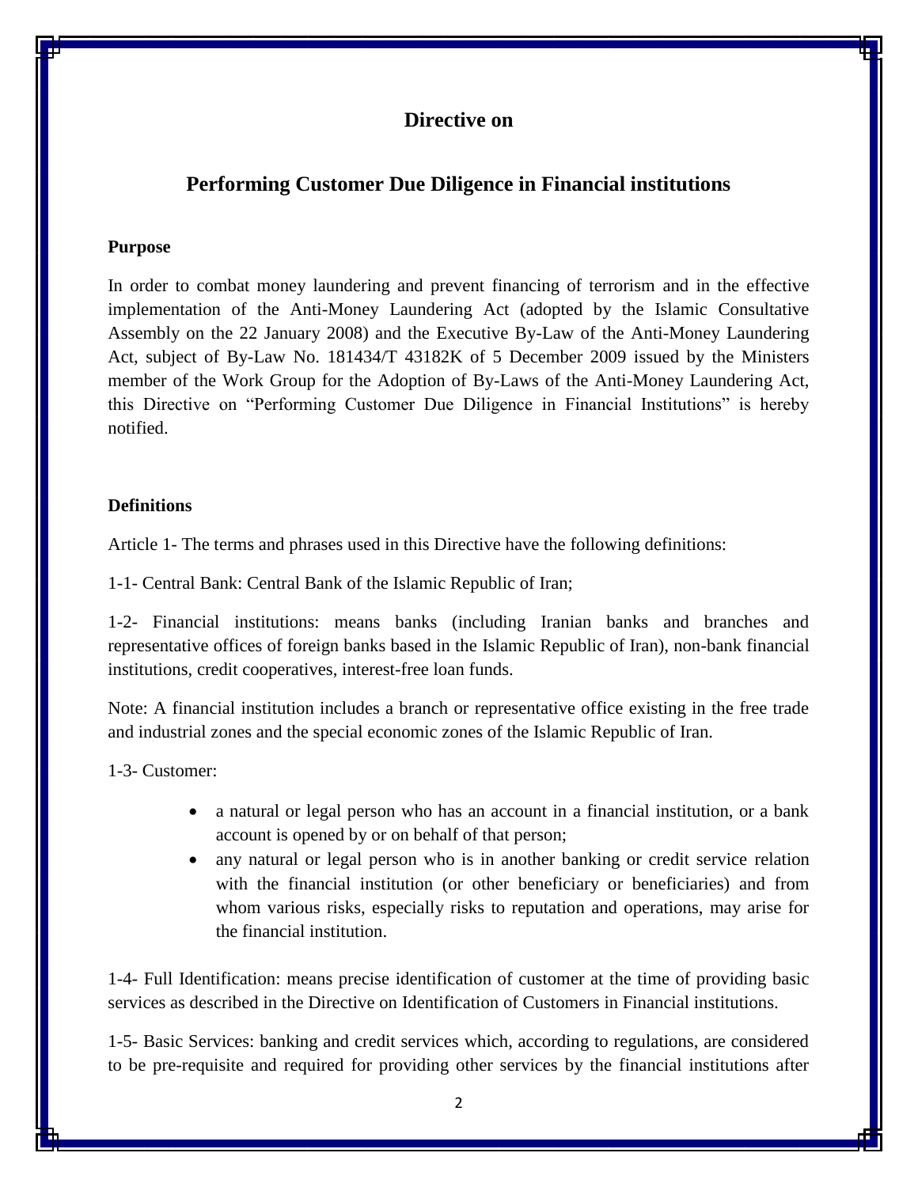# Directive on

# Performing Customer Due Diligence in Financial institutions

**Purpose**

In order to combat money laundering and prevent financing of terrorism and in the effective implementation of the Anti-Money Laundering Act (adopted by the Islamic Consultative Assembly on the 22 January 2008) and the Executive By-Law of the Anti-Money Laundering Act, subject of By-Law No. 181434/T 43182K of 5 December 2009 issued by the Ministers member of the Work Group for the Adoption of By-Laws of the Anti-Money Laundering Act, this Directive on "Performing Customer Due Diligence in Financial Institutions" is hereby notified.

**Definitions**

Article 1- The terms and phrases used in this Directive have the following definitions:

1-1- Central Bank: Central Bank of the Islamic Republic of Iran;

1-2- Financial institutions: means banks (including Iranian banks and branches and representative offices of foreign banks based in the Islamic Republic of Iran), non-bank financial institutions, credit cooperatives, interest-free loan funds.

Note: A financial institution includes a branch or representative office existing in the free trade and industrial zones and the special economic zones of the Islamic Republic of Iran.

1-3- Customer:

- a natural or legal person who has an account in a financial institution, or a bank account is opened by or on behalf of that person;
- any natural or legal person who is in another banking or credit service relation with the financial institution (or other beneficiary or beneficiaries) and from whom various risks, especially risks to reputation and operations, may arise for the financial institution.

1-4- Full Identification: means precise identification of customer at the time of providing basic services as described in the Directive on Identification of Customers in Financial institutions.

1-5- Basic Services: banking and credit services which, according to regulations, are considered to be pre-requisite and required for providing other services by the financial institutions after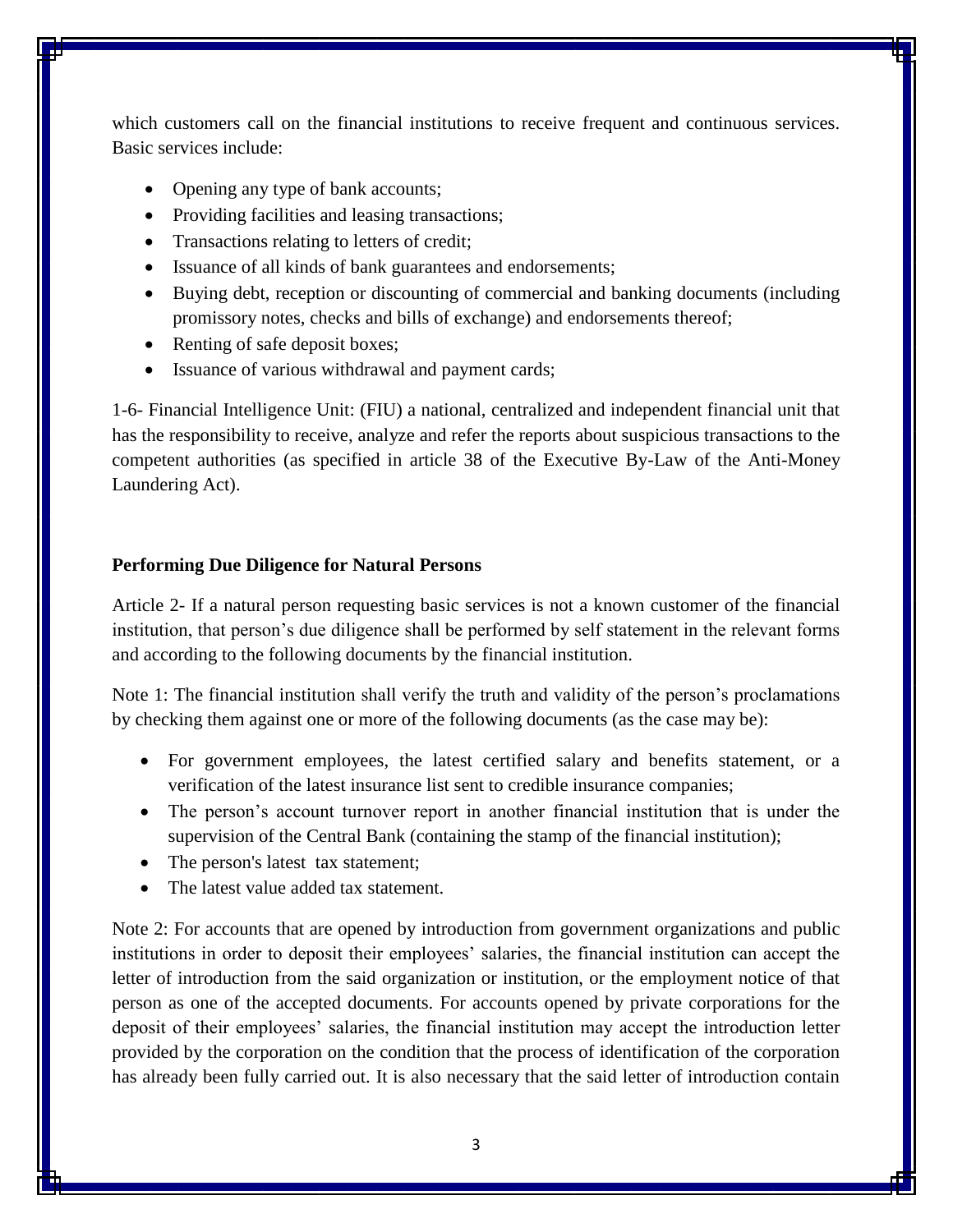which customers call on the financial institutions to receive frequent and continuous services. Basic services include:

- Opening any type of bank accounts;
- Providing facilities and leasing transactions;
- Transactions relating to letters of credit;
- Issuance of all kinds of bank guarantees and endorsements;
- Buying debt, reception or discounting of commercial and banking documents (including promissory notes, checks and bills of exchange) and endorsements thereof;
- Renting of safe deposit boxes;
- Issuance of various withdrawal and payment cards;

1-6- Financial Intelligence Unit: (FIU) a national, centralized and independent financial unit that has the responsibility to receive, analyze and refer the reports about suspicious transactions to the competent authorities (as specified in article 38 of the Executive By-Law of the Anti-Money Laundering Act).

**Performing Due Diligence for Natural Persons**

Article 2- If a natural person requesting basic services is not a known customer of the financial institution, that person's due diligence shall be performed by self statement in the relevant forms and according to the following documents by the financial institution.

Note 1: The financial institution shall verify the truth and validity of the person's proclamations by checking them against one or more of the following documents (as the case may be):

- For government employees, the latest certified salary and benefits statement, or a verification of the latest insurance list sent to credible insurance companies;
- The person's account turnover report in another financial institution that is under the supervision of the Central Bank (containing the stamp of the financial institution);
- The person's latest tax statement;
- The latest value added tax statement.

Note 2: For accounts that are opened by introduction from government organizations and public institutions in order to deposit their employees' salaries, the financial institution can accept the letter of introduction from the said organization or institution, or the employment notice of that person as one of the accepted documents. For accounts opened by private corporations for the deposit of their employees' salaries, the financial institution may accept the introduction letter provided by the corporation on the condition that the process of identification of the corporation has already been fully carried out. It is also necessary that the said letter of introduction contain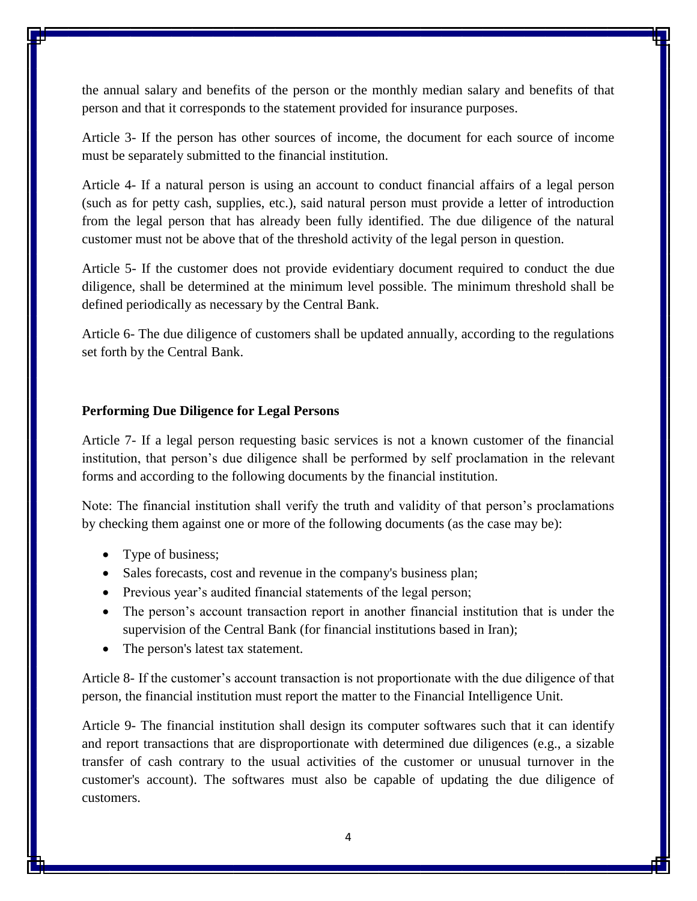the annual salary and benefits of the person or the monthly median salary and benefits of that person and that it corresponds to the statement provided for insurance purposes.

Article 3- If the person has other sources of income, the document for each source of income must be separately submitted to the financial institution.

Article 4- If a natural person is using an account to conduct financial affairs of a legal person (such as for petty cash, supplies, etc.), said natural person must provide a letter of introduction from the legal person that has already been fully identified. The due diligence of the natural customer must not be above that of the threshold activity of the legal person in question.

Article 5- If the customer does not provide evidentiary document required to conduct the due diligence, shall be determined at the minimum level possible. The minimum threshold shall be defined periodically as necessary by the Central Bank.

Article 6- The due diligence of customers shall be updated annually, according to the regulations set forth by the Central Bank.

**Performing Due Diligence for Legal Persons**

Article 7- If a legal person requesting basic services is not a known customer of the financial institution, that person's due diligence shall be performed by self proclamation in the relevant forms and according to the following documents by the financial institution.

Note: The financial institution shall verify the truth and validity of that person's proclamations by checking them against one or more of the following documents (as the case may be):

- Type of business;
- Sales forecasts, cost and revenue in the company's business plan;
- Previous year's audited financial statements of the legal person;
- The person's account transaction report in another financial institution that is under the supervision of the Central Bank (for financial institutions based in Iran);
- The person's latest tax statement.

Article 8- If the customer's account transaction is not proportionate with the due diligence of that person, the financial institution must report the matter to the Financial Intelligence Unit.

Article 9- The financial institution shall design its computer softwares such that it can identify and report transactions that are disproportionate with determined due diligences (e.g., a sizable transfer of cash contrary to the usual activities of the customer or unusual turnover in the customer's account). The softwares must also be capable of updating the due diligence of customers.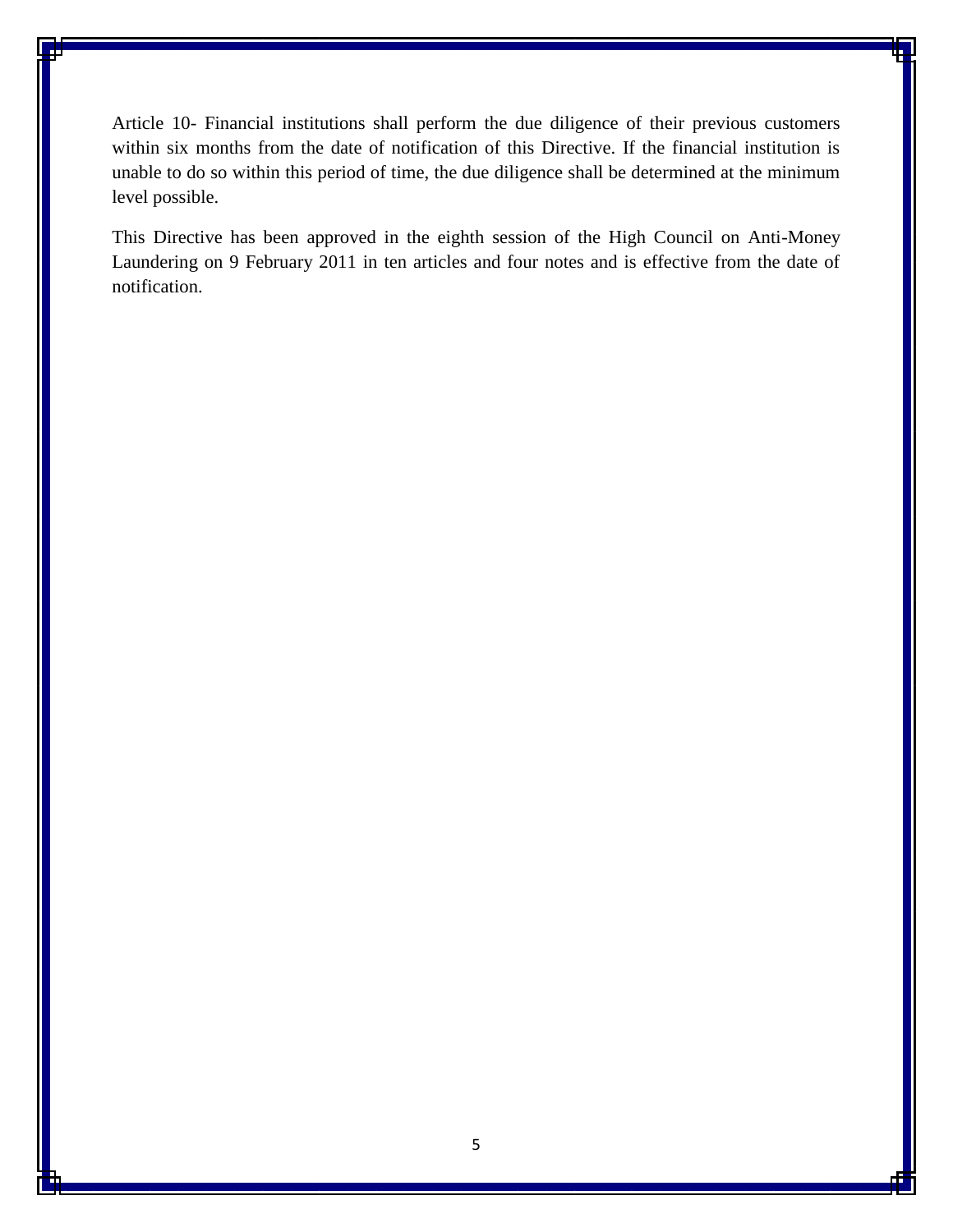Article 10- Financial institutions shall perform the due diligence of their previous customers within six months from the date of notification of this Directive. If the financial institution is unable to do so within this period of time, the due diligence shall be determined at the minimum level possible.

This Directive has been approved in the eighth session of the High Council on Anti-Money Laundering on 9 February 2011 in ten articles and four notes and is effective from the date of notification.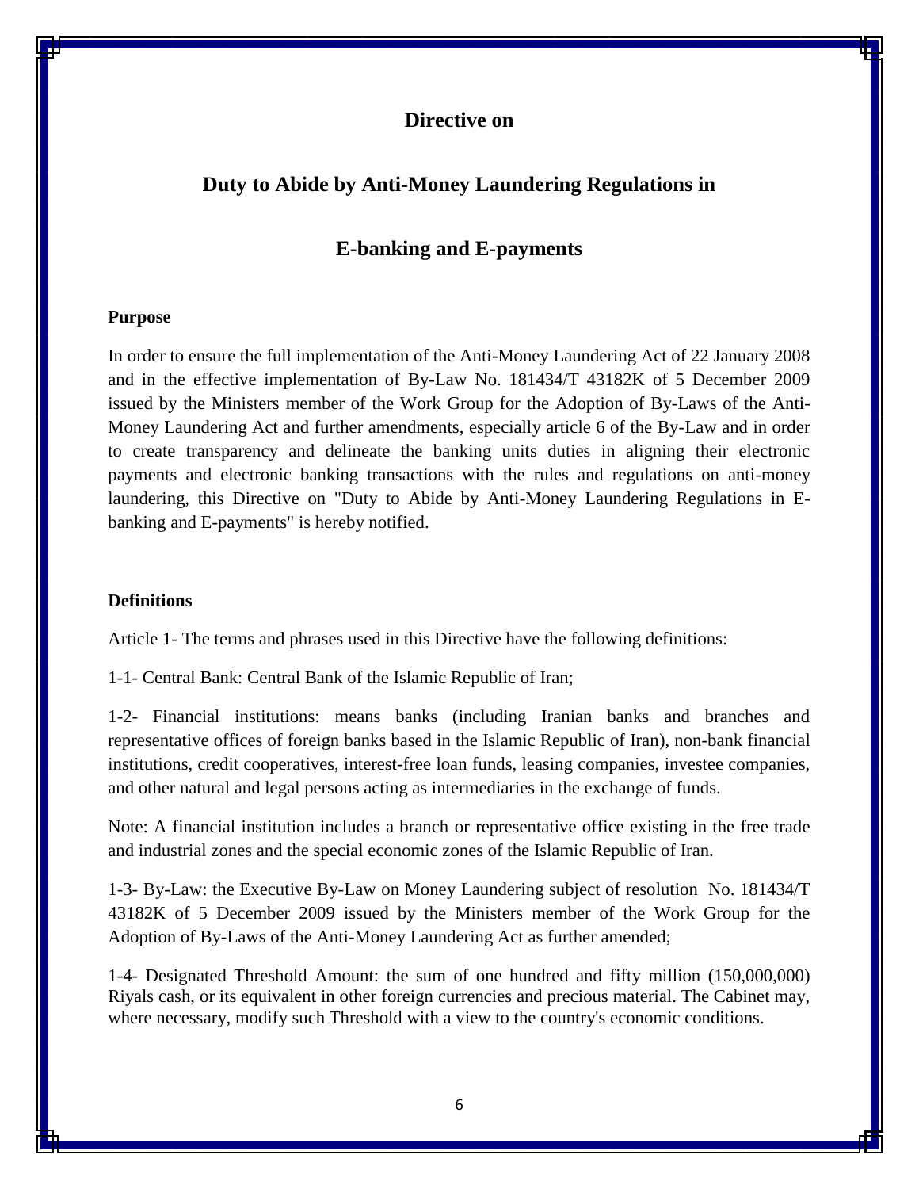# Directive on

# Duty to Abide by Anti-Money Laundering Regulations in

# E-banking and E-payments

**Purpose**

In order to ensure the full implementation of the Anti-Money Laundering Act of 22 January 2008 and in the effective implementation of By-Law No. 181434/T 43182K of 5 December 2009 issued by the Ministers member of the Work Group for the Adoption of By-Laws of the Anti-Money Laundering Act and further amendments, especially article 6 of the By-Law and in order to create transparency and delineate the banking units duties in aligning their electronic payments and electronic banking transactions with the rules and regulations on anti-money laundering, this Directive on "Duty to Abide by Anti-Money Laundering Regulations in E-banking and E-payments" is hereby notified.

**Definitions**

Article 1- The terms and phrases used in this Directive have the following definitions:

1-1- Central Bank: Central Bank of the Islamic Republic of Iran;

1-2- Financial institutions: means banks (including Iranian banks and branches and representative offices of foreign banks based in the Islamic Republic of Iran), non-bank financial institutions, credit cooperatives, interest-free loan funds, leasing companies, investee companies, and other natural and legal persons acting as intermediaries in the exchange of funds.

Note: A financial institution includes a branch or representative office existing in the free trade and industrial zones and the special economic zones of the Islamic Republic of Iran.

1-3- By-Law: the Executive By-Law on Money Laundering subject of resolution No. 181434/T 43182K of 5 December 2009 issued by the Ministers member of the Work Group for the Adoption of By-Laws of the Anti-Money Laundering Act as further amended;

1-4- Designated Threshold Amount: the sum of one hundred and fifty million (150,000,000) Riyals cash, or its equivalent in other foreign currencies and precious material. The Cabinet may, where necessary, modify such Threshold with a view to the country's economic conditions.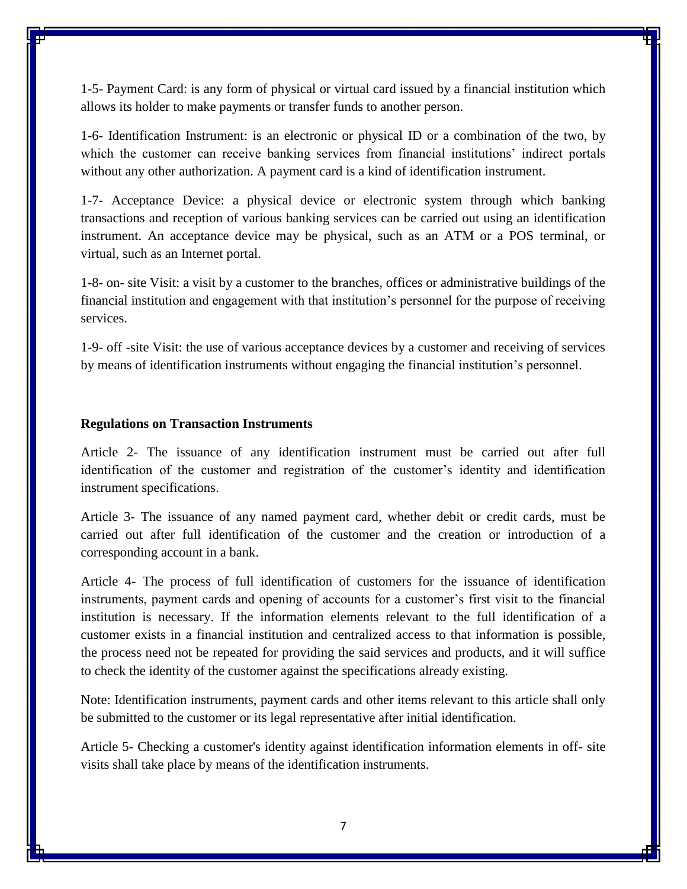1-5- Payment Card: is any form of physical or virtual card issued by a financial institution which allows its holder to make payments or transfer funds to another person.

1-6- Identification Instrument: is an electronic or physical ID or a combination of the two, by which the customer can receive banking services from financial institutions' indirect portals without any other authorization. A payment card is a kind of identification instrument.

1-7- Acceptance Device: a physical device or electronic system through which banking transactions and reception of various banking services can be carried out using an identification instrument. An acceptance device may be physical, such as an ATM or a POS terminal, or virtual, such as an Internet portal.

1-8- on- site Visit: a visit by a customer to the branches, offices or administrative buildings of the financial institution and engagement with that institution's personnel for the purpose of receiving services.

1-9- off -site Visit: the use of various acceptance devices by a customer and receiving of services by means of identification instruments without engaging the financial institution's personnel.

**Regulations on Transaction Instruments**

Article 2- The issuance of any identification instrument must be carried out after full identification of the customer and registration of the customer's identity and identification instrument specifications.

Article 3- The issuance of any named payment card, whether debit or credit cards, must be carried out after full identification of the customer and the creation or introduction of a corresponding account in a bank.

Article 4- The process of full identification of customers for the issuance of identification instruments, payment cards and opening of accounts for a customer's first visit to the financial institution is necessary. If the information elements relevant to the full identification of a customer exists in a financial institution and centralized access to that information is possible, the process need not be repeated for providing the said services and products, and it will suffice to check the identity of the customer against the specifications already existing.

Note: Identification instruments, payment cards and other items relevant to this article shall only be submitted to the customer or its legal representative after initial identification.

Article 5- Checking a customer's identity against identification information elements in off- site visits shall take place by means of the identification instruments.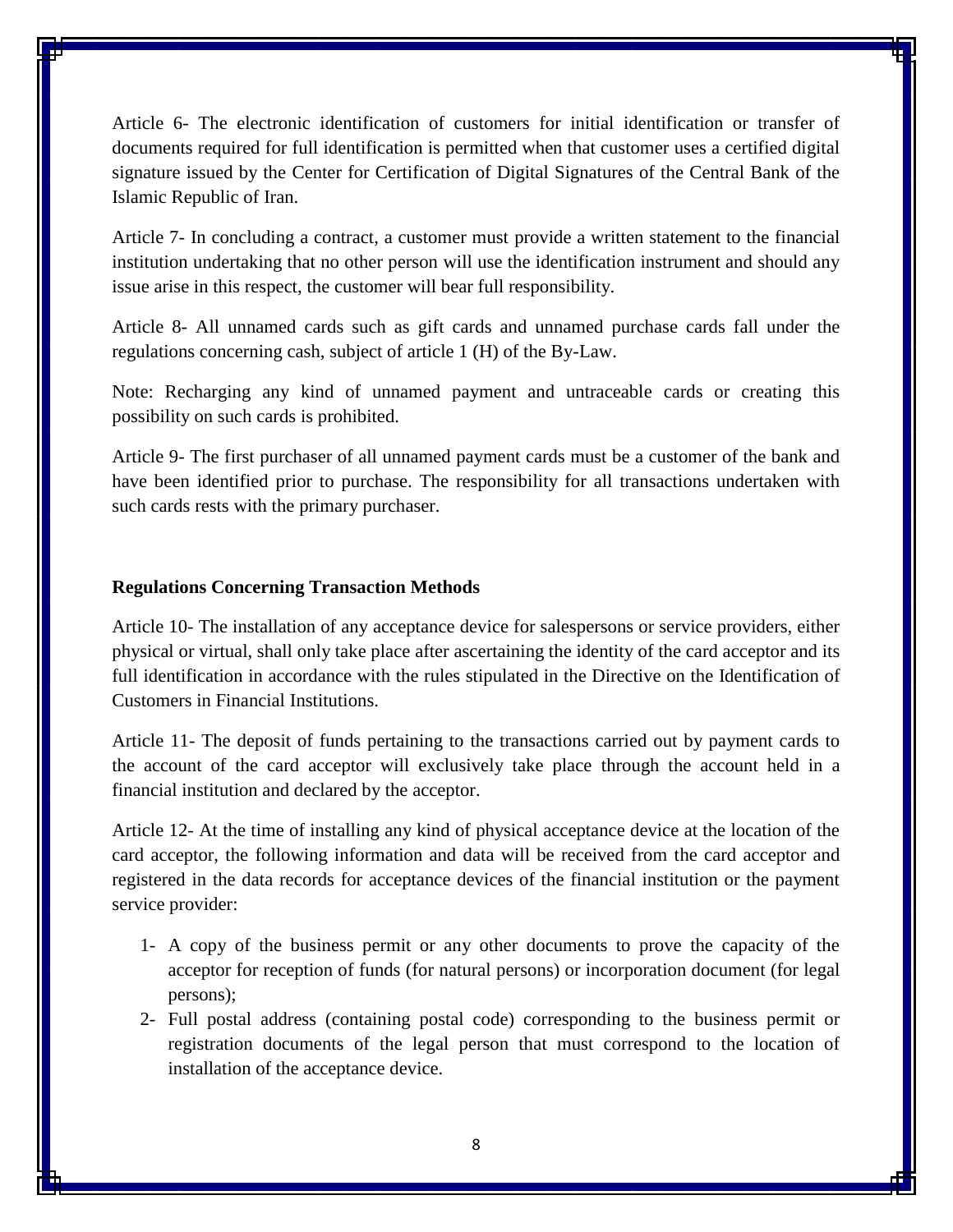Article 6- The electronic identification of customers for initial identification or transfer of documents required for full identification is permitted when that customer uses a certified digital signature issued by the Center for Certification of Digital Signatures of the Central Bank of the Islamic Republic of Iran.

Article 7- In concluding a contract, a customer must provide a written statement to the financial institution undertaking that no other person will use the identification instrument and should any issue arise in this respect, the customer will bear full responsibility.

Article 8- All unnamed cards such as gift cards and unnamed purchase cards fall under the regulations concerning cash, subject of article 1 (H) of the By-Law.

Note: Recharging any kind of unnamed payment and untraceable cards or creating this possibility on such cards is prohibited.

Article 9- The first purchaser of all unnamed payment cards must be a customer of the bank and have been identified prior to purchase. The responsibility for all transactions undertaken with such cards rests with the primary purchaser.

**Regulations Concerning Transaction Methods**

Article 10- The installation of any acceptance device for salespersons or service providers, either physical or virtual, shall only take place after ascertaining the identity of the card acceptor and its full identification in accordance with the rules stipulated in the Directive on the Identification of Customers in Financial Institutions.

Article 11- The deposit of funds pertaining to the transactions carried out by payment cards to the account of the card acceptor will exclusively take place through the account held in a financial institution and declared by the acceptor.

Article 12- At the time of installing any kind of physical acceptance device at the location of the card acceptor, the following information and data will be received from the card acceptor and registered in the data records for acceptance devices of the financial institution or the payment service provider:

1- A copy of the business permit or any other documents to prove the capacity of the acceptor for reception of funds (for natural persons) or incorporation document (for legal persons);
2- Full postal address (containing postal code) corresponding to the business permit or registration documents of the legal person that must correspond to the location of installation of the acceptance device.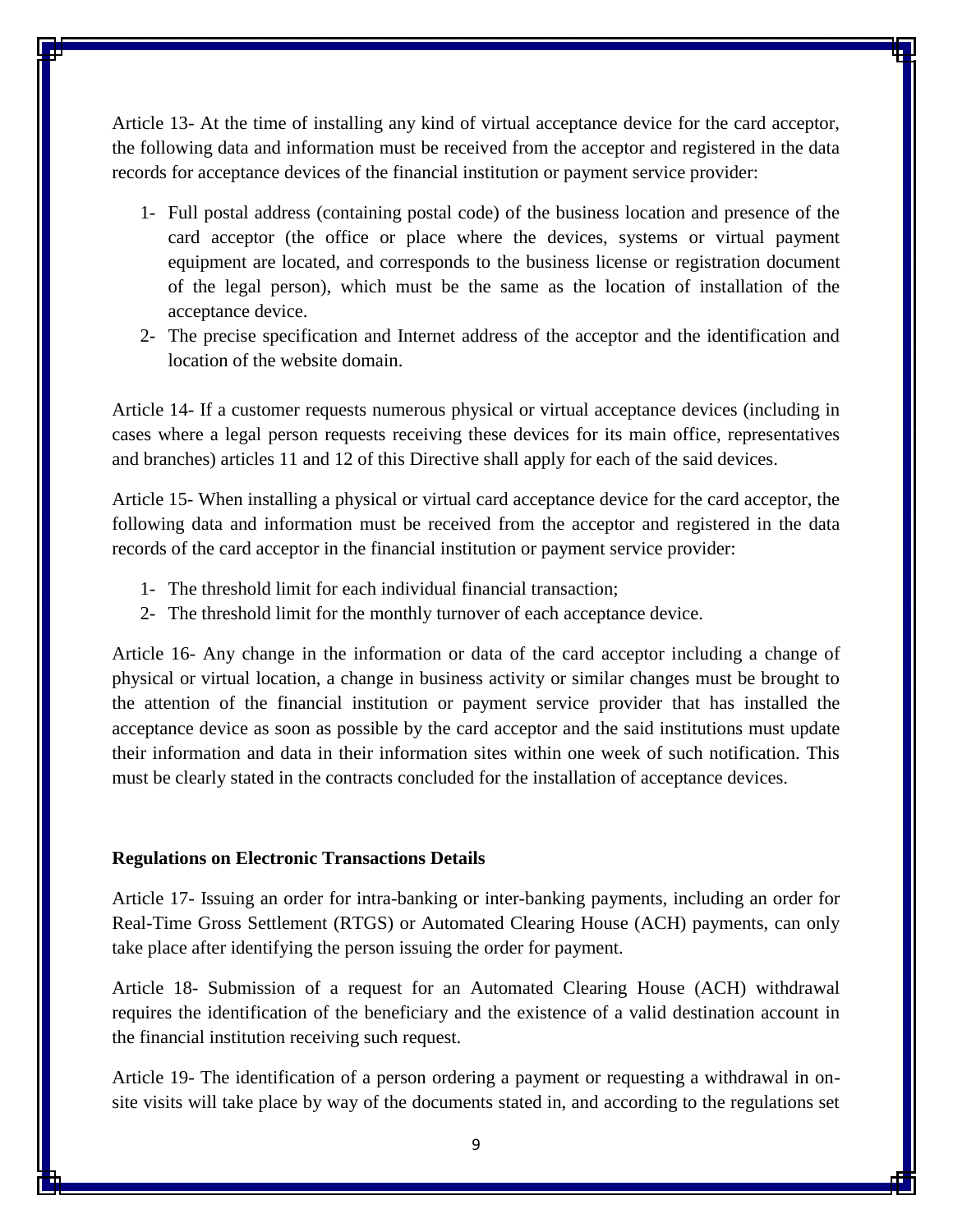Article 13- At the time of installing any kind of virtual acceptance device for the card acceptor, the following data and information must be received from the acceptor and registered in the data records for acceptance devices of the financial institution or payment service provider:

1- Full postal address (containing postal code) of the business location and presence of the card acceptor (the office or place where the devices, systems or virtual payment equipment are located, and corresponds to the business license or registration document of the legal person), which must be the same as the location of installation of the acceptance device.
2- The precise specification and Internet address of the acceptor and the identification and location of the website domain.

Article 14- If a customer requests numerous physical or virtual acceptance devices (including in cases where a legal person requests receiving these devices for its main office, representatives and branches) articles 11 and 12 of this Directive shall apply for each of the said devices.

Article 15- When installing a physical or virtual card acceptance device for the card acceptor, the following data and information must be received from the acceptor and registered in the data records of the card acceptor in the financial institution or payment service provider:

1- The threshold limit for each individual financial transaction;
2- The threshold limit for the monthly turnover of each acceptance device.

Article 16- Any change in the information or data of the card acceptor including a change of physical or virtual location, a change in business activity or similar changes must be brought to the attention of the financial institution or payment service provider that has installed the acceptance device as soon as possible by the card acceptor and the said institutions must update their information and data in their information sites within one week of such notification. This must be clearly stated in the contracts concluded for the installation of acceptance devices.

**Regulations on Electronic Transactions Details**

Article 17- Issuing an order for intra-banking or inter-banking payments, including an order for Real-Time Gross Settlement (RTGS) or Automated Clearing House (ACH) payments, can only take place after identifying the person issuing the order for payment.

Article 18- Submission of a request for an Automated Clearing House (ACH) withdrawal requires the identification of the beneficiary and the existence of a valid destination account in the financial institution receiving such request.

Article 19- The identification of a person ordering a payment or requesting a withdrawal in on-site visits will take place by way of the documents stated in, and according to the regulations set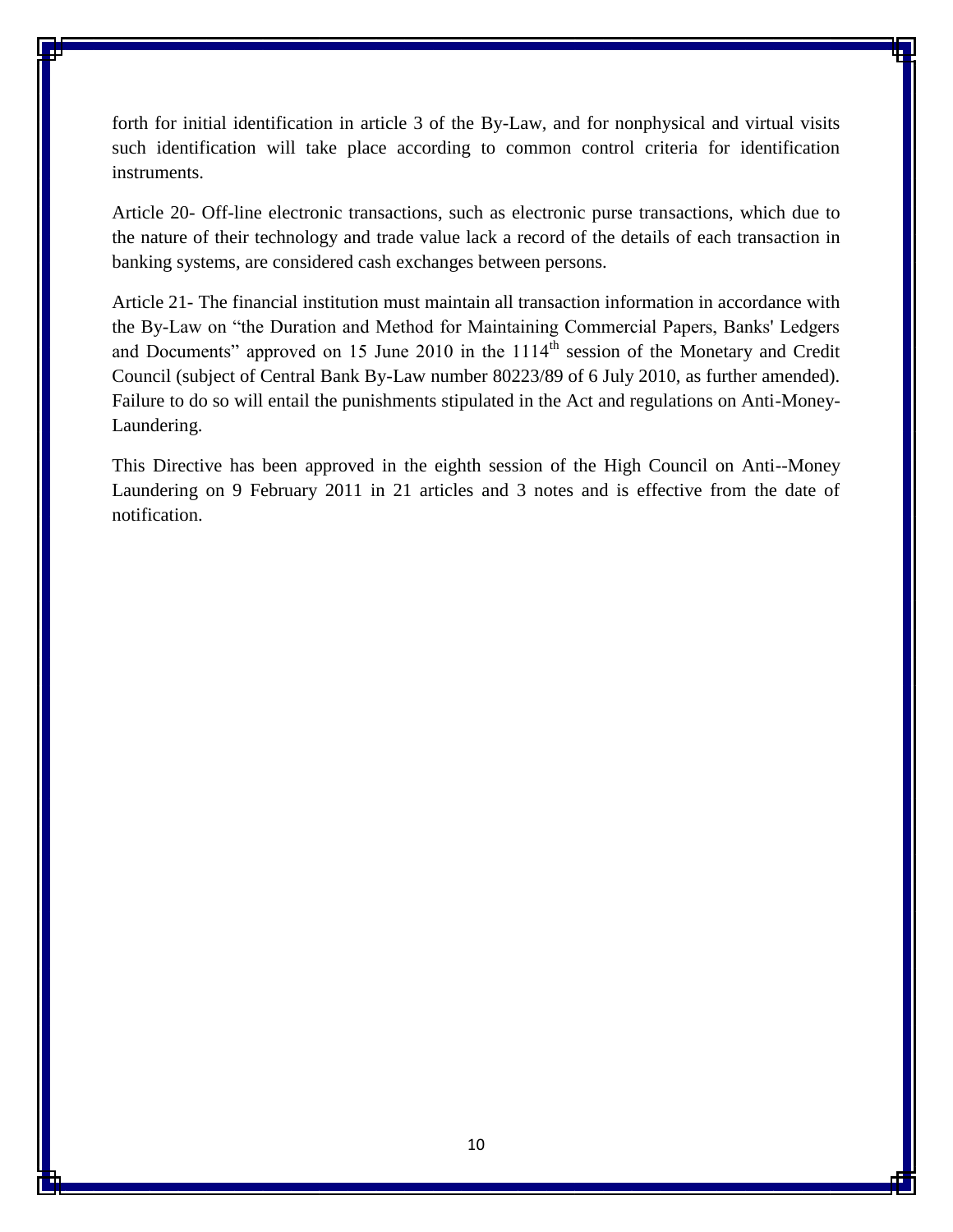forth for initial identification in article 3 of the By-Law, and for nonphysical and virtual visits such identification will take place according to common control criteria for identification instruments.

Article 20- Off-line electronic transactions, such as electronic purse transactions, which due to the nature of their technology and trade value lack a record of the details of each transaction in banking systems, are considered cash exchanges between persons.

Article 21- The financial institution must maintain all transaction information in accordance with the By-Law on "the Duration and Method for Maintaining Commercial Papers, Banks' Ledgers and Documents" approved on 15 June 2010 in the 1114th session of the Monetary and Credit Council (subject of Central Bank By-Law number 80223/89 of 6 July 2010, as further amended). Failure to do so will entail the punishments stipulated in the Act and regulations on Anti-Money-Laundering.

This Directive has been approved in the eighth session of the High Council on Anti--Money Laundering on 9 February 2011 in 21 articles and 3 notes and is effective from the date of notification.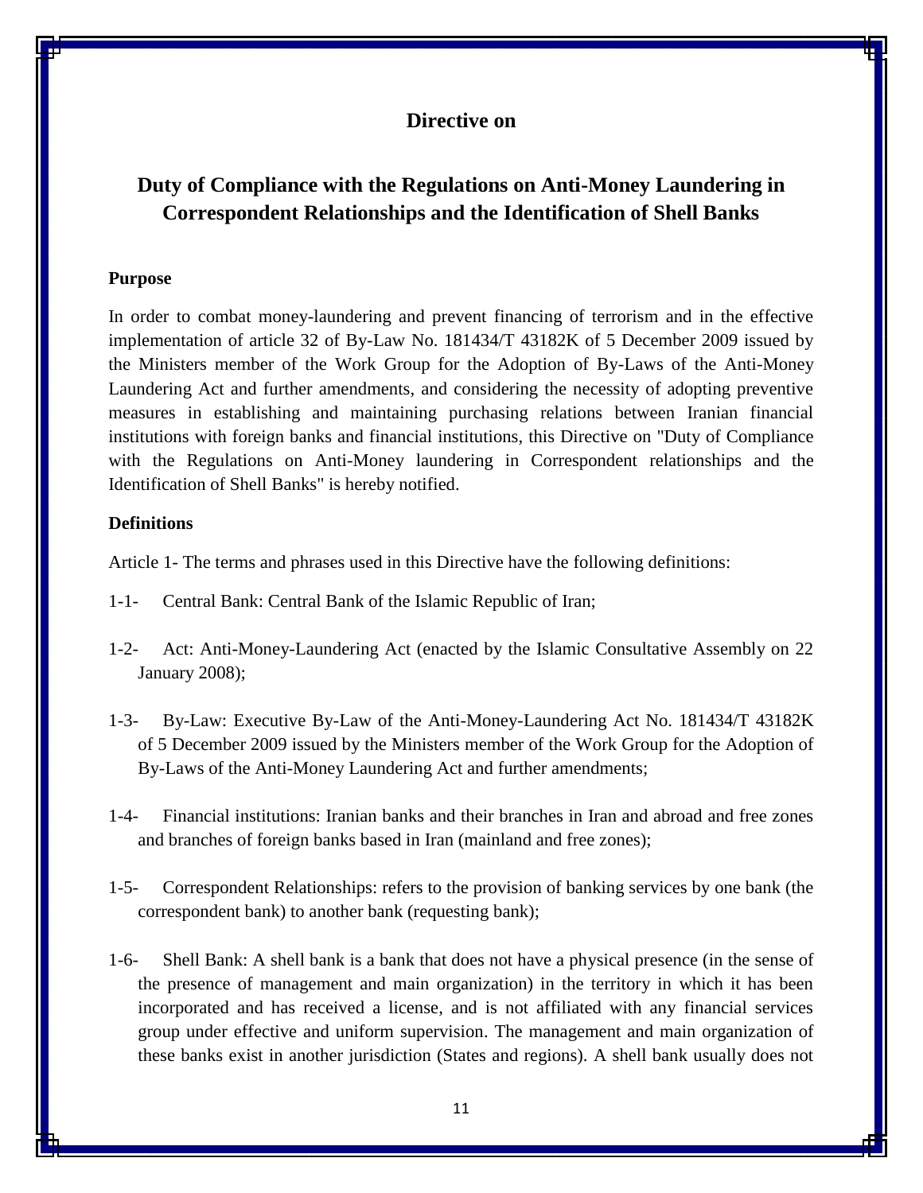## Directive on

## Duty of Compliance with the Regulations on Anti-Money Laundering in Correspondent Relationships and the Identification of Shell Banks

**Purpose**

In order to combat money-laundering and prevent financing of terrorism and in the effective implementation of article 32 of By-Law No. 181434/T 43182K of 5 December 2009 issued by the Ministers member of the Work Group for the Adoption of By-Laws of the Anti-Money Laundering Act and further amendments, and considering the necessity of adopting preventive measures in establishing and maintaining purchasing relations between Iranian financial institutions with foreign banks and financial institutions, this Directive on "Duty of Compliance with the Regulations on Anti-Money laundering in Correspondent relationships and the Identification of Shell Banks" is hereby notified.

**Definitions**

Article 1- The terms and phrases used in this Directive have the following definitions:

1-1- Central Bank: Central Bank of the Islamic Republic of Iran;

1-2- Act: Anti-Money-Laundering Act (enacted by the Islamic Consultative Assembly on 22 January 2008);

1-3- By-Law: Executive By-Law of the Anti-Money-Laundering Act No. 181434/T 43182K of 5 December 2009 issued by the Ministers member of the Work Group for the Adoption of By-Laws of the Anti-Money Laundering Act and further amendments;

1-4- Financial institutions: Iranian banks and their branches in Iran and abroad and free zones and branches of foreign banks based in Iran (mainland and free zones);

1-5- Correspondent Relationships: refers to the provision of banking services by one bank (the correspondent bank) to another bank (requesting bank);

1-6- Shell Bank: A shell bank is a bank that does not have a physical presence (in the sense of the presence of management and main organization) in the territory in which it has been incorporated and has received a license, and is not affiliated with any financial services group under effective and uniform supervision. The management and main organization of these banks exist in another jurisdiction (States and regions). A shell bank usually does not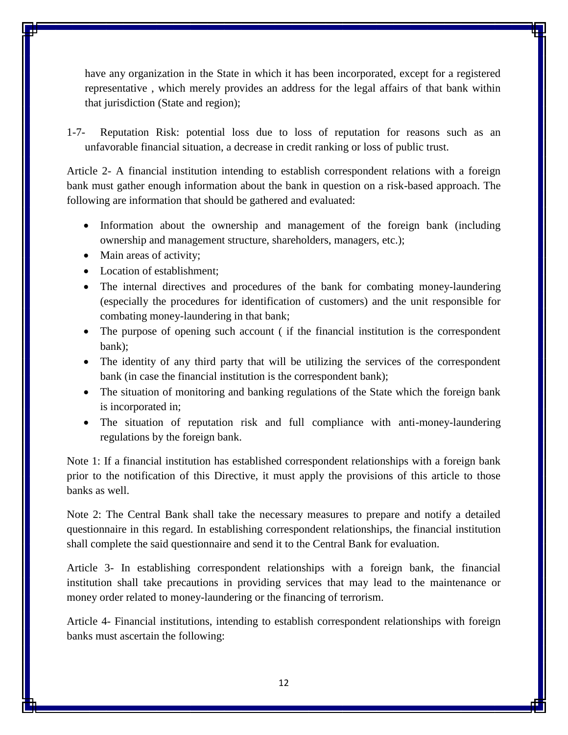have any organization in the State in which it has been incorporated, except for a registered representative , which merely provides an address for the legal affairs of that bank within that jurisdiction (State and region);

1-7- Reputation Risk: potential loss due to loss of reputation for reasons such as an unfavorable financial situation, a decrease in credit ranking or loss of public trust.

Article 2- A financial institution intending to establish correspondent relations with a foreign bank must gather enough information about the bank in question on a risk-based approach. The following are information that should be gathered and evaluated:

- Information about the ownership and management of the foreign bank (including ownership and management structure, shareholders, managers, etc.);
- Main areas of activity;
- Location of establishment;
- The internal directives and procedures of the bank for combating money-laundering (especially the procedures for identification of customers) and the unit responsible for combating money-laundering in that bank;
- The purpose of opening such account ( if the financial institution is the correspondent bank);
- The identity of any third party that will be utilizing the services of the correspondent bank (in case the financial institution is the correspondent bank);
- The situation of monitoring and banking regulations of the State which the foreign bank is incorporated in;
- The situation of reputation risk and full compliance with anti-money-laundering regulations by the foreign bank.

Note 1: If a financial institution has established correspondent relationships with a foreign bank prior to the notification of this Directive, it must apply the provisions of this article to those banks as well.

Note 2: The Central Bank shall take the necessary measures to prepare and notify a detailed questionnaire in this regard. In establishing correspondent relationships, the financial institution shall complete the said questionnaire and send it to the Central Bank for evaluation.

Article 3- In establishing correspondent relationships with a foreign bank, the financial institution shall take precautions in providing services that may lead to the maintenance or money order related to money-laundering or the financing of terrorism.

Article 4- Financial institutions, intending to establish correspondent relationships with foreign banks must ascertain the following: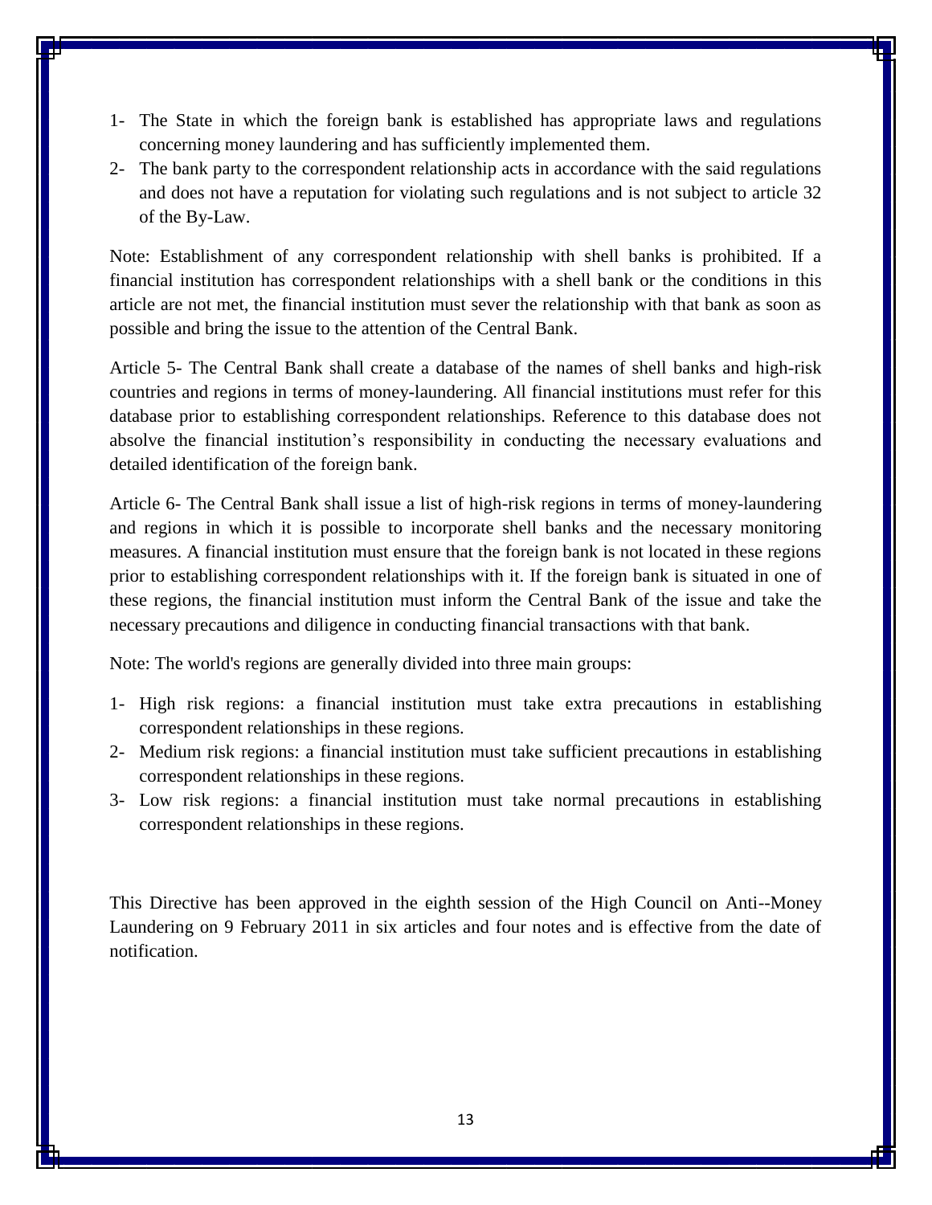1- The State in which the foreign bank is established has appropriate laws and regulations concerning money laundering and has sufficiently implemented them.
2- The bank party to the correspondent relationship acts in accordance with the said regulations and does not have a reputation for violating such regulations and is not subject to article 32 of the By-Law.

Note: Establishment of any correspondent relationship with shell banks is prohibited. If a financial institution has correspondent relationships with a shell bank or the conditions in this article are not met, the financial institution must sever the relationship with that bank as soon as possible and bring the issue to the attention of the Central Bank.

Article 5- The Central Bank shall create a database of the names of shell banks and high-risk countries and regions in terms of money-laundering. All financial institutions must refer for this database prior to establishing correspondent relationships. Reference to this database does not absolve the financial institution's responsibility in conducting the necessary evaluations and detailed identification of the foreign bank.

Article 6- The Central Bank shall issue a list of high-risk regions in terms of money-laundering and regions in which it is possible to incorporate shell banks and the necessary monitoring measures. A financial institution must ensure that the foreign bank is not located in these regions prior to establishing correspondent relationships with it. If the foreign bank is situated in one of these regions, the financial institution must inform the Central Bank of the issue and take the necessary precautions and diligence in conducting financial transactions with that bank.

Note: The world's regions are generally divided into three main groups:

1- High risk regions: a financial institution must take extra precautions in establishing correspondent relationships in these regions.
2- Medium risk regions: a financial institution must take sufficient precautions in establishing correspondent relationships in these regions.
3- Low risk regions: a financial institution must take normal precautions in establishing correspondent relationships in these regions.

This Directive has been approved in the eighth session of the High Council on Anti--Money Laundering on 9 February 2011 in six articles and four notes and is effective from the date of notification.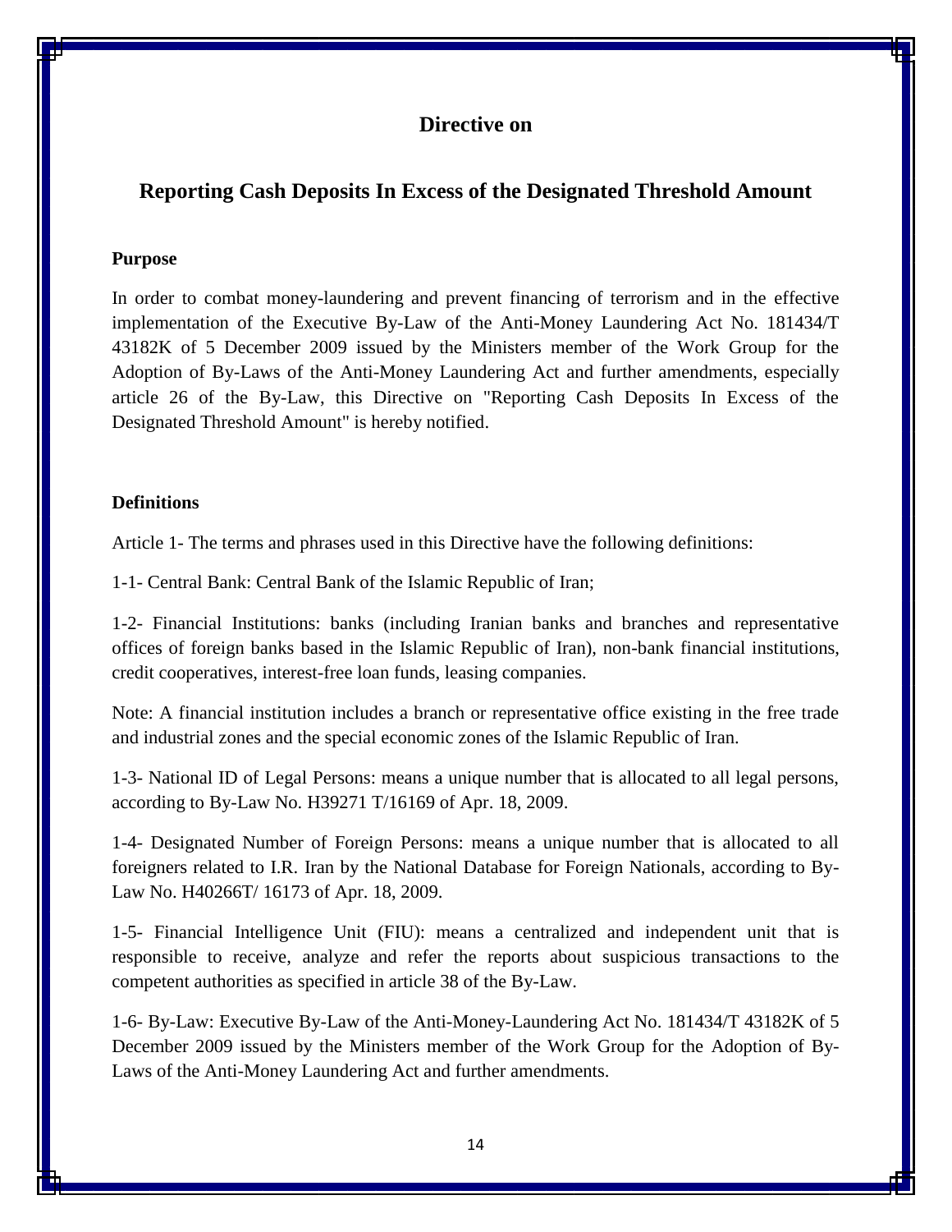# Directive on

# Reporting Cash Deposits In Excess of the Designated Threshold Amount

**Purpose**

In order to combat money-laundering and prevent financing of terrorism and in the effective implementation of the Executive By-Law of the Anti-Money Laundering Act No. 181434/T 43182K of 5 December 2009 issued by the Ministers member of the Work Group for the Adoption of By-Laws of the Anti-Money Laundering Act and further amendments, especially article 26 of the By-Law, this Directive on "Reporting Cash Deposits In Excess of the Designated Threshold Amount" is hereby notified.

**Definitions**

Article 1- The terms and phrases used in this Directive have the following definitions:

1-1- Central Bank: Central Bank of the Islamic Republic of Iran;

1-2- Financial Institutions: banks (including Iranian banks and branches and representative offices of foreign banks based in the Islamic Republic of Iran), non-bank financial institutions, credit cooperatives, interest-free loan funds, leasing companies.

Note: A financial institution includes a branch or representative office existing in the free trade and industrial zones and the special economic zones of the Islamic Republic of Iran.

1-3- National ID of Legal Persons: means a unique number that is allocated to all legal persons, according to By-Law No. H39271 T/16169 of Apr. 18, 2009.

1-4- Designated Number of Foreign Persons: means a unique number that is allocated to all foreigners related to I.R. Iran by the National Database for Foreign Nationals, according to By-Law No. H40266T/ 16173 of Apr. 18, 2009.

1-5- Financial Intelligence Unit (FIU): means a centralized and independent unit that is responsible to receive, analyze and refer the reports about suspicious transactions to the competent authorities as specified in article 38 of the By-Law.

1-6- By-Law: Executive By-Law of the Anti-Money-Laundering Act No. 181434/T 43182K of 5 December 2009 issued by the Ministers member of the Work Group for the Adoption of By-Laws of the Anti-Money Laundering Act and further amendments.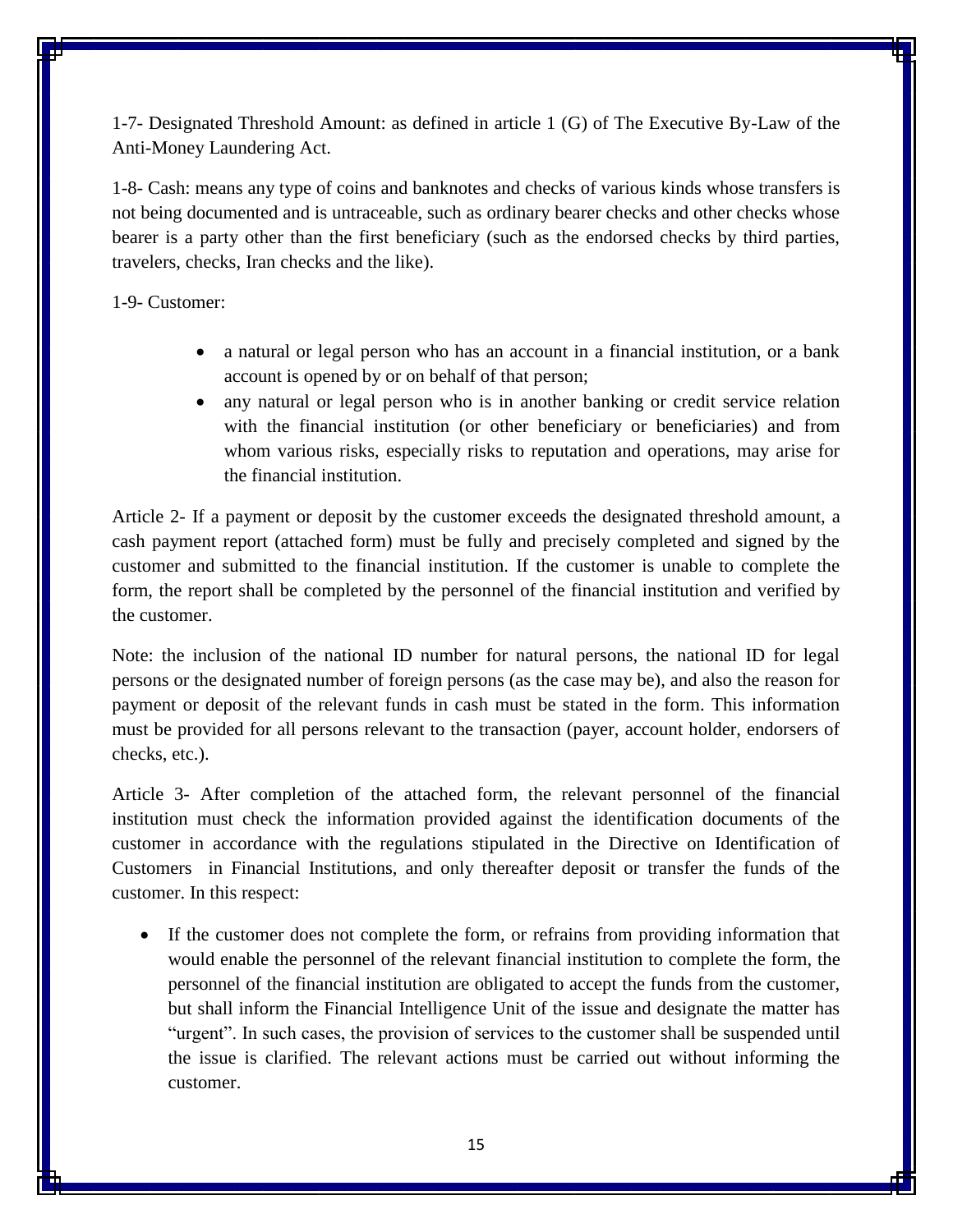1-7- Designated Threshold Amount: as defined in article 1 (G) of The Executive By-Law of the Anti-Money Laundering Act.

1-8- Cash: means any type of coins and banknotes and checks of various kinds whose transfers is not being documented and is untraceable, such as ordinary bearer checks and other checks whose bearer is a party other than the first beneficiary (such as the endorsed checks by third parties, travelers, checks, Iran checks and the like).

1-9- Customer:

- a natural or legal person who has an account in a financial institution, or a bank account is opened by or on behalf of that person;
- any natural or legal person who is in another banking or credit service relation with the financial institution (or other beneficiary or beneficiaries) and from whom various risks, especially risks to reputation and operations, may arise for the financial institution.

Article 2- If a payment or deposit by the customer exceeds the designated threshold amount, a cash payment report (attached form) must be fully and precisely completed and signed by the customer and submitted to the financial institution. If the customer is unable to complete the form, the report shall be completed by the personnel of the financial institution and verified by the customer.

Note: the inclusion of the national ID number for natural persons, the national ID for legal persons or the designated number of foreign persons (as the case may be), and also the reason for payment or deposit of the relevant funds in cash must be stated in the form. This information must be provided for all persons relevant to the transaction (payer, account holder, endorsers of checks, etc.).

Article 3- After completion of the attached form, the relevant personnel of the financial institution must check the information provided against the identification documents of the customer in accordance with the regulations stipulated in the Directive on Identification of Customers in Financial Institutions, and only thereafter deposit or transfer the funds of the customer. In this respect:

- If the customer does not complete the form, or refrains from providing information that would enable the personnel of the relevant financial institution to complete the form, the personnel of the financial institution are obligated to accept the funds from the customer, but shall inform the Financial Intelligence Unit of the issue and designate the matter has "urgent". In such cases, the provision of services to the customer shall be suspended until the issue is clarified. The relevant actions must be carried out without informing the customer.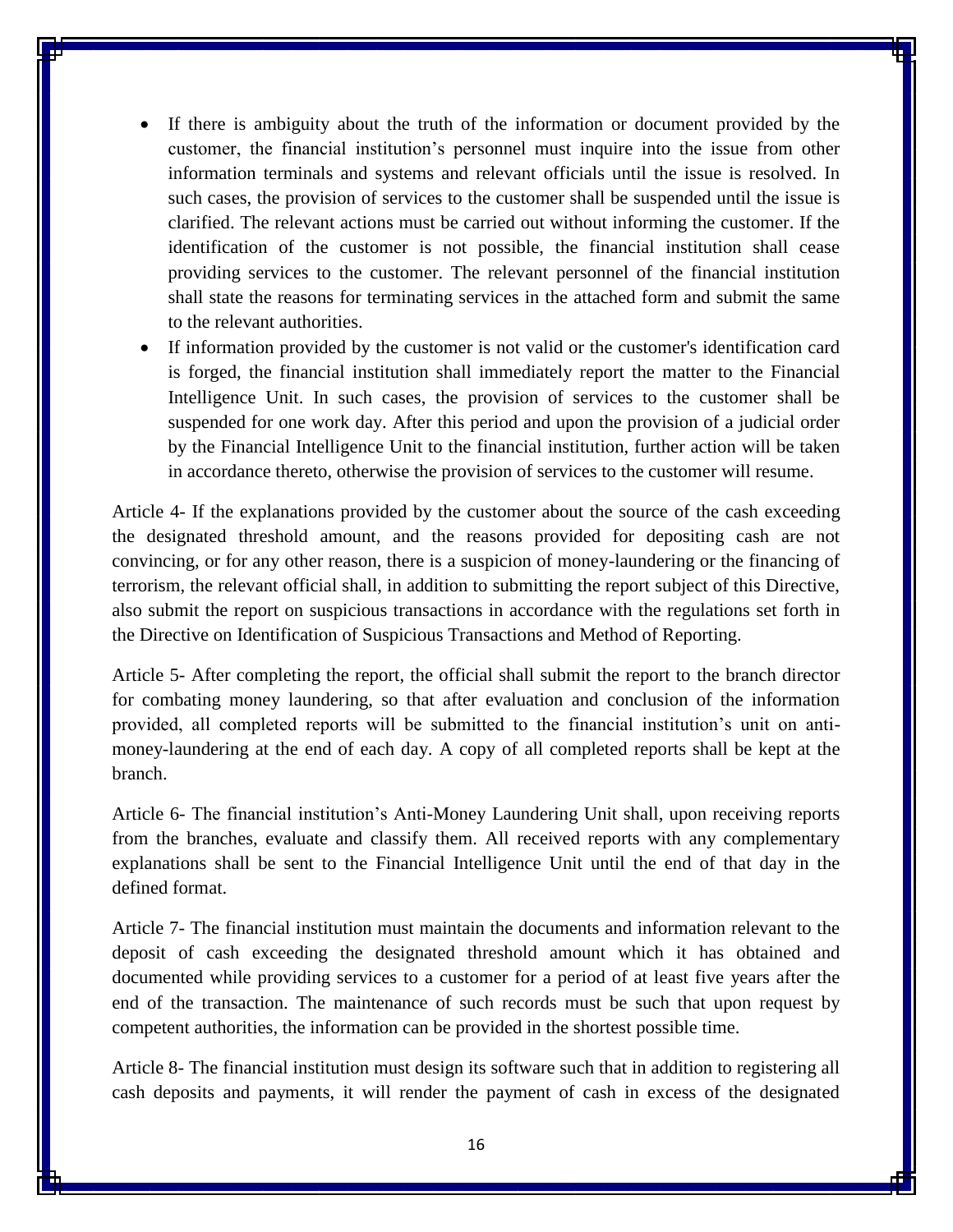- If there is ambiguity about the truth of the information or document provided by the customer, the financial institution's personnel must inquire into the issue from other information terminals and systems and relevant officials until the issue is resolved. In such cases, the provision of services to the customer shall be suspended until the issue is clarified. The relevant actions must be carried out without informing the customer. If the identification of the customer is not possible, the financial institution shall cease providing services to the customer. The relevant personnel of the financial institution shall state the reasons for terminating services in the attached form and submit the same to the relevant authorities.
- If information provided by the customer is not valid or the customer's identification card is forged, the financial institution shall immediately report the matter to the Financial Intelligence Unit. In such cases, the provision of services to the customer shall be suspended for one work day. After this period and upon the provision of a judicial order by the Financial Intelligence Unit to the financial institution, further action will be taken in accordance thereto, otherwise the provision of services to the customer will resume.

Article 4- If the explanations provided by the customer about the source of the cash exceeding the designated threshold amount, and the reasons provided for depositing cash are not convincing, or for any other reason, there is a suspicion of money-laundering or the financing of terrorism, the relevant official shall, in addition to submitting the report subject of this Directive, also submit the report on suspicious transactions in accordance with the regulations set forth in the Directive on Identification of Suspicious Transactions and Method of Reporting.

Article 5- After completing the report, the official shall submit the report to the branch director for combating money laundering, so that after evaluation and conclusion of the information provided, all completed reports will be submitted to the financial institution's unit on anti-money-laundering at the end of each day. A copy of all completed reports shall be kept at the branch.

Article 6- The financial institution's Anti-Money Laundering Unit shall, upon receiving reports from the branches, evaluate and classify them. All received reports with any complementary explanations shall be sent to the Financial Intelligence Unit until the end of that day in the defined format.

Article 7- The financial institution must maintain the documents and information relevant to the deposit of cash exceeding the designated threshold amount which it has obtained and documented while providing services to a customer for a period of at least five years after the end of the transaction. The maintenance of such records must be such that upon request by competent authorities, the information can be provided in the shortest possible time.

Article 8- The financial institution must design its software such that in addition to registering all cash deposits and payments, it will render the payment of cash in excess of the designated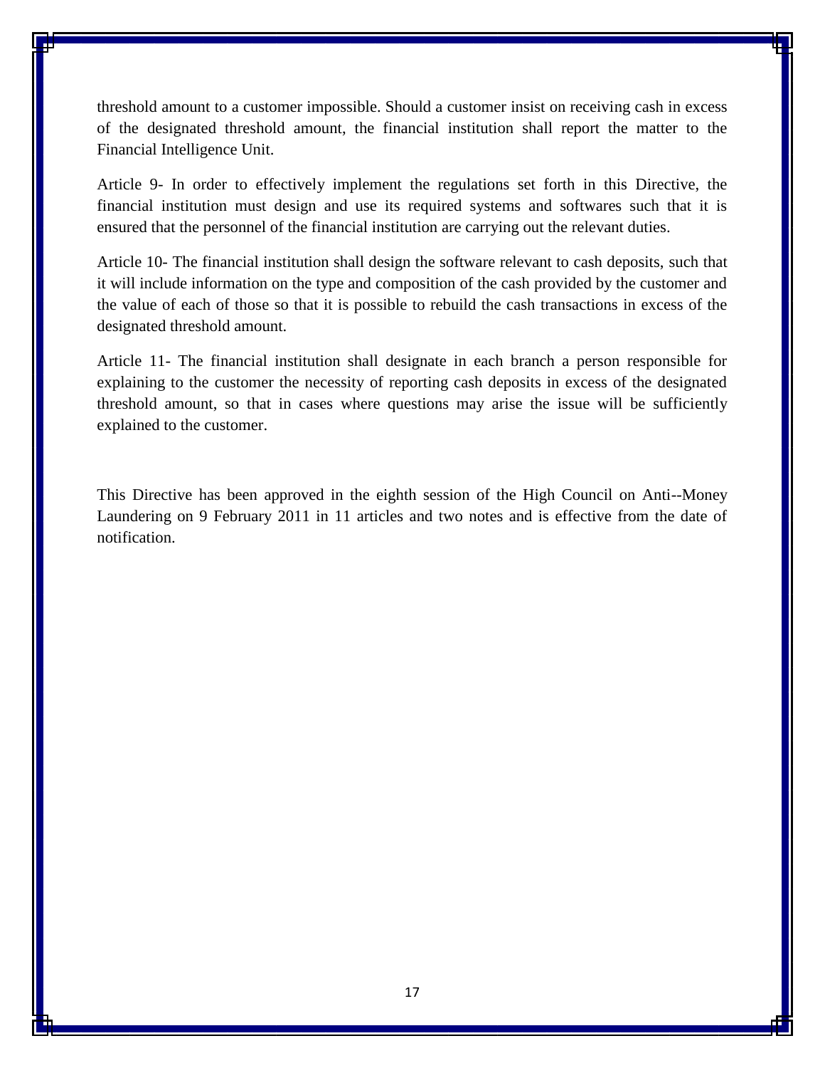threshold amount to a customer impossible. Should a customer insist on receiving cash in excess of the designated threshold amount, the financial institution shall report the matter to the Financial Intelligence Unit.

Article 9- In order to effectively implement the regulations set forth in this Directive, the financial institution must design and use its required systems and softwares such that it is ensured that the personnel of the financial institution are carrying out the relevant duties.

Article 10- The financial institution shall design the software relevant to cash deposits, such that it will include information on the type and composition of the cash provided by the customer and the value of each of those so that it is possible to rebuild the cash transactions in excess of the designated threshold amount.

Article 11- The financial institution shall designate in each branch a person responsible for explaining to the customer the necessity of reporting cash deposits in excess of the designated threshold amount, so that in cases where questions may arise the issue will be sufficiently explained to the customer.

This Directive has been approved in the eighth session of the High Council on Anti--Money Laundering on 9 February 2011 in 11 articles and two notes and is effective from the date of notification.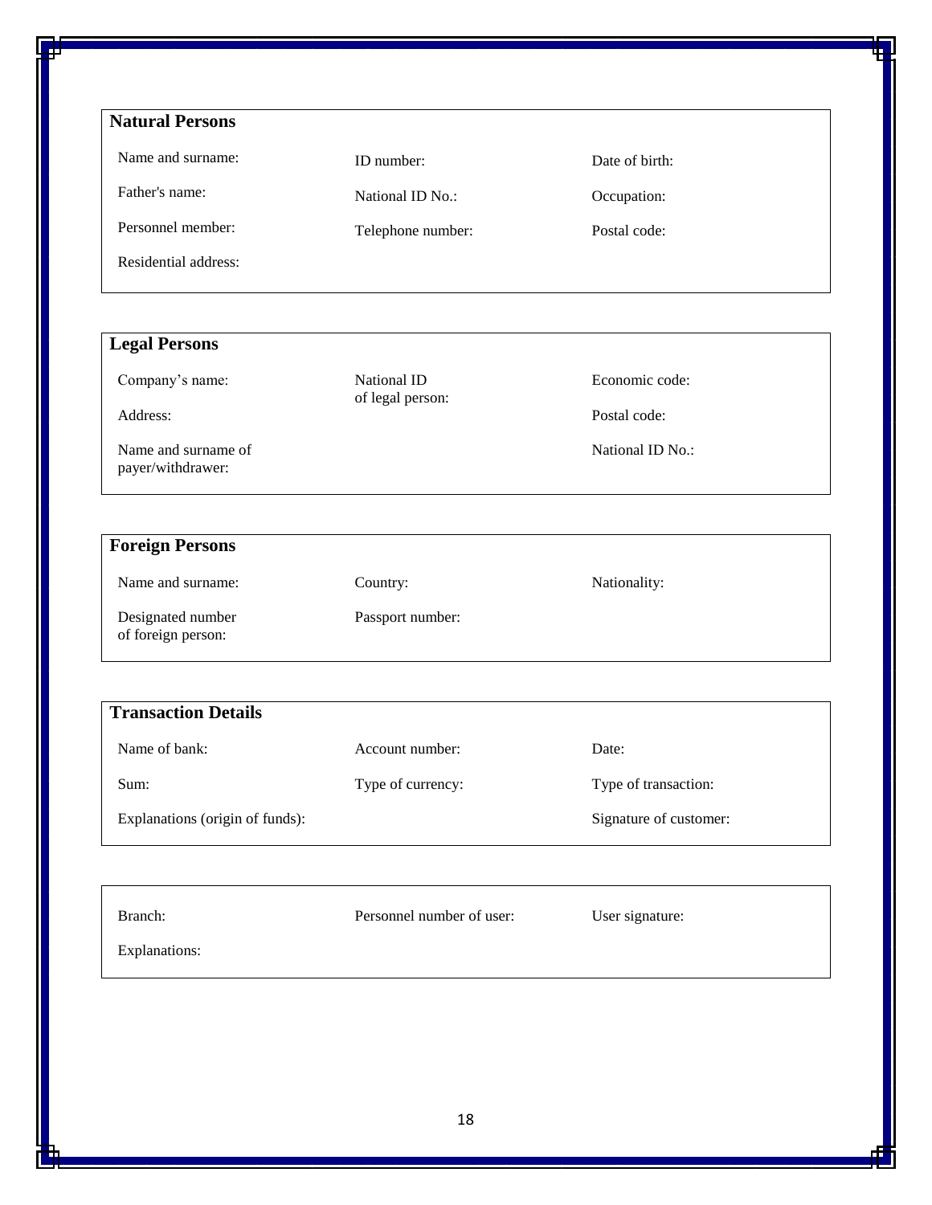**Natural Persons**

| | | |
|---|---|---|
| Name and surname: | ID number: | Date of birth: |
| Father's name: | National ID No.: | Occupation: |
| Personnel member: | Telephone number: | Postal code: |
| Residential address: | | |

**Legal Persons**

| | | |
|---|---|---|
| Company's name: | National ID of legal person: | Economic code: |
| Address: | | Postal code: |
| Name and surname of payer/withdrawer: | | National ID No.: |

**Foreign Persons**

| | | |
|---|---|---|
| Name and surname: | Country: | Nationality: |
| Designated number of foreign person: | Passport number: | |

**Transaction Details**

| | | |
|---|---|---|
| Name of bank: | Account number: | Date: |
| Sum: | Type of currency: | Type of transaction: |
| Explanations (origin of funds): | | Signature of customer: |

| | | |
|---|---|---|
| Branch: | Personnel number of user: | User signature: |
| Explanations: | | |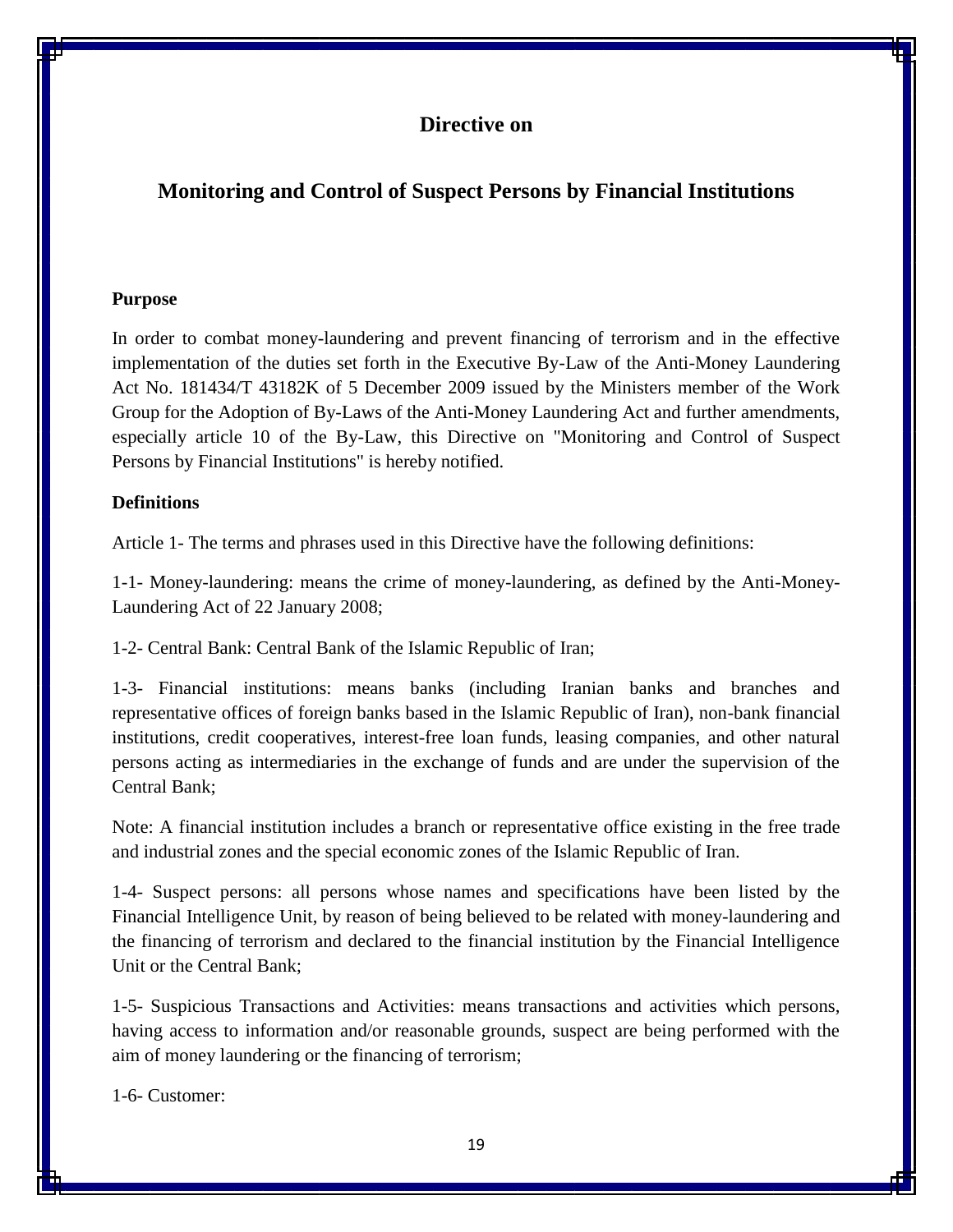# Directive on

# Monitoring and Control of Suspect Persons by Financial Institutions

**Purpose**

In order to combat money-laundering and prevent financing of terrorism and in the effective implementation of the duties set forth in the Executive By-Law of the Anti-Money Laundering Act No. 181434/T 43182K of 5 December 2009 issued by the Ministers member of the Work Group for the Adoption of By-Laws of the Anti-Money Laundering Act and further amendments, especially article 10 of the By-Law, this Directive on "Monitoring and Control of Suspect Persons by Financial Institutions" is hereby notified.

**Definitions**

Article 1- The terms and phrases used in this Directive have the following definitions:

1-1- Money-laundering: means the crime of money-laundering, as defined by the Anti-Money-Laundering Act of 22 January 2008;

1-2- Central Bank: Central Bank of the Islamic Republic of Iran;

1-3- Financial institutions: means banks (including Iranian banks and branches and representative offices of foreign banks based in the Islamic Republic of Iran), non-bank financial institutions, credit cooperatives, interest-free loan funds, leasing companies, and other natural persons acting as intermediaries in the exchange of funds and are under the supervision of the Central Bank;

Note: A financial institution includes a branch or representative office existing in the free trade and industrial zones and the special economic zones of the Islamic Republic of Iran.

1-4- Suspect persons: all persons whose names and specifications have been listed by the Financial Intelligence Unit, by reason of being believed to be related with money-laundering and the financing of terrorism and declared to the financial institution by the Financial Intelligence Unit or the Central Bank;

1-5- Suspicious Transactions and Activities: means transactions and activities which persons, having access to information and/or reasonable grounds, suspect are being performed with the aim of money laundering or the financing of terrorism;

1-6- Customer: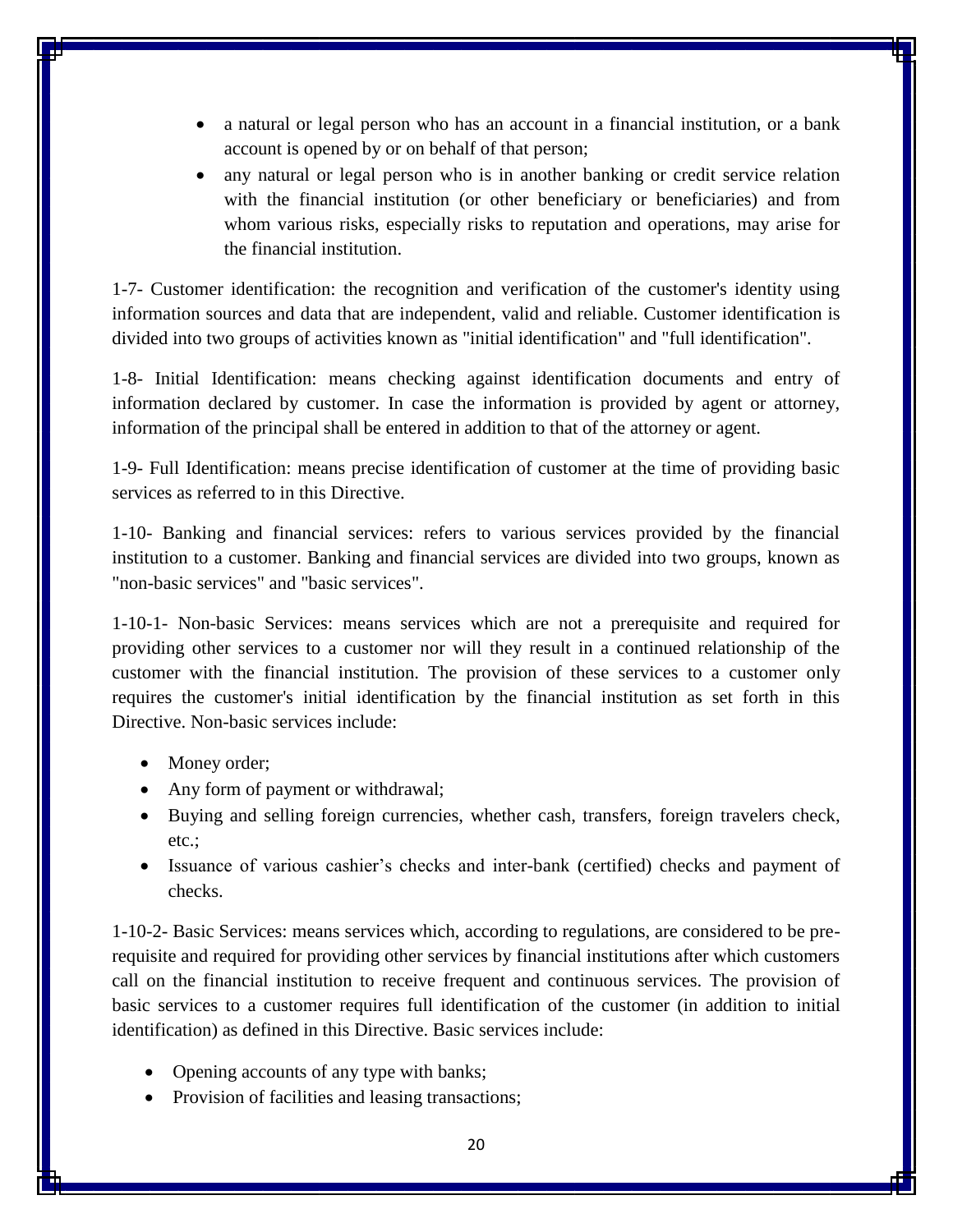- a natural or legal person who has an account in a financial institution, or a bank account is opened by or on behalf of that person;
- any natural or legal person who is in another banking or credit service relation with the financial institution (or other beneficiary or beneficiaries) and from whom various risks, especially risks to reputation and operations, may arise for the financial institution.

1-7- Customer identification: the recognition and verification of the customer's identity using information sources and data that are independent, valid and reliable. Customer identification is divided into two groups of activities known as "initial identification" and "full identification".

1-8- Initial Identification: means checking against identification documents and entry of information declared by customer. In case the information is provided by agent or attorney, information of the principal shall be entered in addition to that of the attorney or agent.

1-9- Full Identification: means precise identification of customer at the time of providing basic services as referred to in this Directive.

1-10- Banking and financial services: refers to various services provided by the financial institution to a customer. Banking and financial services are divided into two groups, known as "non-basic services" and "basic services".

1-10-1- Non-basic Services: means services which are not a prerequisite and required for providing other services to a customer nor will they result in a continued relationship of the customer with the financial institution. The provision of these services to a customer only requires the customer's initial identification by the financial institution as set forth in this Directive. Non-basic services include:

- Money order;
- Any form of payment or withdrawal;
- Buying and selling foreign currencies, whether cash, transfers, foreign travelers check, etc.;
- Issuance of various cashier's checks and inter-bank (certified) checks and payment of checks.

1-10-2- Basic Services: means services which, according to regulations, are considered to be pre-requisite and required for providing other services by financial institutions after which customers call on the financial institution to receive frequent and continuous services. The provision of basic services to a customer requires full identification of the customer (in addition to initial identification) as defined in this Directive. Basic services include:

- Opening accounts of any type with banks;
- Provision of facilities and leasing transactions;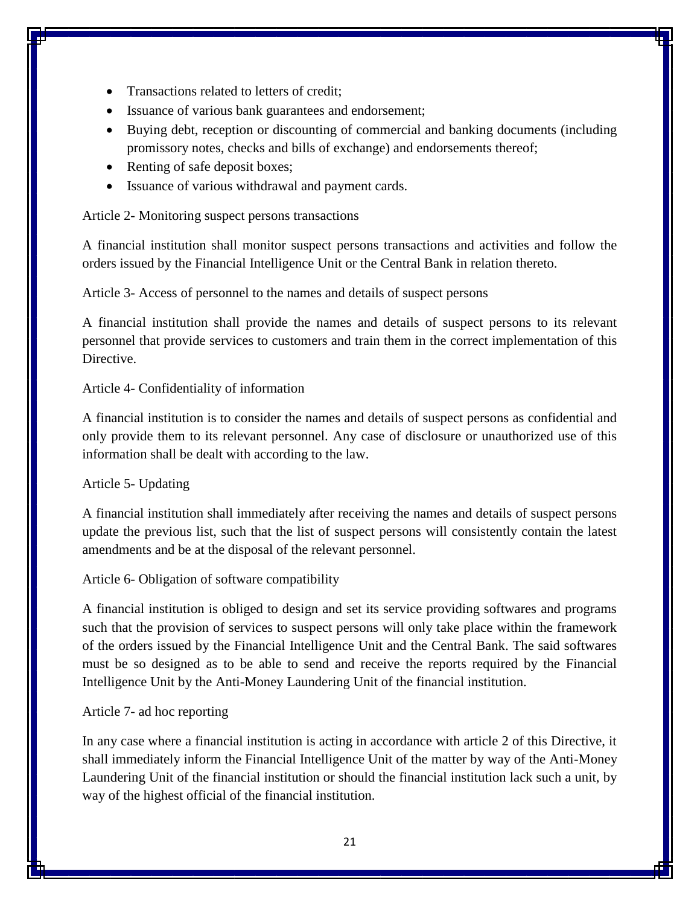- Transactions related to letters of credit;
- Issuance of various bank guarantees and endorsement;
- Buying debt, reception or discounting of commercial and banking documents (including promissory notes, checks and bills of exchange) and endorsements thereof;
- Renting of safe deposit boxes;
- Issuance of various withdrawal and payment cards.

Article 2- Monitoring suspect persons transactions

A financial institution shall monitor suspect persons transactions and activities and follow the orders issued by the Financial Intelligence Unit or the Central Bank in relation thereto.

Article 3- Access of personnel to the names and details of suspect persons

A financial institution shall provide the names and details of suspect persons to its relevant personnel that provide services to customers and train them in the correct implementation of this Directive.

Article 4- Confidentiality of information

A financial institution is to consider the names and details of suspect persons as confidential and only provide them to its relevant personnel. Any case of disclosure or unauthorized use of this information shall be dealt with according to the law.

Article 5- Updating

A financial institution shall immediately after receiving the names and details of suspect persons update the previous list, such that the list of suspect persons will consistently contain the latest amendments and be at the disposal of the relevant personnel.

Article 6- Obligation of software compatibility

A financial institution is obliged to design and set its service providing softwares and programs such that the provision of services to suspect persons will only take place within the framework of the orders issued by the Financial Intelligence Unit and the Central Bank. The said softwares must be so designed as to be able to send and receive the reports required by the Financial Intelligence Unit by the Anti-Money Laundering Unit of the financial institution.

Article 7- ad hoc reporting

In any case where a financial institution is acting in accordance with article 2 of this Directive, it shall immediately inform the Financial Intelligence Unit of the matter by way of the Anti-Money Laundering Unit of the financial institution or should the financial institution lack such a unit, by way of the highest official of the financial institution.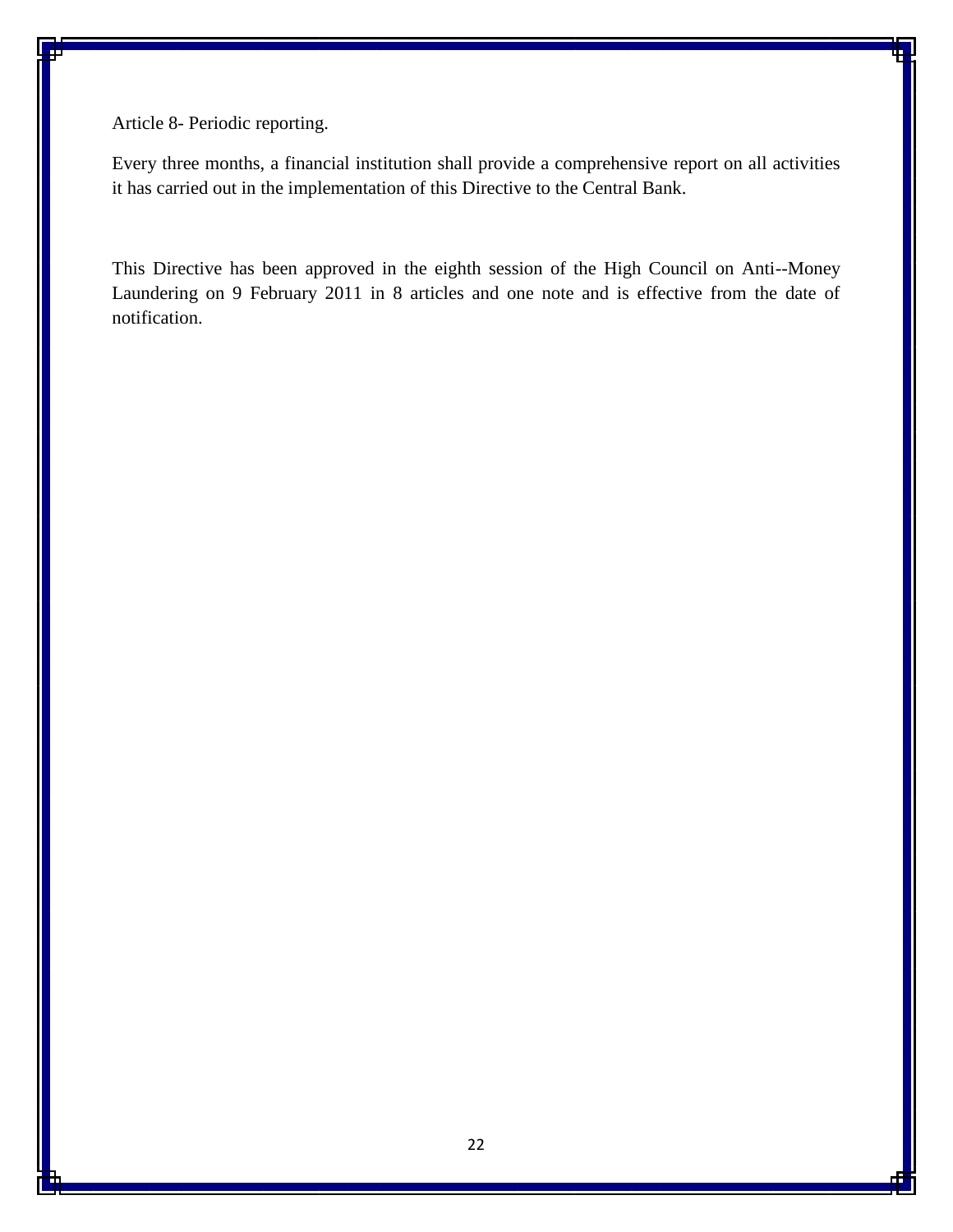Article 8- Periodic reporting.

Every three months, a financial institution shall provide a comprehensive report on all activities it has carried out in the implementation of this Directive to the Central Bank.

This Directive has been approved in the eighth session of the High Council on Anti--Money Laundering on 9 February 2011 in 8 articles and one note and is effective from the date of notification.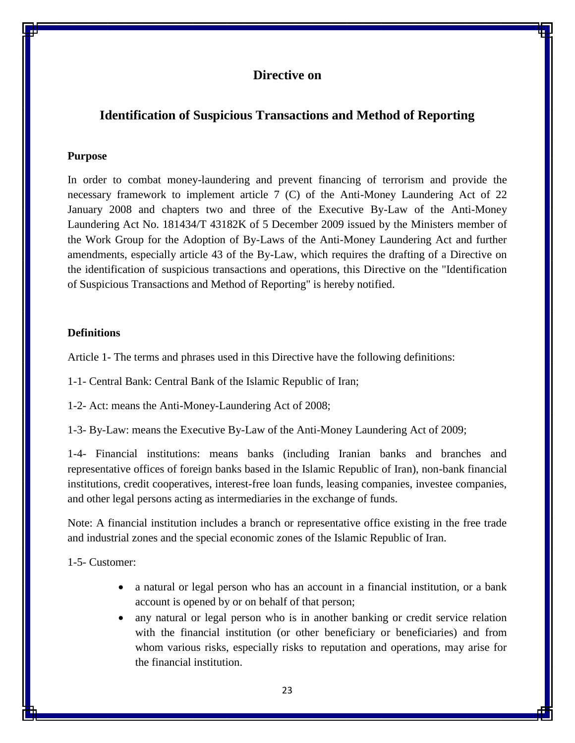# Directive on

# Identification of Suspicious Transactions and Method of Reporting

**Purpose**

In order to combat money-laundering and prevent financing of terrorism and provide the necessary framework to implement article 7 (C) of the Anti-Money Laundering Act of 22 January 2008 and chapters two and three of the Executive By-Law of the Anti-Money Laundering Act No. 181434/T 43182K of 5 December 2009 issued by the Ministers member of the Work Group for the Adoption of By-Laws of the Anti-Money Laundering Act and further amendments, especially article 43 of the By-Law, which requires the drafting of a Directive on the identification of suspicious transactions and operations, this Directive on the "Identification of Suspicious Transactions and Method of Reporting" is hereby notified.

**Definitions**

Article 1- The terms and phrases used in this Directive have the following definitions:

1-1- Central Bank: Central Bank of the Islamic Republic of Iran;

1-2- Act: means the Anti-Money-Laundering Act of 2008;

1-3- By-Law: means the Executive By-Law of the Anti-Money Laundering Act of 2009;

1-4- Financial institutions: means banks (including Iranian banks and branches and representative offices of foreign banks based in the Islamic Republic of Iran), non-bank financial institutions, credit cooperatives, interest-free loan funds, leasing companies, investee companies, and other legal persons acting as intermediaries in the exchange of funds.

Note: A financial institution includes a branch or representative office existing in the free trade and industrial zones and the special economic zones of the Islamic Republic of Iran.

1-5- Customer:

- a natural or legal person who has an account in a financial institution, or a bank account is opened by or on behalf of that person;
- any natural or legal person who is in another banking or credit service relation with the financial institution (or other beneficiary or beneficiaries) and from whom various risks, especially risks to reputation and operations, may arise for the financial institution.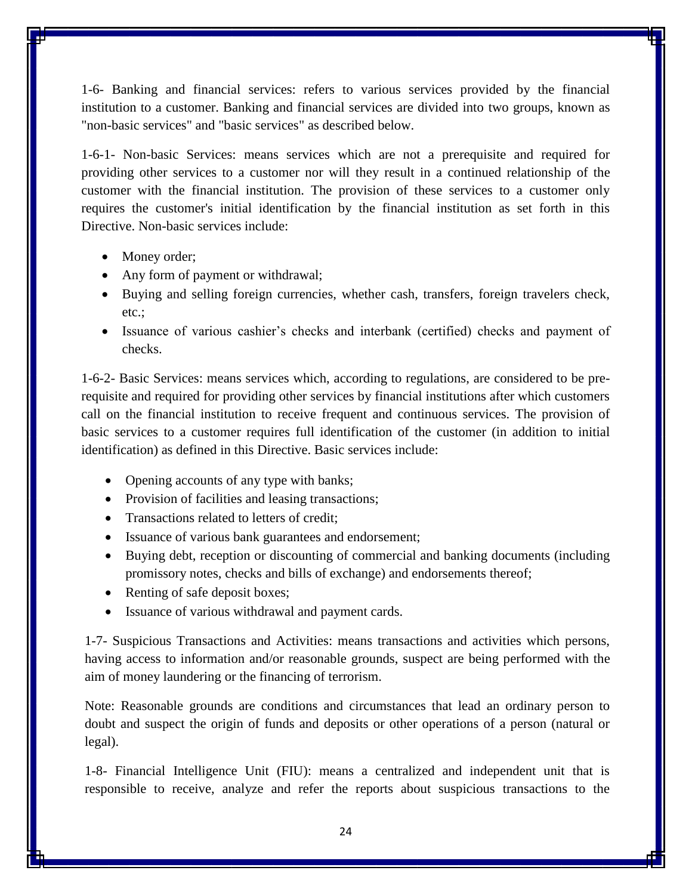1-6- Banking and financial services: refers to various services provided by the financial institution to a customer. Banking and financial services are divided into two groups, known as "non-basic services" and "basic services" as described below.

1-6-1- Non-basic Services: means services which are not a prerequisite and required for providing other services to a customer nor will they result in a continued relationship of the customer with the financial institution. The provision of these services to a customer only requires the customer's initial identification by the financial institution as set forth in this Directive. Non-basic services include:

- Money order;
- Any form of payment or withdrawal;
- Buying and selling foreign currencies, whether cash, transfers, foreign travelers check, etc.;
- Issuance of various cashier's checks and interbank (certified) checks and payment of checks.

1-6-2- Basic Services: means services which, according to regulations, are considered to be pre-requisite and required for providing other services by financial institutions after which customers call on the financial institution to receive frequent and continuous services. The provision of basic services to a customer requires full identification of the customer (in addition to initial identification) as defined in this Directive. Basic services include:

- Opening accounts of any type with banks;
- Provision of facilities and leasing transactions;
- Transactions related to letters of credit;
- Issuance of various bank guarantees and endorsement;
- Buying debt, reception or discounting of commercial and banking documents (including promissory notes, checks and bills of exchange) and endorsements thereof;
- Renting of safe deposit boxes;
- Issuance of various withdrawal and payment cards.

1-7- Suspicious Transactions and Activities: means transactions and activities which persons, having access to information and/or reasonable grounds, suspect are being performed with the aim of money laundering or the financing of terrorism.

Note: Reasonable grounds are conditions and circumstances that lead an ordinary person to doubt and suspect the origin of funds and deposits or other operations of a person (natural or legal).

1-8- Financial Intelligence Unit (FIU): means a centralized and independent unit that is responsible to receive, analyze and refer the reports about suspicious transactions to the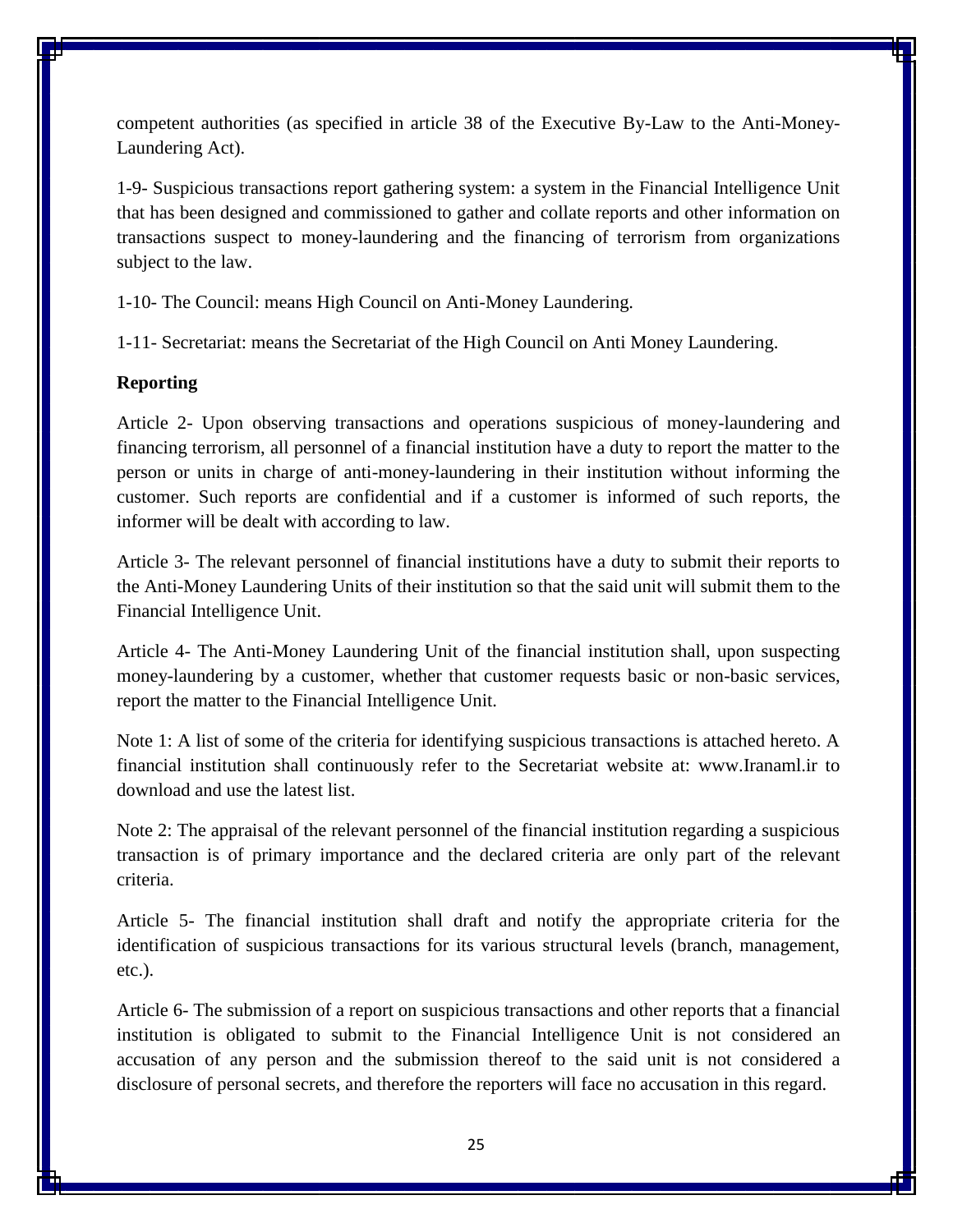competent authorities (as specified in article 38 of the Executive By-Law to the Anti-Money-Laundering Act).

1-9- Suspicious transactions report gathering system: a system in the Financial Intelligence Unit that has been designed and commissioned to gather and collate reports and other information on transactions suspect to money-laundering and the financing of terrorism from organizations subject to the law.

1-10- The Council: means High Council on Anti-Money Laundering.

1-11- Secretariat: means the Secretariat of the High Council on Anti Money Laundering.

**Reporting**

Article 2- Upon observing transactions and operations suspicious of money-laundering and financing terrorism, all personnel of a financial institution have a duty to report the matter to the person or units in charge of anti-money-laundering in their institution without informing the customer. Such reports are confidential and if a customer is informed of such reports, the informer will be dealt with according to law.

Article 3- The relevant personnel of financial institutions have a duty to submit their reports to the Anti-Money Laundering Units of their institution so that the said unit will submit them to the Financial Intelligence Unit.

Article 4- The Anti-Money Laundering Unit of the financial institution shall, upon suspecting money-laundering by a customer, whether that customer requests basic or non-basic services, report the matter to the Financial Intelligence Unit.

Note 1: A list of some of the criteria for identifying suspicious transactions is attached hereto. A financial institution shall continuously refer to the Secretariat website at: www.Iranaml.ir to download and use the latest list.

Note 2: The appraisal of the relevant personnel of the financial institution regarding a suspicious transaction is of primary importance and the declared criteria are only part of the relevant criteria.

Article 5- The financial institution shall draft and notify the appropriate criteria for the identification of suspicious transactions for its various structural levels (branch, management, etc.).

Article 6- The submission of a report on suspicious transactions and other reports that a financial institution is obligated to submit to the Financial Intelligence Unit is not considered an accusation of any person and the submission thereof to the said unit is not considered a disclosure of personal secrets, and therefore the reporters will face no accusation in this regard.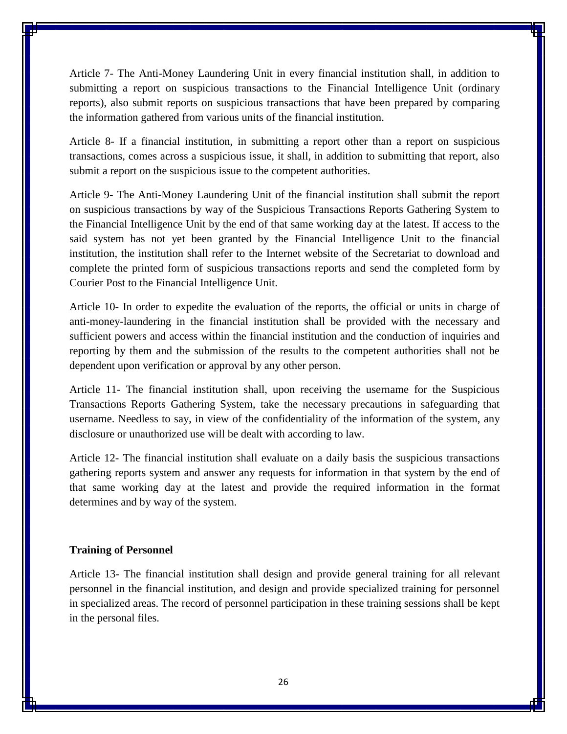Article 7- The Anti-Money Laundering Unit in every financial institution shall, in addition to submitting a report on suspicious transactions to the Financial Intelligence Unit (ordinary reports), also submit reports on suspicious transactions that have been prepared by comparing the information gathered from various units of the financial institution.

Article 8- If a financial institution, in submitting a report other than a report on suspicious transactions, comes across a suspicious issue, it shall, in addition to submitting that report, also submit a report on the suspicious issue to the competent authorities.

Article 9- The Anti-Money Laundering Unit of the financial institution shall submit the report on suspicious transactions by way of the Suspicious Transactions Reports Gathering System to the Financial Intelligence Unit by the end of that same working day at the latest. If access to the said system has not yet been granted by the Financial Intelligence Unit to the financial institution, the institution shall refer to the Internet website of the Secretariat to download and complete the printed form of suspicious transactions reports and send the completed form by Courier Post to the Financial Intelligence Unit.

Article 10- In order to expedite the evaluation of the reports, the official or units in charge of anti-money-laundering in the financial institution shall be provided with the necessary and sufficient powers and access within the financial institution and the conduction of inquiries and reporting by them and the submission of the results to the competent authorities shall not be dependent upon verification or approval by any other person.

Article 11- The financial institution shall, upon receiving the username for the Suspicious Transactions Reports Gathering System, take the necessary precautions in safeguarding that username. Needless to say, in view of the confidentiality of the information of the system, any disclosure or unauthorized use will be dealt with according to law.

Article 12- The financial institution shall evaluate on a daily basis the suspicious transactions gathering reports system and answer any requests for information in that system by the end of that same working day at the latest and provide the required information in the format determines and by way of the system.

**Training of Personnel**

Article 13- The financial institution shall design and provide general training for all relevant personnel in the financial institution, and design and provide specialized training for personnel in specialized areas. The record of personnel participation in these training sessions shall be kept in the personal files.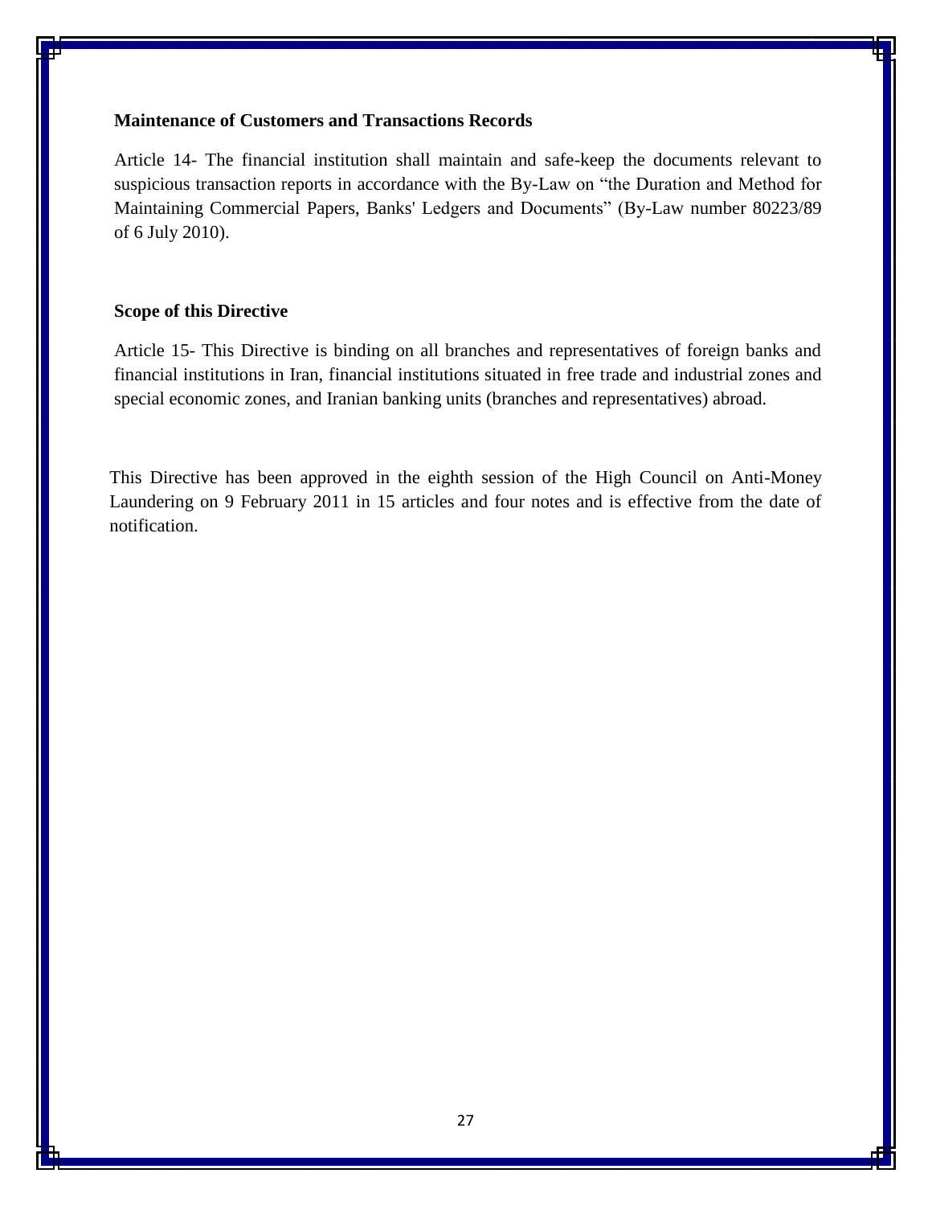### Maintenance of Customers and Transactions Records

Article 14- The financial institution shall maintain and safe-keep the documents relevant to suspicious transaction reports in accordance with the By-Law on "the Duration and Method for Maintaining Commercial Papers, Banks' Ledgers and Documents" (By-Law number 80223/89 of 6 July 2010).

### Scope of this Directive

Article 15- This Directive is binding on all branches and representatives of foreign banks and financial institutions in Iran, financial institutions situated in free trade and industrial zones and special economic zones, and Iranian banking units (branches and representatives) abroad.

This Directive has been approved in the eighth session of the High Council on Anti-Money Laundering on 9 February 2011 in 15 articles and four notes and is effective from the date of notification.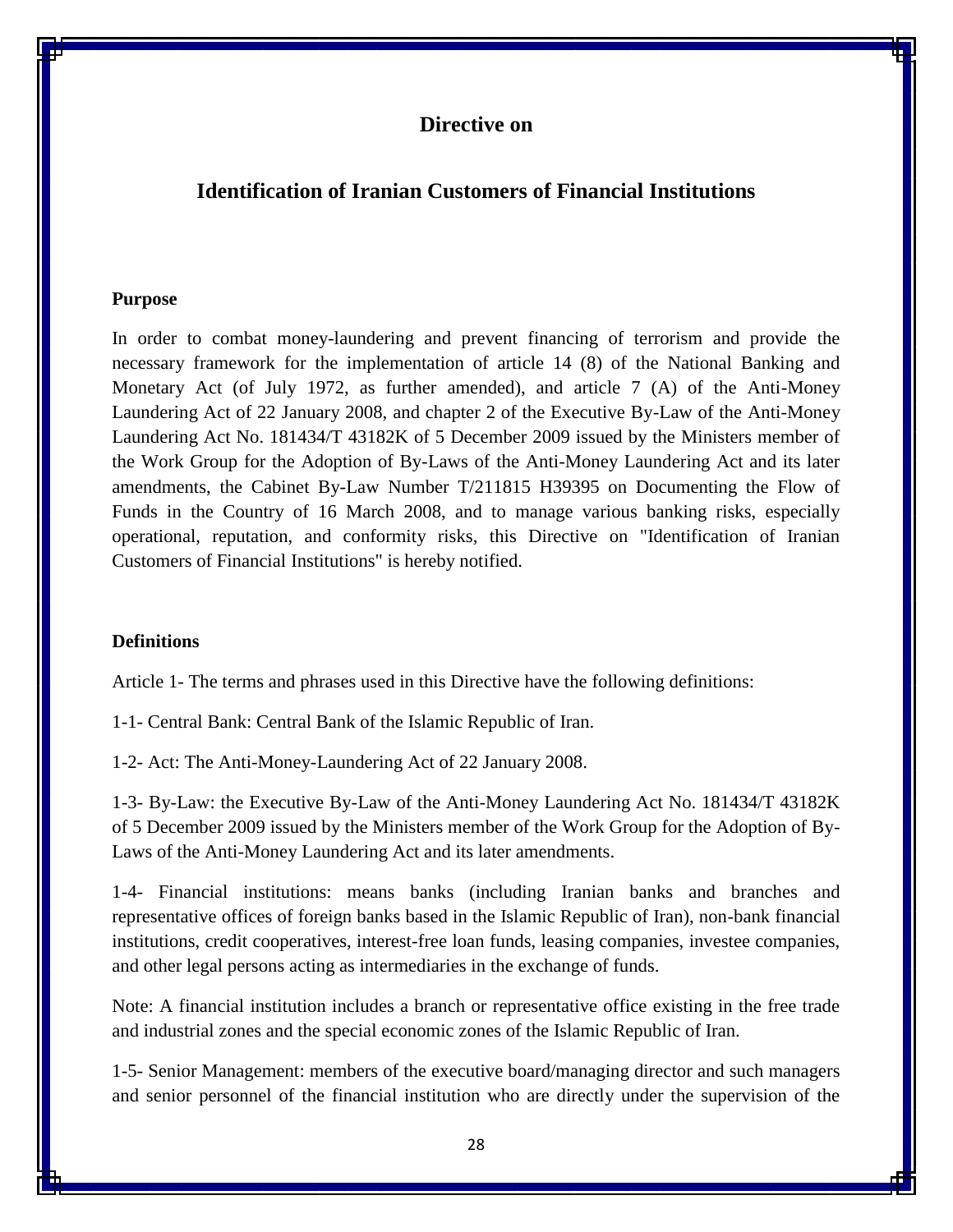# Directive on

# Identification of Iranian Customers of Financial Institutions

**Purpose**

In order to combat money-laundering and prevent financing of terrorism and provide the necessary framework for the implementation of article 14 (8) of the National Banking and Monetary Act (of July 1972, as further amended), and article 7 (A) of the Anti-Money Laundering Act of 22 January 2008, and chapter 2 of the Executive By-Law of the Anti-Money Laundering Act No. 181434/T 43182K of 5 December 2009 issued by the Ministers member of the Work Group for the Adoption of By-Laws of the Anti-Money Laundering Act and its later amendments, the Cabinet By-Law Number T/211815 H39395 on Documenting the Flow of Funds in the Country of 16 March 2008, and to manage various banking risks, especially operational, reputation, and conformity risks, this Directive on "Identification of Iranian Customers of Financial Institutions" is hereby notified.

**Definitions**

Article 1- The terms and phrases used in this Directive have the following definitions:

1-1- Central Bank: Central Bank of the Islamic Republic of Iran.

1-2- Act: The Anti-Money-Laundering Act of 22 January 2008.

1-3- By-Law: the Executive By-Law of the Anti-Money Laundering Act No. 181434/T 43182K of 5 December 2009 issued by the Ministers member of the Work Group for the Adoption of By-Laws of the Anti-Money Laundering Act and its later amendments.

1-4- Financial institutions: means banks (including Iranian banks and branches and representative offices of foreign banks based in the Islamic Republic of Iran), non-bank financial institutions, credit cooperatives, interest-free loan funds, leasing companies, investee companies, and other legal persons acting as intermediaries in the exchange of funds.

Note: A financial institution includes a branch or representative office existing in the free trade and industrial zones and the special economic zones of the Islamic Republic of Iran.

1-5- Senior Management: members of the executive board/managing director and such managers and senior personnel of the financial institution who are directly under the supervision of the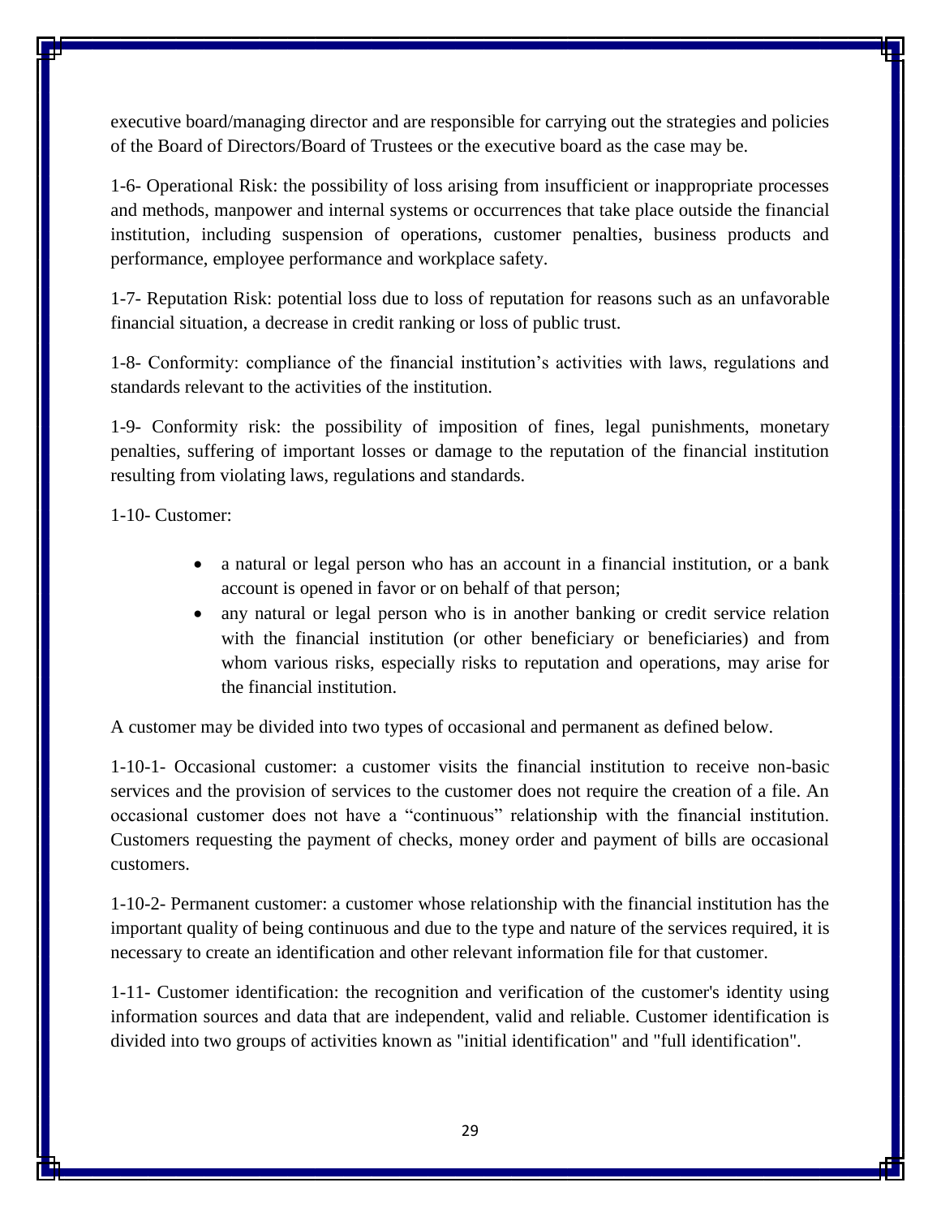executive board/managing director and are responsible for carrying out the strategies and policies of the Board of Directors/Board of Trustees or the executive board as the case may be.

1-6- Operational Risk: the possibility of loss arising from insufficient or inappropriate processes and methods, manpower and internal systems or occurrences that take place outside the financial institution, including suspension of operations, customer penalties, business products and performance, employee performance and workplace safety.

1-7- Reputation Risk: potential loss due to loss of reputation for reasons such as an unfavorable financial situation, a decrease in credit ranking or loss of public trust.

1-8- Conformity: compliance of the financial institution's activities with laws, regulations and standards relevant to the activities of the institution.

1-9- Conformity risk: the possibility of imposition of fines, legal punishments, monetary penalties, suffering of important losses or damage to the reputation of the financial institution resulting from violating laws, regulations and standards.

1-10- Customer:

- a natural or legal person who has an account in a financial institution, or a bank account is opened in favor or on behalf of that person;
- any natural or legal person who is in another banking or credit service relation with the financial institution (or other beneficiary or beneficiaries) and from whom various risks, especially risks to reputation and operations, may arise for the financial institution.

A customer may be divided into two types of occasional and permanent as defined below.

1-10-1- Occasional customer: a customer visits the financial institution to receive non-basic services and the provision of services to the customer does not require the creation of a file. An occasional customer does not have a "continuous" relationship with the financial institution. Customers requesting the payment of checks, money order and payment of bills are occasional customers.

1-10-2- Permanent customer: a customer whose relationship with the financial institution has the important quality of being continuous and due to the type and nature of the services required, it is necessary to create an identification and other relevant information file for that customer.

1-11- Customer identification: the recognition and verification of the customer's identity using information sources and data that are independent, valid and reliable. Customer identification is divided into two groups of activities known as "initial identification" and "full identification".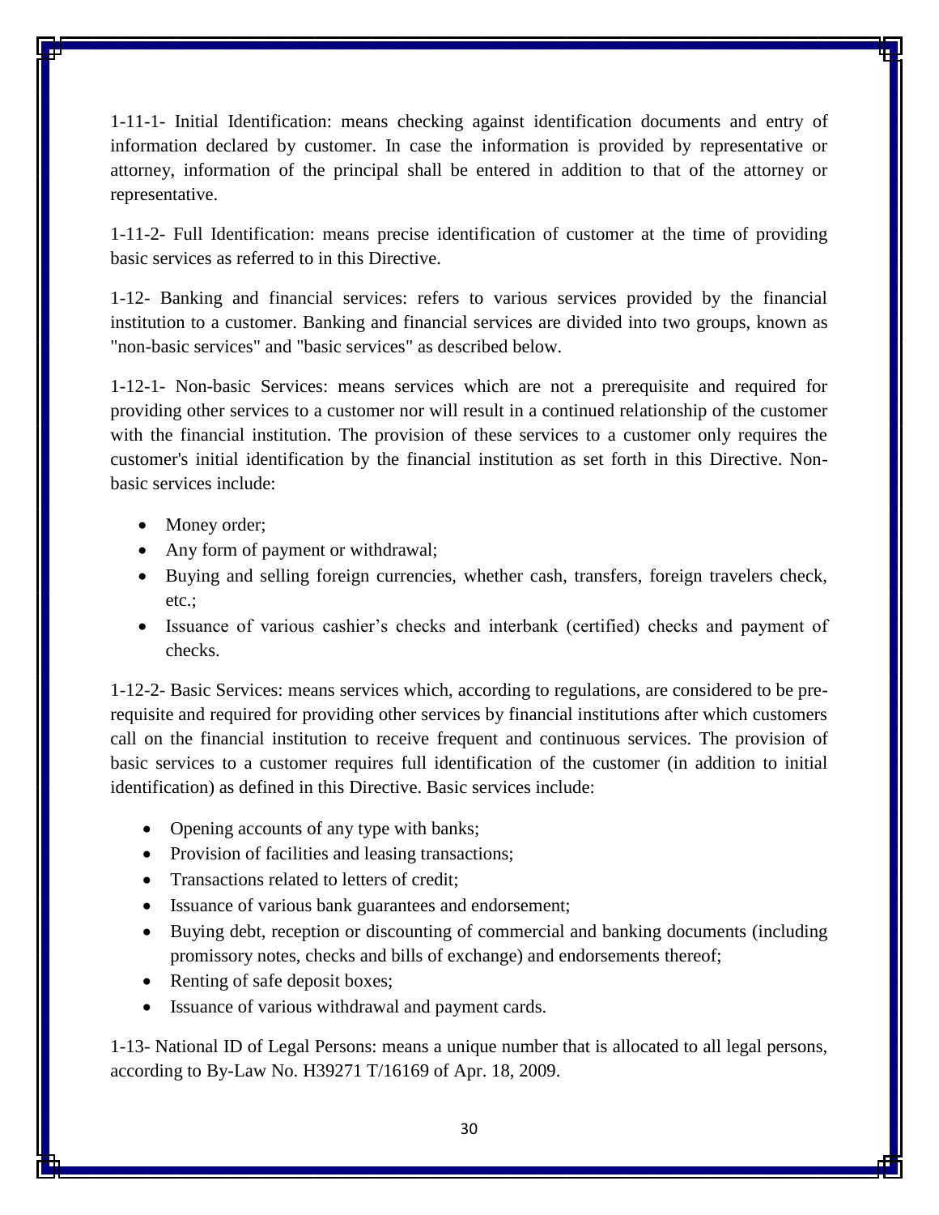1-11-1- Initial Identification: means checking against identification documents and entry of information declared by customer. In case the information is provided by representative or attorney, information of the principal shall be entered in addition to that of the attorney or representative.

1-11-2- Full Identification: means precise identification of customer at the time of providing basic services as referred to in this Directive.

1-12- Banking and financial services: refers to various services provided by the financial institution to a customer. Banking and financial services are divided into two groups, known as "non-basic services" and "basic services" as described below.

1-12-1- Non-basic Services: means services which are not a prerequisite and required for providing other services to a customer nor will result in a continued relationship of the customer with the financial institution. The provision of these services to a customer only requires the customer's initial identification by the financial institution as set forth in this Directive. Non-basic services include:

- Money order;
- Any form of payment or withdrawal;
- Buying and selling foreign currencies, whether cash, transfers, foreign travelers check, etc.;
- Issuance of various cashier's checks and interbank (certified) checks and payment of checks.

1-12-2- Basic Services: means services which, according to regulations, are considered to be pre-requisite and required for providing other services by financial institutions after which customers call on the financial institution to receive frequent and continuous services. The provision of basic services to a customer requires full identification of the customer (in addition to initial identification) as defined in this Directive. Basic services include:

- Opening accounts of any type with banks;
- Provision of facilities and leasing transactions;
- Transactions related to letters of credit;
- Issuance of various bank guarantees and endorsement;
- Buying debt, reception or discounting of commercial and banking documents (including promissory notes, checks and bills of exchange) and endorsements thereof;
- Renting of safe deposit boxes;
- Issuance of various withdrawal and payment cards.

1-13- National ID of Legal Persons: means a unique number that is allocated to all legal persons, according to By-Law No. H39271 T/16169 of Apr. 18, 2009.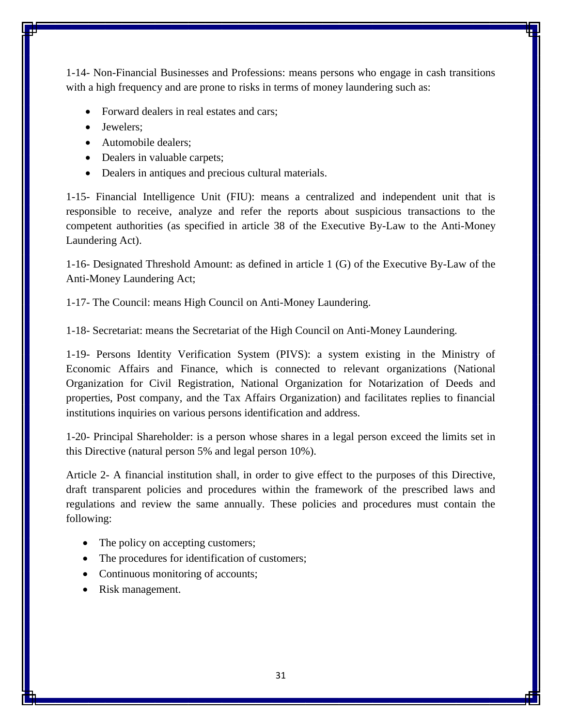1-14- Non-Financial Businesses and Professions: means persons who engage in cash transitions with a high frequency and are prone to risks in terms of money laundering such as:

- Forward dealers in real estates and cars;
- Jewelers;
- Automobile dealers;
- Dealers in valuable carpets;
- Dealers in antiques and precious cultural materials.

1-15- Financial Intelligence Unit (FIU): means a centralized and independent unit that is responsible to receive, analyze and refer the reports about suspicious transactions to the competent authorities (as specified in article 38 of the Executive By-Law to the Anti-Money Laundering Act).

1-16- Designated Threshold Amount: as defined in article 1 (G) of the Executive By-Law of the Anti-Money Laundering Act;

1-17- The Council: means High Council on Anti-Money Laundering.

1-18- Secretariat: means the Secretariat of the High Council on Anti-Money Laundering.

1-19- Persons Identity Verification System (PIVS): a system existing in the Ministry of Economic Affairs and Finance, which is connected to relevant organizations (National Organization for Civil Registration, National Organization for Notarization of Deeds and properties, Post company, and the Tax Affairs Organization) and facilitates replies to financial institutions inquiries on various persons identification and address.

1-20- Principal Shareholder: is a person whose shares in a legal person exceed the limits set in this Directive (natural person 5% and legal person 10%).

Article 2- A financial institution shall, in order to give effect to the purposes of this Directive, draft transparent policies and procedures within the framework of the prescribed laws and regulations and review the same annually. These policies and procedures must contain the following:

- The policy on accepting customers;
- The procedures for identification of customers;
- Continuous monitoring of accounts;
- Risk management.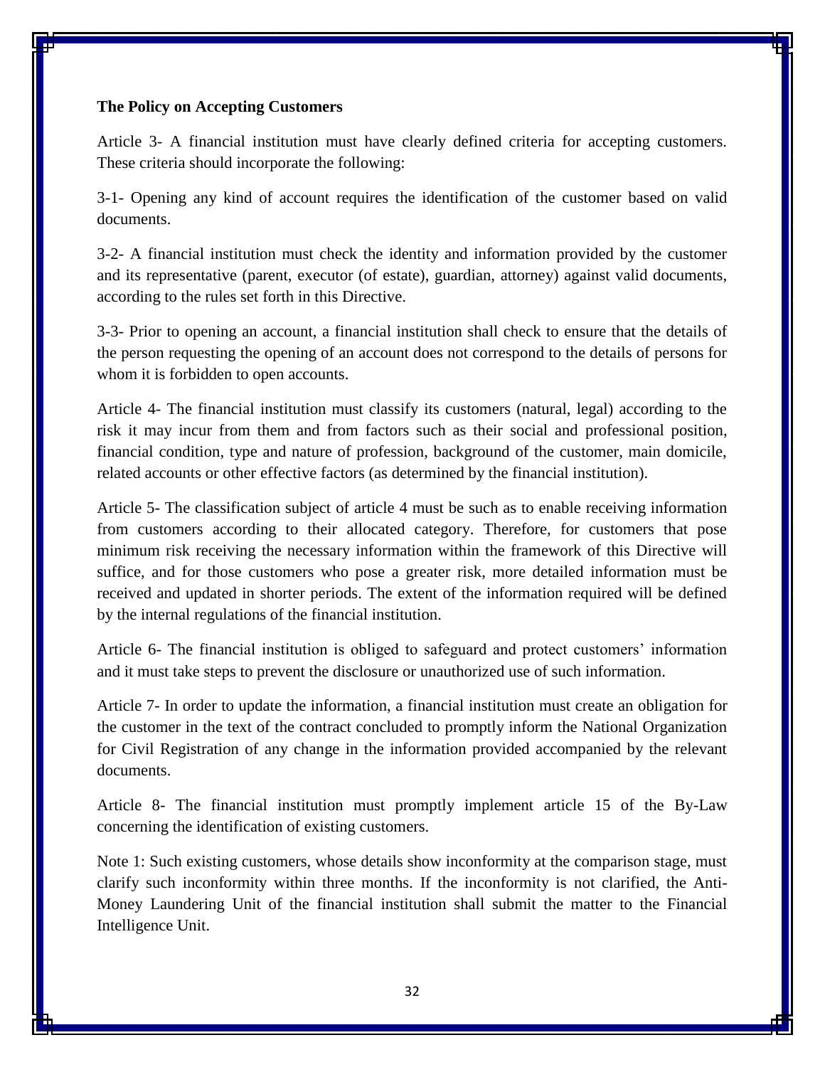**The Policy on Accepting Customers**

Article 3- A financial institution must have clearly defined criteria for accepting customers. These criteria should incorporate the following:

3-1- Opening any kind of account requires the identification of the customer based on valid documents.

3-2- A financial institution must check the identity and information provided by the customer and its representative (parent, executor (of estate), guardian, attorney) against valid documents, according to the rules set forth in this Directive.

3-3- Prior to opening an account, a financial institution shall check to ensure that the details of the person requesting the opening of an account does not correspond to the details of persons for whom it is forbidden to open accounts.

Article 4- The financial institution must classify its customers (natural, legal) according to the risk it may incur from them and from factors such as their social and professional position, financial condition, type and nature of profession, background of the customer, main domicile, related accounts or other effective factors (as determined by the financial institution).

Article 5- The classification subject of article 4 must be such as to enable receiving information from customers according to their allocated category. Therefore, for customers that pose minimum risk receiving the necessary information within the framework of this Directive will suffice, and for those customers who pose a greater risk, more detailed information must be received and updated in shorter periods. The extent of the information required will be defined by the internal regulations of the financial institution.

Article 6- The financial institution is obliged to safeguard and protect customers' information and it must take steps to prevent the disclosure or unauthorized use of such information.

Article 7- In order to update the information, a financial institution must create an obligation for the customer in the text of the contract concluded to promptly inform the National Organization for Civil Registration of any change in the information provided accompanied by the relevant documents.

Article 8- The financial institution must promptly implement article 15 of the By-Law concerning the identification of existing customers.

Note 1: Such existing customers, whose details show inconformity at the comparison stage, must clarify such inconformity within three months. If the inconformity is not clarified, the Anti-Money Laundering Unit of the financial institution shall submit the matter to the Financial Intelligence Unit.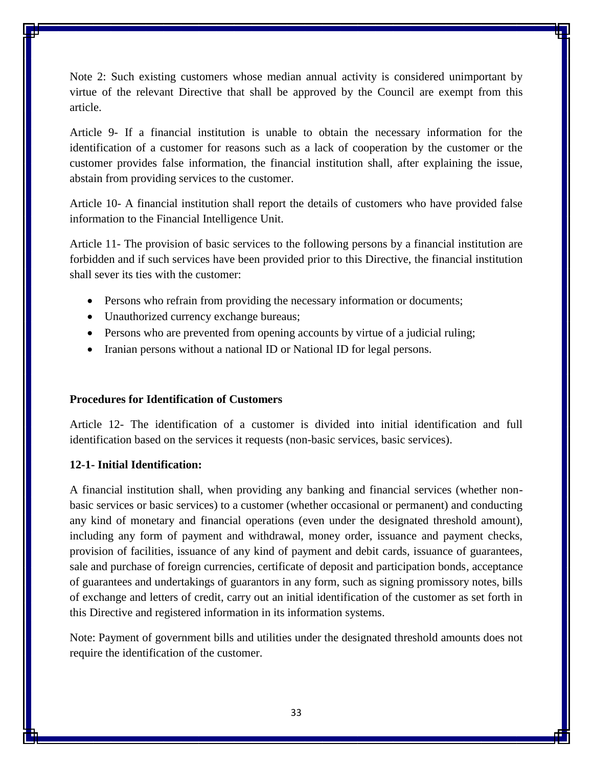Note 2: Such existing customers whose median annual activity is considered unimportant by virtue of the relevant Directive that shall be approved by the Council are exempt from this article.

Article 9- If a financial institution is unable to obtain the necessary information for the identification of a customer for reasons such as a lack of cooperation by the customer or the customer provides false information, the financial institution shall, after explaining the issue, abstain from providing services to the customer.

Article 10- A financial institution shall report the details of customers who have provided false information to the Financial Intelligence Unit.

Article 11- The provision of basic services to the following persons by a financial institution are forbidden and if such services have been provided prior to this Directive, the financial institution shall sever its ties with the customer:

- Persons who refrain from providing the necessary information or documents;
- Unauthorized currency exchange bureaus;
- Persons who are prevented from opening accounts by virtue of a judicial ruling;
- Iranian persons without a national ID or National ID for legal persons.

**Procedures for Identification of Customers**

Article 12- The identification of a customer is divided into initial identification and full identification based on the services it requests (non-basic services, basic services).

**12-1- Initial Identification:**

A financial institution shall, when providing any banking and financial services (whether non-basic services or basic services) to a customer (whether occasional or permanent) and conducting any kind of monetary and financial operations (even under the designated threshold amount), including any form of payment and withdrawal, money order, issuance and payment checks, provision of facilities, issuance of any kind of payment and debit cards, issuance of guarantees, sale and purchase of foreign currencies, certificate of deposit and participation bonds, acceptance of guarantees and undertakings of guarantors in any form, such as signing promissory notes, bills of exchange and letters of credit, carry out an initial identification of the customer as set forth in this Directive and registered information in its information systems.

Note: Payment of government bills and utilities under the designated threshold amounts does not require the identification of the customer.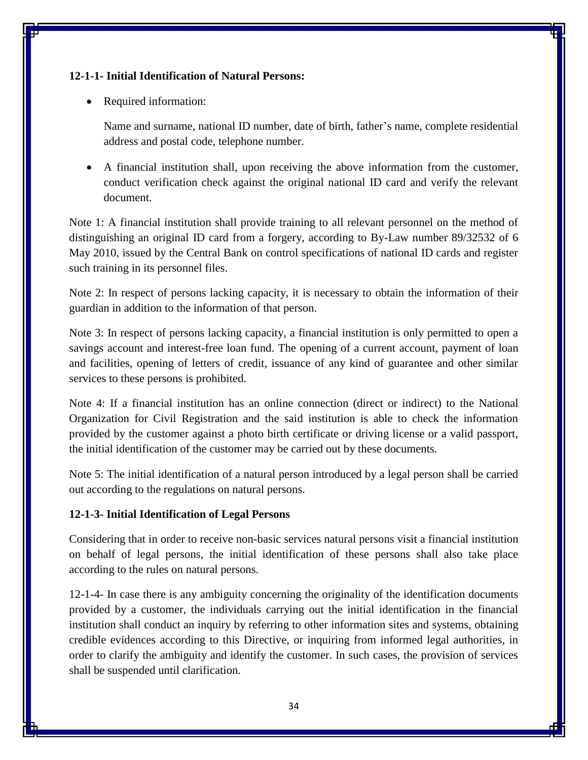**12-1-1- Initial Identification of Natural Persons:**

- Required information:

  Name and surname, national ID number, date of birth, father's name, complete residential address and postal code, telephone number.

- A financial institution shall, upon receiving the above information from the customer, conduct verification check against the original national ID card and verify the relevant document.

Note 1: A financial institution shall provide training to all relevant personnel on the method of distinguishing an original ID card from a forgery, according to By-Law number 89/32532 of 6 May 2010, issued by the Central Bank on control specifications of national ID cards and register such training in its personnel files.

Note 2: In respect of persons lacking capacity, it is necessary to obtain the information of their guardian in addition to the information of that person.

Note 3: In respect of persons lacking capacity, a financial institution is only permitted to open a savings account and interest-free loan fund. The opening of a current account, payment of loan and facilities, opening of letters of credit, issuance of any kind of guarantee and other similar services to these persons is prohibited.

Note 4: If a financial institution has an online connection (direct or indirect) to the National Organization for Civil Registration and the said institution is able to check the information provided by the customer against a photo birth certificate or driving license or a valid passport, the initial identification of the customer may be carried out by these documents.

Note 5: The initial identification of a natural person introduced by a legal person shall be carried out according to the regulations on natural persons.

**12-1-3- Initial Identification of Legal Persons**

Considering that in order to receive non-basic services natural persons visit a financial institution on behalf of legal persons, the initial identification of these persons shall also take place according to the rules on natural persons.

12-1-4- In case there is any ambiguity concerning the originality of the identification documents provided by a customer, the individuals carrying out the initial identification in the financial institution shall conduct an inquiry by referring to other information sites and systems, obtaining credible evidences according to this Directive, or inquiring from informed legal authorities, in order to clarify the ambiguity and identify the customer. In such cases, the provision of services shall be suspended until clarification.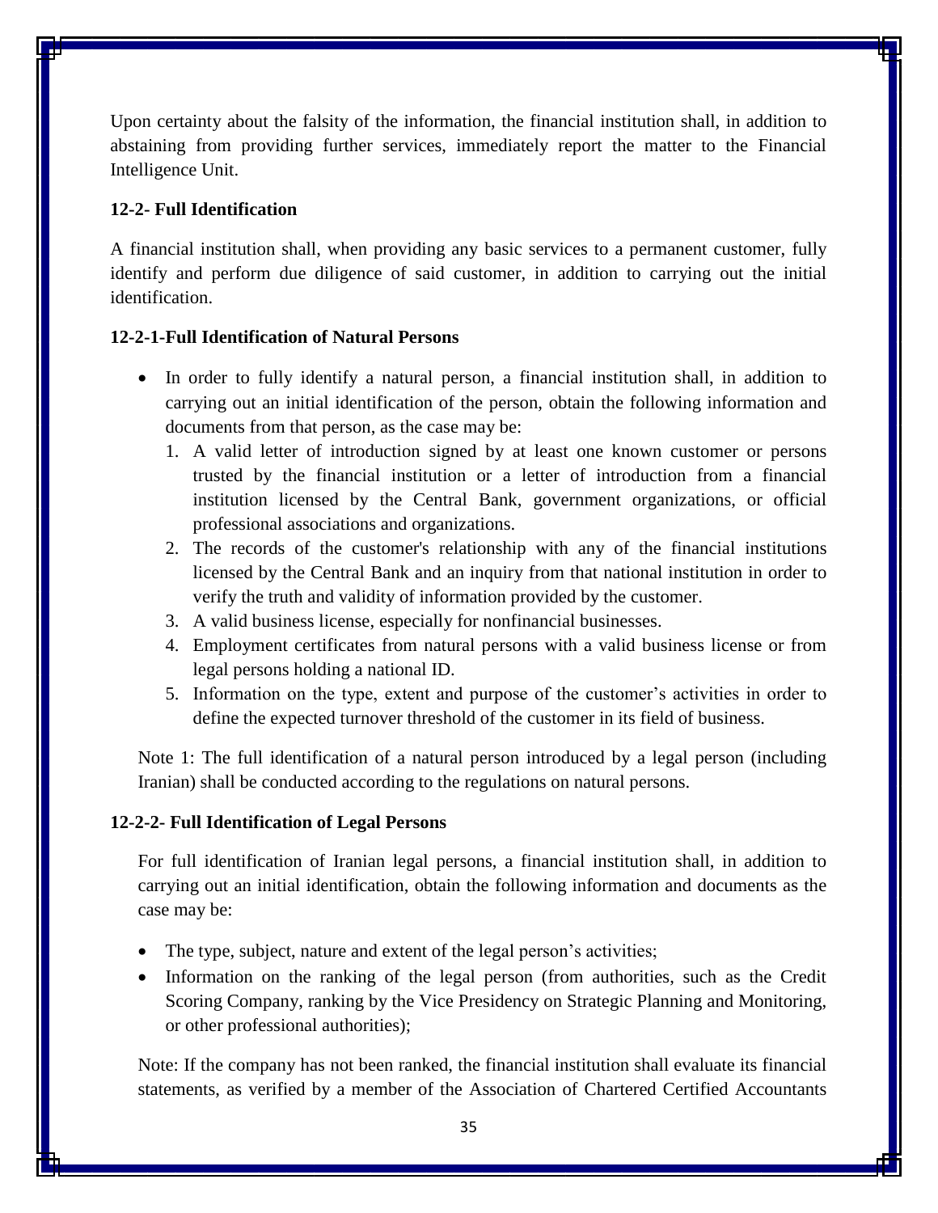Upon certainty about the falsity of the information, the financial institution shall, in addition to abstaining from providing further services, immediately report the matter to the Financial Intelligence Unit.

### 12-2- Full Identification

A financial institution shall, when providing any basic services to a permanent customer, fully identify and perform due diligence of said customer, in addition to carrying out the initial identification.

#### 12-2-1-Full Identification of Natural Persons

- In order to fully identify a natural person, a financial institution shall, in addition to carrying out an initial identification of the person, obtain the following information and documents from that person, as the case may be:
  1. A valid letter of introduction signed by at least one known customer or persons trusted by the financial institution or a letter of introduction from a financial institution licensed by the Central Bank, government organizations, or official professional associations and organizations.
  2. The records of the customer's relationship with any of the financial institutions licensed by the Central Bank and an inquiry from that national institution in order to verify the truth and validity of information provided by the customer.
  3. A valid business license, especially for nonfinancial businesses.
  4. Employment certificates from natural persons with a valid business license or from legal persons holding a national ID.
  5. Information on the type, extent and purpose of the customer's activities in order to define the expected turnover threshold of the customer in its field of business.

Note 1: The full identification of a natural person introduced by a legal person (including Iranian) shall be conducted according to the regulations on natural persons.

#### 12-2-2- Full Identification of Legal Persons

For full identification of Iranian legal persons, a financial institution shall, in addition to carrying out an initial identification, obtain the following information and documents as the case may be:

- The type, subject, nature and extent of the legal person's activities;
- Information on the ranking of the legal person (from authorities, such as the Credit Scoring Company, ranking by the Vice Presidency on Strategic Planning and Monitoring, or other professional authorities);

Note: If the company has not been ranked, the financial institution shall evaluate its financial statements, as verified by a member of the Association of Chartered Certified Accountants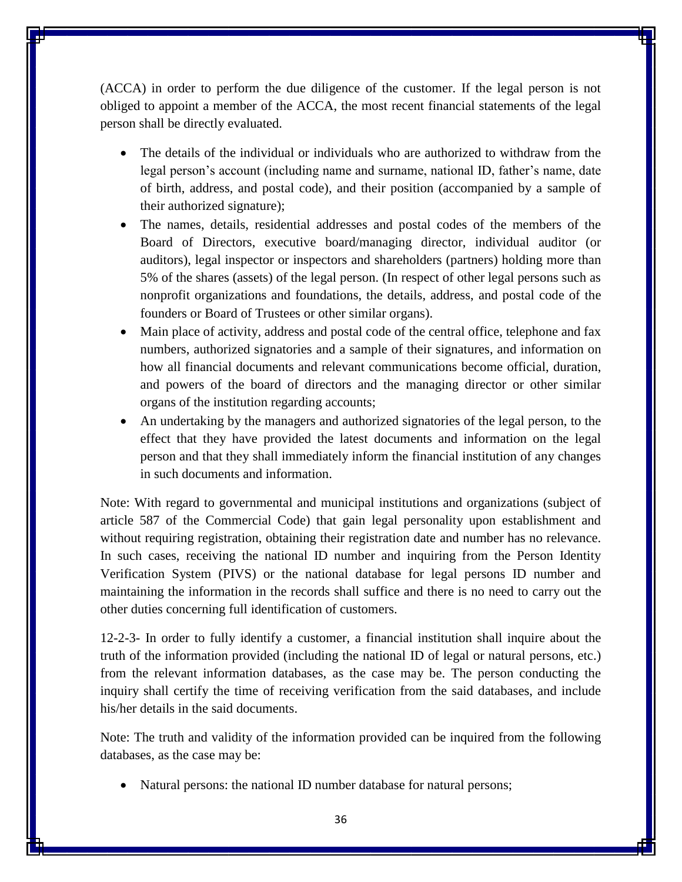(ACCA) in order to perform the due diligence of the customer. If the legal person is not obliged to appoint a member of the ACCA, the most recent financial statements of the legal person shall be directly evaluated.

- The details of the individual or individuals who are authorized to withdraw from the legal person's account (including name and surname, national ID, father's name, date of birth, address, and postal code), and their position (accompanied by a sample of their authorized signature);
- The names, details, residential addresses and postal codes of the members of the Board of Directors, executive board/managing director, individual auditor (or auditors), legal inspector or inspectors and shareholders (partners) holding more than 5% of the shares (assets) of the legal person. (In respect of other legal persons such as nonprofit organizations and foundations, the details, address, and postal code of the founders or Board of Trustees or other similar organs).
- Main place of activity, address and postal code of the central office, telephone and fax numbers, authorized signatories and a sample of their signatures, and information on how all financial documents and relevant communications become official, duration, and powers of the board of directors and the managing director or other similar organs of the institution regarding accounts;
- An undertaking by the managers and authorized signatories of the legal person, to the effect that they have provided the latest documents and information on the legal person and that they shall immediately inform the financial institution of any changes in such documents and information.

Note: With regard to governmental and municipal institutions and organizations (subject of article 587 of the Commercial Code) that gain legal personality upon establishment and without requiring registration, obtaining their registration date and number has no relevance. In such cases, receiving the national ID number and inquiring from the Person Identity Verification System (PIVS) or the national database for legal persons ID number and maintaining the information in the records shall suffice and there is no need to carry out the other duties concerning full identification of customers.

12-2-3- In order to fully identify a customer, a financial institution shall inquire about the truth of the information provided (including the national ID of legal or natural persons, etc.) from the relevant information databases, as the case may be. The person conducting the inquiry shall certify the time of receiving verification from the said databases, and include his/her details in the said documents.

Note: The truth and validity of the information provided can be inquired from the following databases, as the case may be:

- Natural persons: the national ID number database for natural persons;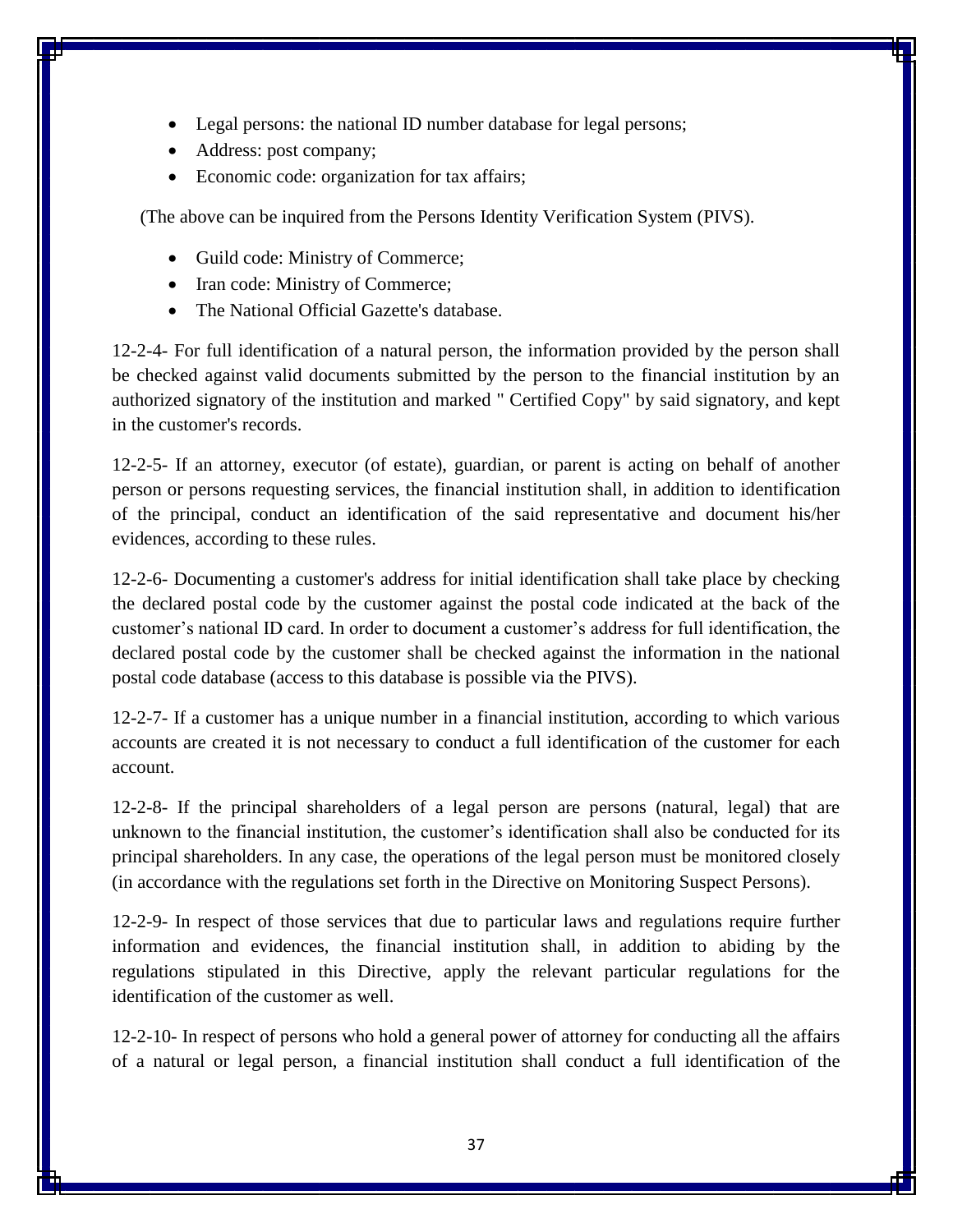- Legal persons: the national ID number database for legal persons;
- Address: post company;
- Economic code: organization for tax affairs;

(The above can be inquired from the Persons Identity Verification System (PIVS).

- Guild code: Ministry of Commerce;
- Iran code: Ministry of Commerce;
- The National Official Gazette's database.

12-2-4- For full identification of a natural person, the information provided by the person shall be checked against valid documents submitted by the person to the financial institution by an authorized signatory of the institution and marked " Certified Copy" by said signatory, and kept in the customer's records.

12-2-5- If an attorney, executor (of estate), guardian, or parent is acting on behalf of another person or persons requesting services, the financial institution shall, in addition to identification of the principal, conduct an identification of the said representative and document his/her evidences, according to these rules.

12-2-6- Documenting a customer's address for initial identification shall take place by checking the declared postal code by the customer against the postal code indicated at the back of the customer's national ID card. In order to document a customer's address for full identification, the declared postal code by the customer shall be checked against the information in the national postal code database (access to this database is possible via the PIVS).

12-2-7- If a customer has a unique number in a financial institution, according to which various accounts are created it is not necessary to conduct a full identification of the customer for each account.

12-2-8- If the principal shareholders of a legal person are persons (natural, legal) that are unknown to the financial institution, the customer's identification shall also be conducted for its principal shareholders. In any case, the operations of the legal person must be monitored closely (in accordance with the regulations set forth in the Directive on Monitoring Suspect Persons).

12-2-9- In respect of those services that due to particular laws and regulations require further information and evidences, the financial institution shall, in addition to abiding by the regulations stipulated in this Directive, apply the relevant particular regulations for the identification of the customer as well.

12-2-10- In respect of persons who hold a general power of attorney for conducting all the affairs of a natural or legal person, a financial institution shall conduct a full identification of the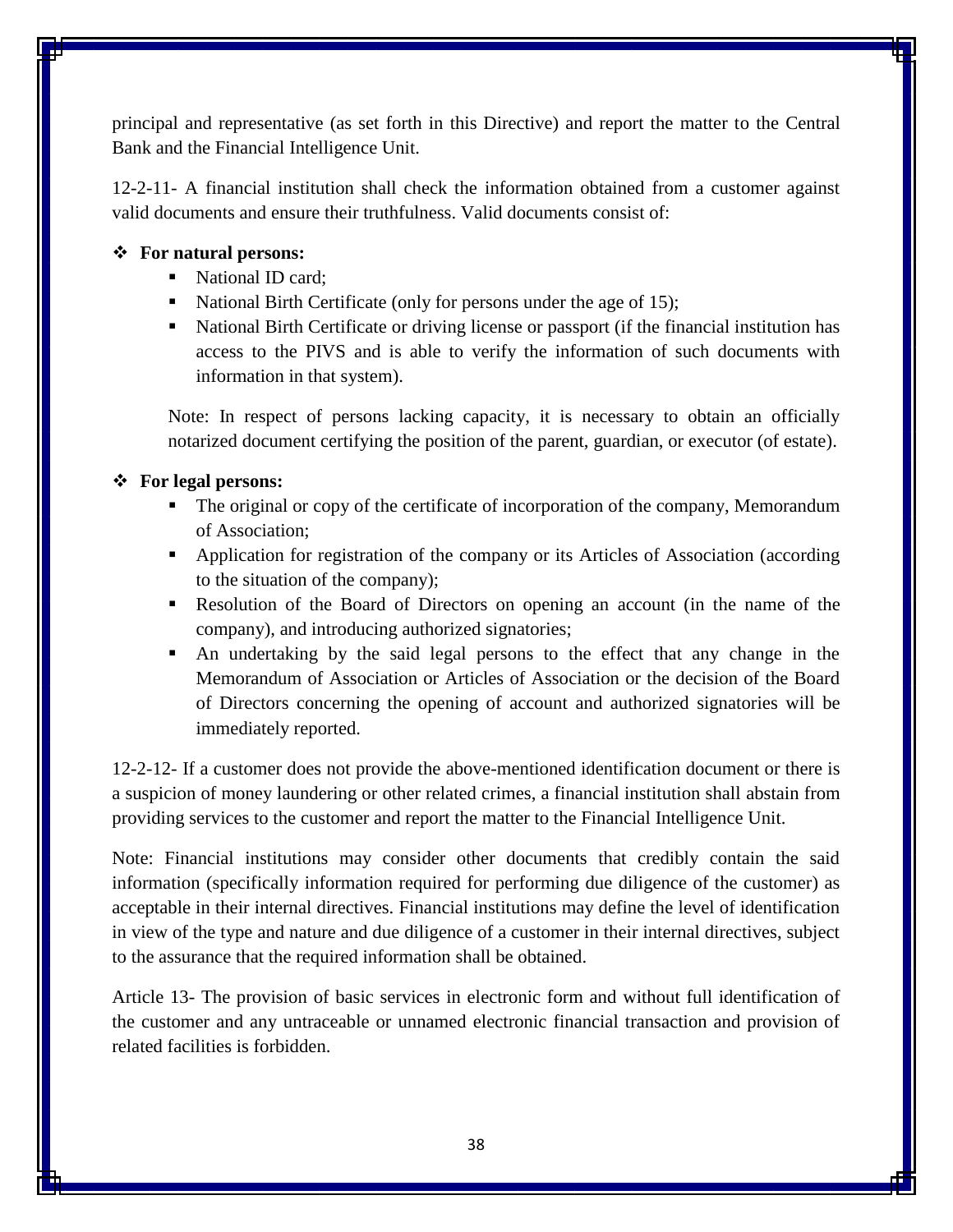principal and representative (as set forth in this Directive) and report the matter to the Central Bank and the Financial Intelligence Unit.

12-2-11- A financial institution shall check the information obtained from a customer against valid documents and ensure their truthfulness. Valid documents consist of:

- **For natural persons:**
  - National ID card;
  - National Birth Certificate (only for persons under the age of 15);
  - National Birth Certificate or driving license or passport (if the financial institution has access to the PIVS and is able to verify the information of such documents with information in that system).

  Note: In respect of persons lacking capacity, it is necessary to obtain an officially notarized document certifying the position of the parent, guardian, or executor (of estate).

- **For legal persons:**
  - The original or copy of the certificate of incorporation of the company, Memorandum of Association;
  - Application for registration of the company or its Articles of Association (according to the situation of the company);
  - Resolution of the Board of Directors on opening an account (in the name of the company), and introducing authorized signatories;
  - An undertaking by the said legal persons to the effect that any change in the Memorandum of Association or Articles of Association or the decision of the Board of Directors concerning the opening of account and authorized signatories will be immediately reported.

12-2-12- If a customer does not provide the above-mentioned identification document or there is a suspicion of money laundering or other related crimes, a financial institution shall abstain from providing services to the customer and report the matter to the Financial Intelligence Unit.

Note: Financial institutions may consider other documents that credibly contain the said information (specifically information required for performing due diligence of the customer) as acceptable in their internal directives. Financial institutions may define the level of identification in view of the type and nature and due diligence of a customer in their internal directives, subject to the assurance that the required information shall be obtained.

Article 13- The provision of basic services in electronic form and without full identification of the customer and any untraceable or unnamed electronic financial transaction and provision of related facilities is forbidden.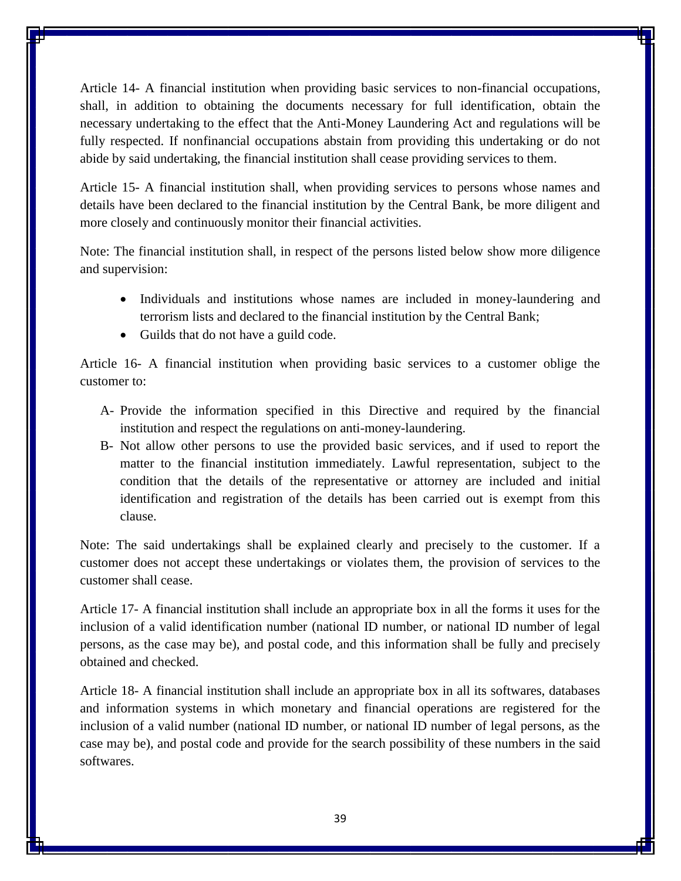Article 14- A financial institution when providing basic services to non-financial occupations, shall, in addition to obtaining the documents necessary for full identification, obtain the necessary undertaking to the effect that the Anti-Money Laundering Act and regulations will be fully respected. If nonfinancial occupations abstain from providing this undertaking or do not abide by said undertaking, the financial institution shall cease providing services to them.

Article 15- A financial institution shall, when providing services to persons whose names and details have been declared to the financial institution by the Central Bank, be more diligent and more closely and continuously monitor their financial activities.

Note: The financial institution shall, in respect of the persons listed below show more diligence and supervision:

- Individuals and institutions whose names are included in money-laundering and terrorism lists and declared to the financial institution by the Central Bank;
- Guilds that do not have a guild code.

Article 16- A financial institution when providing basic services to a customer oblige the customer to:

A- Provide the information specified in this Directive and required by the financial institution and respect the regulations on anti-money-laundering.

B- Not allow other persons to use the provided basic services, and if used to report the matter to the financial institution immediately. Lawful representation, subject to the condition that the details of the representative or attorney are included and initial identification and registration of the details has been carried out is exempt from this clause.

Note: The said undertakings shall be explained clearly and precisely to the customer. If a customer does not accept these undertakings or violates them, the provision of services to the customer shall cease.

Article 17- A financial institution shall include an appropriate box in all the forms it uses for the inclusion of a valid identification number (national ID number, or national ID number of legal persons, as the case may be), and postal code, and this information shall be fully and precisely obtained and checked.

Article 18- A financial institution shall include an appropriate box in all its softwares, databases and information systems in which monetary and financial operations are registered for the inclusion of a valid number (national ID number, or national ID number of legal persons, as the case may be), and postal code and provide for the search possibility of these numbers in the said softwares.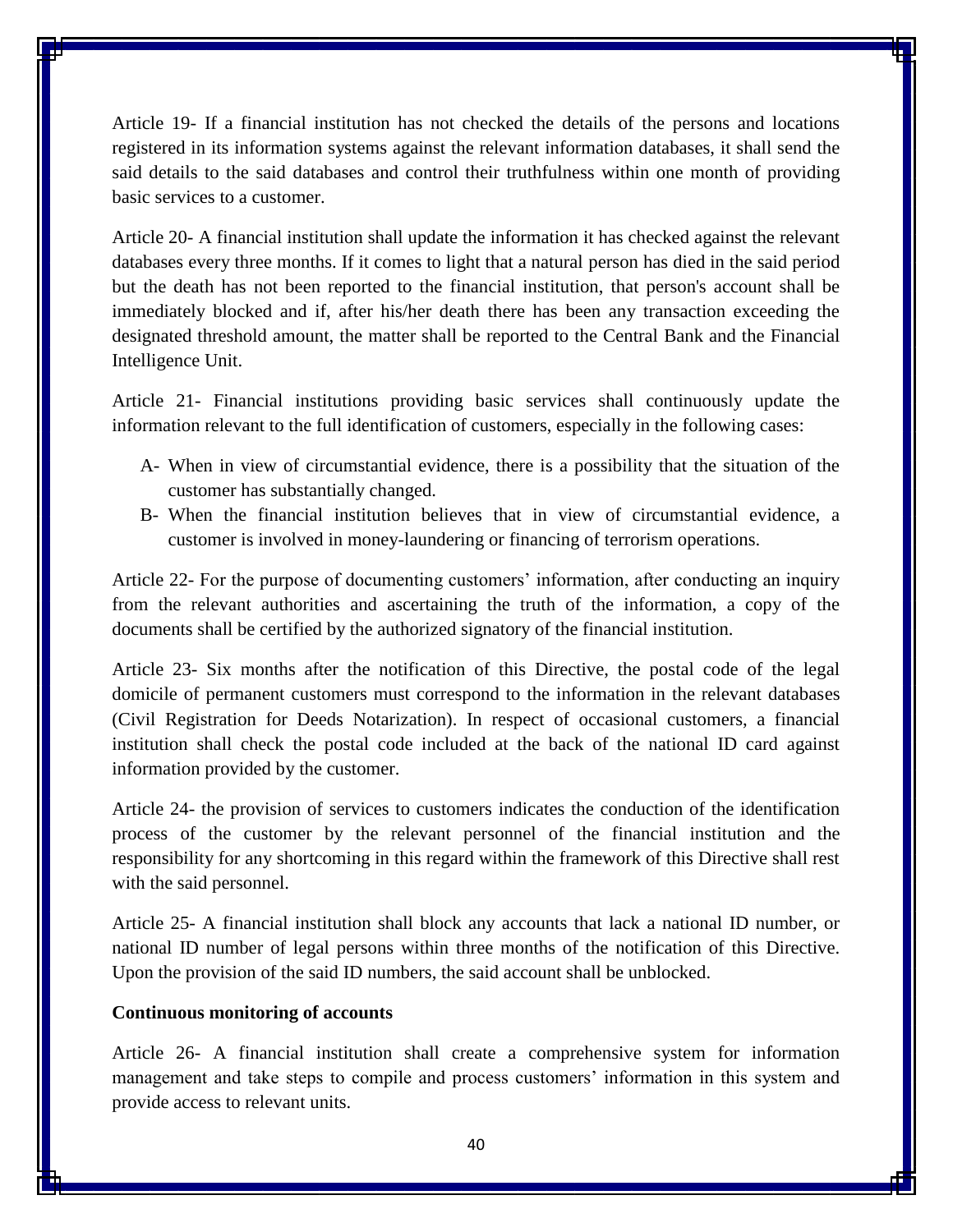Article 19- If a financial institution has not checked the details of the persons and locations registered in its information systems against the relevant information databases, it shall send the said details to the said databases and control their truthfulness within one month of providing basic services to a customer.

Article 20- A financial institution shall update the information it has checked against the relevant databases every three months. If it comes to light that a natural person has died in the said period but the death has not been reported to the financial institution, that person's account shall be immediately blocked and if, after his/her death there has been any transaction exceeding the designated threshold amount, the matter shall be reported to the Central Bank and the Financial Intelligence Unit.

Article 21- Financial institutions providing basic services shall continuously update the information relevant to the full identification of customers, especially in the following cases:

A- When in view of circumstantial evidence, there is a possibility that the situation of the customer has substantially changed.

B- When the financial institution believes that in view of circumstantial evidence, a customer is involved in money-laundering or financing of terrorism operations.

Article 22- For the purpose of documenting customers' information, after conducting an inquiry from the relevant authorities and ascertaining the truth of the information, a copy of the documents shall be certified by the authorized signatory of the financial institution.

Article 23- Six months after the notification of this Directive, the postal code of the legal domicile of permanent customers must correspond to the information in the relevant databases (Civil Registration for Deeds Notarization). In respect of occasional customers, a financial institution shall check the postal code included at the back of the national ID card against information provided by the customer.

Article 24- the provision of services to customers indicates the conduction of the identification process of the customer by the relevant personnel of the financial institution and the responsibility for any shortcoming in this regard within the framework of this Directive shall rest with the said personnel.

Article 25- A financial institution shall block any accounts that lack a national ID number, or national ID number of legal persons within three months of the notification of this Directive. Upon the provision of the said ID numbers, the said account shall be unblocked.

**Continuous monitoring of accounts**

Article 26- A financial institution shall create a comprehensive system for information management and take steps to compile and process customers' information in this system and provide access to relevant units.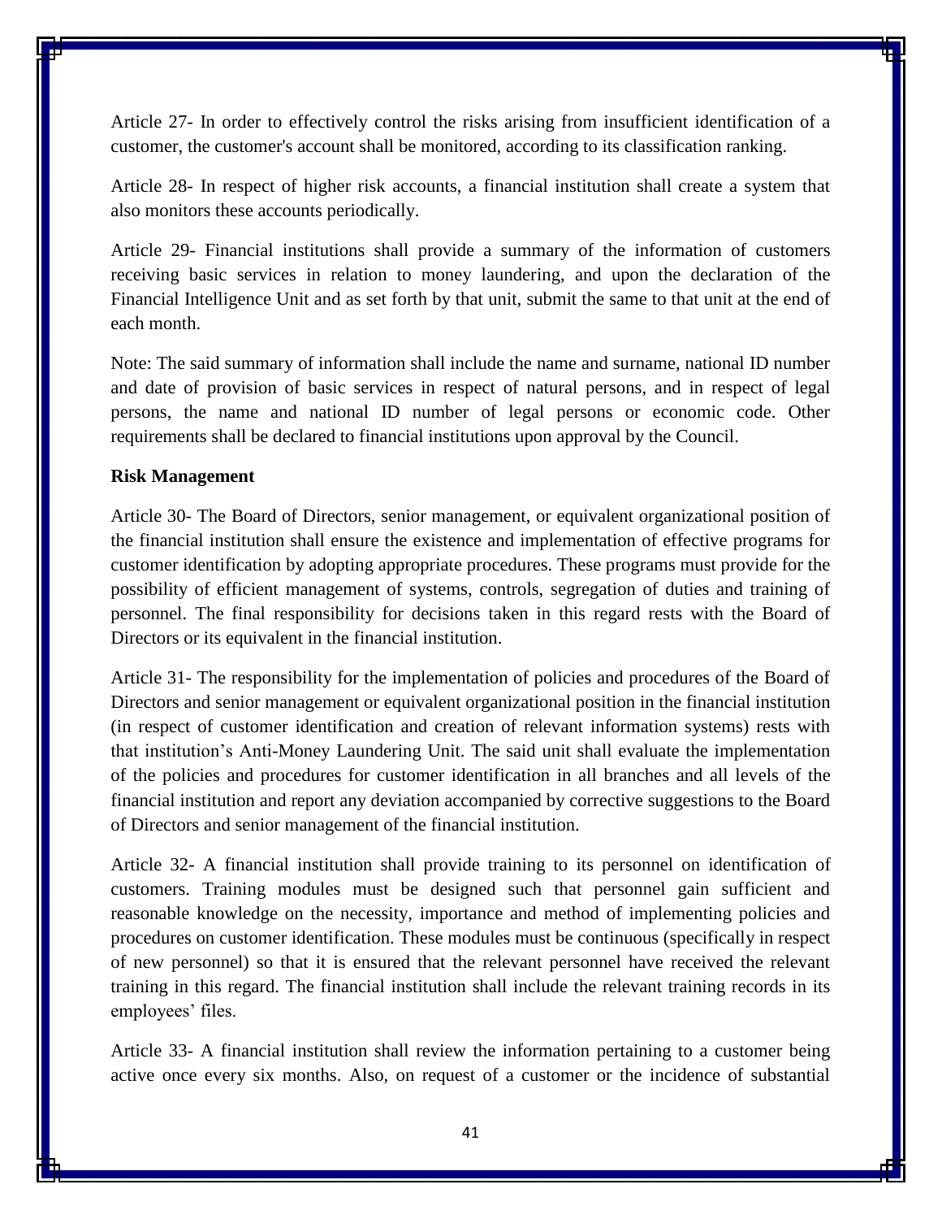Article 27- In order to effectively control the risks arising from insufficient identification of a customer, the customer's account shall be monitored, according to its classification ranking.

Article 28- In respect of higher risk accounts, a financial institution shall create a system that also monitors these accounts periodically.

Article 29- Financial institutions shall provide a summary of the information of customers receiving basic services in relation to money laundering, and upon the declaration of the Financial Intelligence Unit and as set forth by that unit, submit the same to that unit at the end of each month.

Note: The said summary of information shall include the name and surname, national ID number and date of provision of basic services in respect of natural persons, and in respect of legal persons, the name and national ID number of legal persons or economic code. Other requirements shall be declared to financial institutions upon approval by the Council.

**Risk Management**

Article 30- The Board of Directors, senior management, or equivalent organizational position of the financial institution shall ensure the existence and implementation of effective programs for customer identification by adopting appropriate procedures. These programs must provide for the possibility of efficient management of systems, controls, segregation of duties and training of personnel. The final responsibility for decisions taken in this regard rests with the Board of Directors or its equivalent in the financial institution.

Article 31- The responsibility for the implementation of policies and procedures of the Board of Directors and senior management or equivalent organizational position in the financial institution (in respect of customer identification and creation of relevant information systems) rests with that institution's Anti-Money Laundering Unit. The said unit shall evaluate the implementation of the policies and procedures for customer identification in all branches and all levels of the financial institution and report any deviation accompanied by corrective suggestions to the Board of Directors and senior management of the financial institution.

Article 32- A financial institution shall provide training to its personnel on identification of customers. Training modules must be designed such that personnel gain sufficient and reasonable knowledge on the necessity, importance and method of implementing policies and procedures on customer identification. These modules must be continuous (specifically in respect of new personnel) so that it is ensured that the relevant personnel have received the relevant training in this regard. The financial institution shall include the relevant training records in its employees' files.

Article 33- A financial institution shall review the information pertaining to a customer being active once every six months. Also, on request of a customer or the incidence of substantial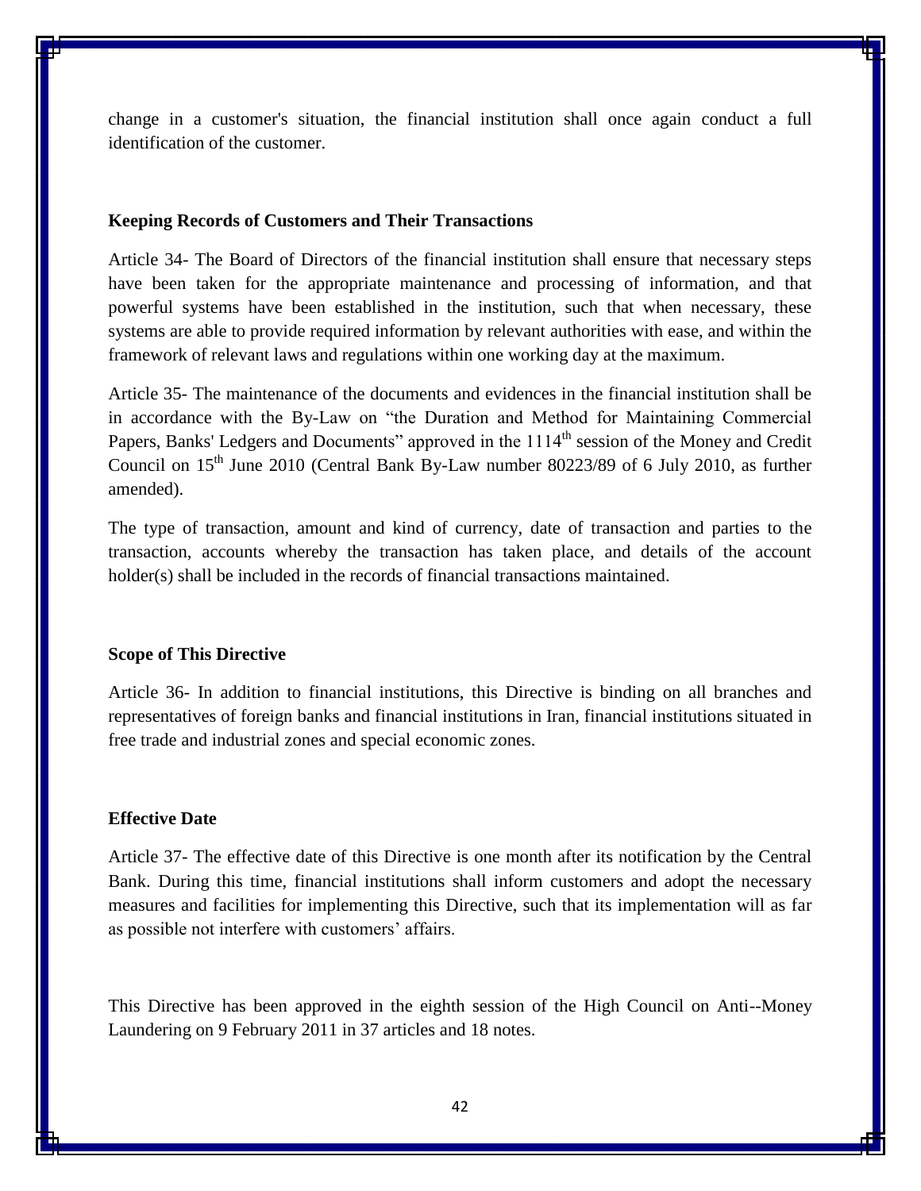change in a customer's situation, the financial institution shall once again conduct a full identification of the customer.

### Keeping Records of Customers and Their Transactions

Article 34- The Board of Directors of the financial institution shall ensure that necessary steps have been taken for the appropriate maintenance and processing of information, and that powerful systems have been established in the institution, such that when necessary, these systems are able to provide required information by relevant authorities with ease, and within the framework of relevant laws and regulations within one working day at the maximum.

Article 35- The maintenance of the documents and evidences in the financial institution shall be in accordance with the By-Law on "the Duration and Method for Maintaining Commercial Papers, Banks' Ledgers and Documents" approved in the 1114th session of the Money and Credit Council on 15th June 2010 (Central Bank By-Law number 80223/89 of 6 July 2010, as further amended).

The type of transaction, amount and kind of currency, date of transaction and parties to the transaction, accounts whereby the transaction has taken place, and details of the account holder(s) shall be included in the records of financial transactions maintained.

### Scope of This Directive

Article 36- In addition to financial institutions, this Directive is binding on all branches and representatives of foreign banks and financial institutions in Iran, financial institutions situated in free trade and industrial zones and special economic zones.

### Effective Date

Article 37- The effective date of this Directive is one month after its notification by the Central Bank. During this time, financial institutions shall inform customers and adopt the necessary measures and facilities for implementing this Directive, such that its implementation will as far as possible not interfere with customers' affairs.

This Directive has been approved in the eighth session of the High Council on Anti--Money Laundering on 9 February 2011 in 37 articles and 18 notes.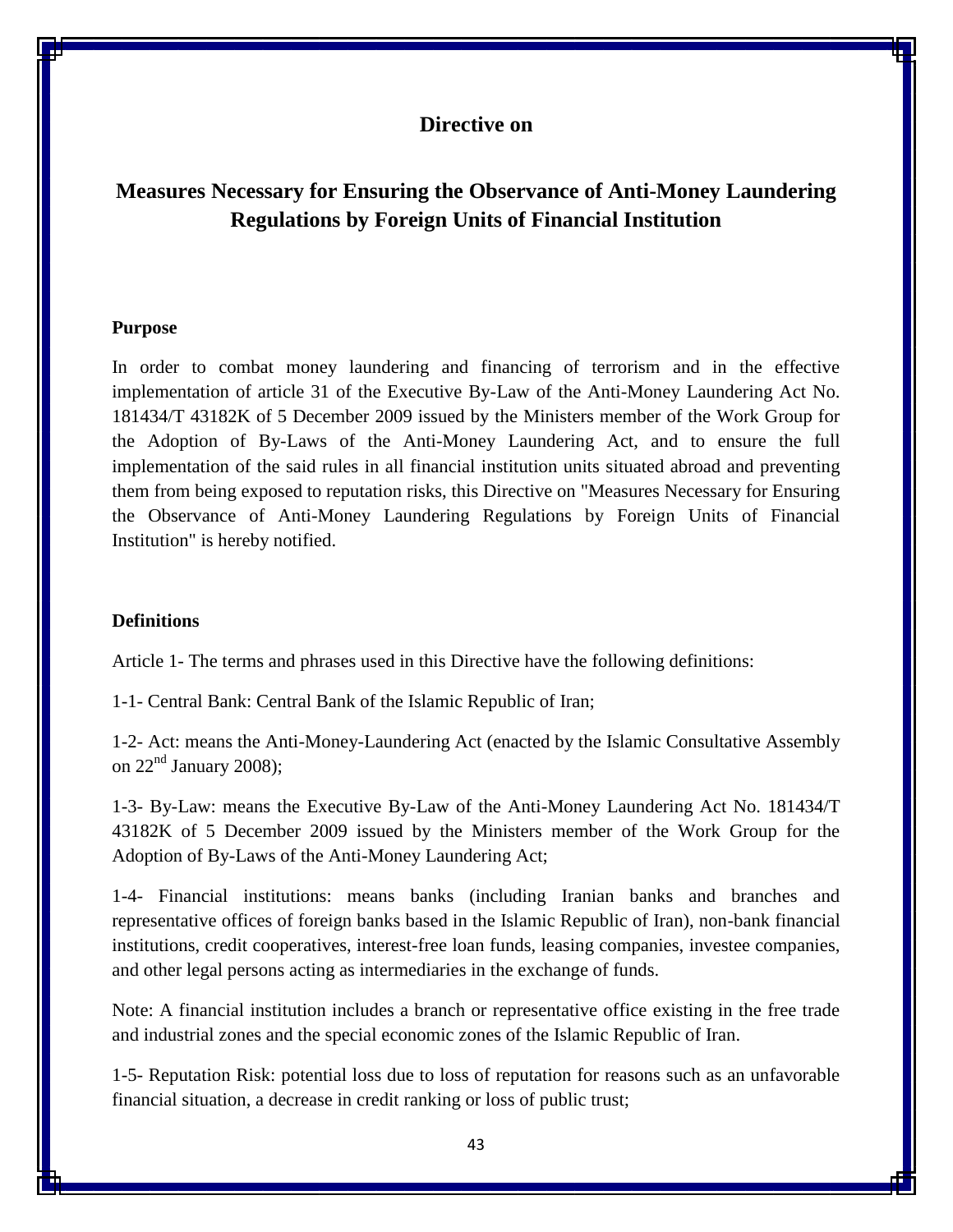# Directive on

# Measures Necessary for Ensuring the Observance of Anti-Money Laundering Regulations by Foreign Units of Financial Institution

**Purpose**

In order to combat money laundering and financing of terrorism and in the effective implementation of article 31 of the Executive By-Law of the Anti-Money Laundering Act No. 181434/T 43182K of 5 December 2009 issued by the Ministers member of the Work Group for the Adoption of By-Laws of the Anti-Money Laundering Act, and to ensure the full implementation of the said rules in all financial institution units situated abroad and preventing them from being exposed to reputation risks, this Directive on "Measures Necessary for Ensuring the Observance of Anti-Money Laundering Regulations by Foreign Units of Financial Institution" is hereby notified.

**Definitions**

Article 1- The terms and phrases used in this Directive have the following definitions:

1-1- Central Bank: Central Bank of the Islamic Republic of Iran;

1-2- Act: means the Anti-Money-Laundering Act (enacted by the Islamic Consultative Assembly on 22nd January 2008);

1-3- By-Law: means the Executive By-Law of the Anti-Money Laundering Act No. 181434/T 43182K of 5 December 2009 issued by the Ministers member of the Work Group for the Adoption of By-Laws of the Anti-Money Laundering Act;

1-4- Financial institutions: means banks (including Iranian banks and branches and representative offices of foreign banks based in the Islamic Republic of Iran), non-bank financial institutions, credit cooperatives, interest-free loan funds, leasing companies, investee companies, and other legal persons acting as intermediaries in the exchange of funds.

Note: A financial institution includes a branch or representative office existing in the free trade and industrial zones and the special economic zones of the Islamic Republic of Iran.

1-5- Reputation Risk: potential loss due to loss of reputation for reasons such as an unfavorable financial situation, a decrease in credit ranking or loss of public trust;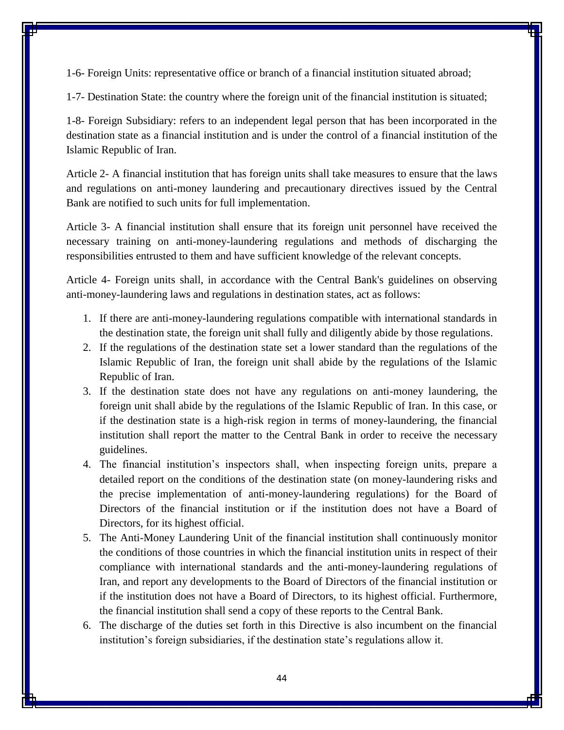1-6- Foreign Units: representative office or branch of a financial institution situated abroad;

1-7- Destination State: the country where the foreign unit of the financial institution is situated;

1-8- Foreign Subsidiary: refers to an independent legal person that has been incorporated in the destination state as a financial institution and is under the control of a financial institution of the Islamic Republic of Iran.

Article 2- A financial institution that has foreign units shall take measures to ensure that the laws and regulations on anti-money laundering and precautionary directives issued by the Central Bank are notified to such units for full implementation.

Article 3- A financial institution shall ensure that its foreign unit personnel have received the necessary training on anti-money-laundering regulations and methods of discharging the responsibilities entrusted to them and have sufficient knowledge of the relevant concepts.

Article 4- Foreign units shall, in accordance with the Central Bank's guidelines on observing anti-money-laundering laws and regulations in destination states, act as follows:

1. If there are anti-money-laundering regulations compatible with international standards in the destination state, the foreign unit shall fully and diligently abide by those regulations.
2. If the regulations of the destination state set a lower standard than the regulations of the Islamic Republic of Iran, the foreign unit shall abide by the regulations of the Islamic Republic of Iran.
3. If the destination state does not have any regulations on anti-money laundering, the foreign unit shall abide by the regulations of the Islamic Republic of Iran. In this case, or if the destination state is a high-risk region in terms of money-laundering, the financial institution shall report the matter to the Central Bank in order to receive the necessary guidelines.
4. The financial institution's inspectors shall, when inspecting foreign units, prepare a detailed report on the conditions of the destination state (on money-laundering risks and the precise implementation of anti-money-laundering regulations) for the Board of Directors of the financial institution or if the institution does not have a Board of Directors, for its highest official.
5. The Anti-Money Laundering Unit of the financial institution shall continuously monitor the conditions of those countries in which the financial institution units in respect of their compliance with international standards and the anti-money-laundering regulations of Iran, and report any developments to the Board of Directors of the financial institution or if the institution does not have a Board of Directors, to its highest official. Furthermore, the financial institution shall send a copy of these reports to the Central Bank.
6. The discharge of the duties set forth in this Directive is also incumbent on the financial institution's foreign subsidiaries, if the destination state's regulations allow it.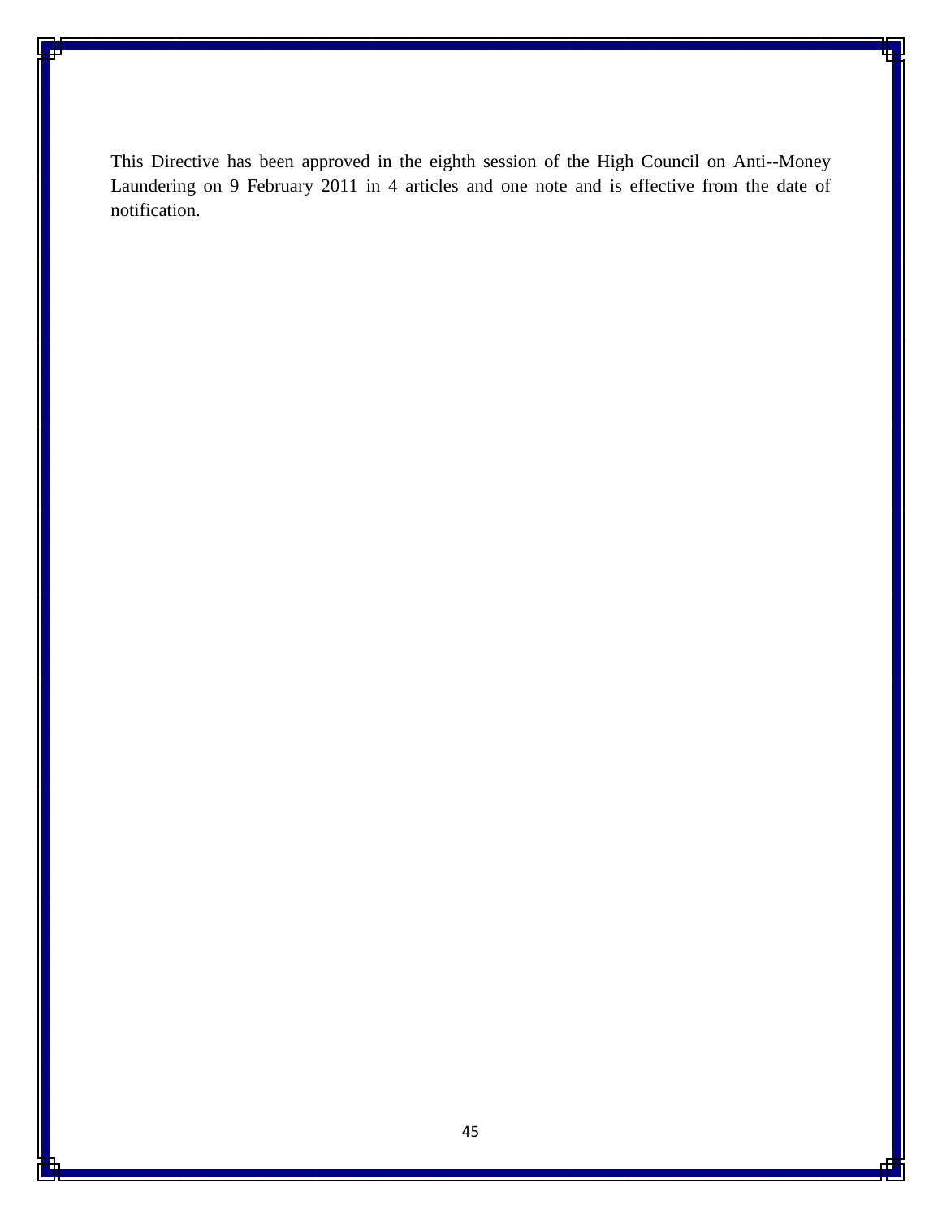This Directive has been approved in the eighth session of the High Council on Anti--Money Laundering on 9 February 2011 in 4 articles and one note and is effective from the date of notification.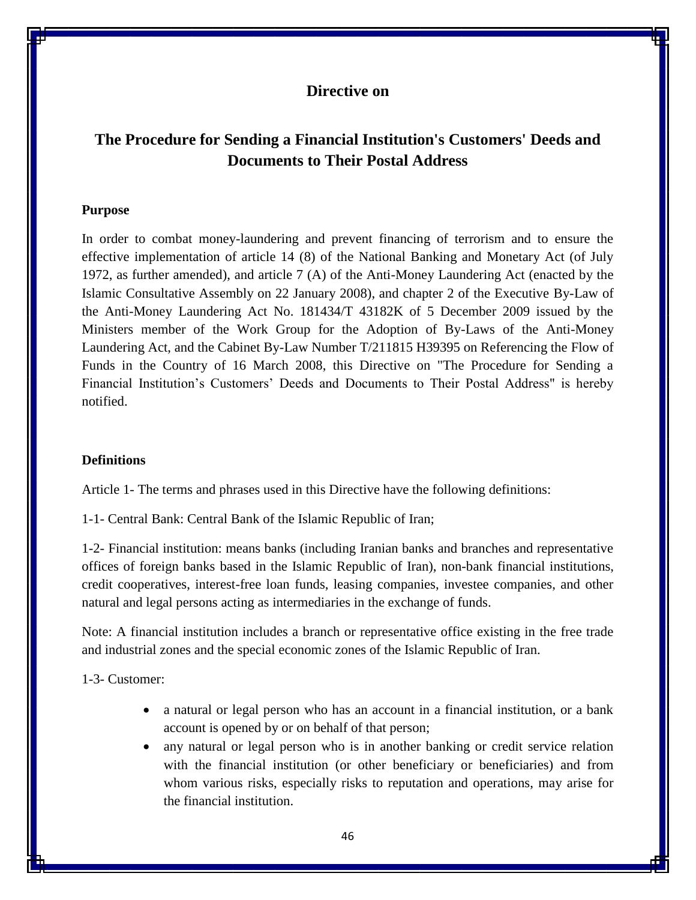# Directive on

# The Procedure for Sending a Financial Institution's Customers' Deeds and Documents to Their Postal Address

**Purpose**

In order to combat money-laundering and prevent financing of terrorism and to ensure the effective implementation of article 14 (8) of the National Banking and Monetary Act (of July 1972, as further amended), and article 7 (A) of the Anti-Money Laundering Act (enacted by the Islamic Consultative Assembly on 22 January 2008), and chapter 2 of the Executive By-Law of the Anti-Money Laundering Act No. 181434/T 43182K of 5 December 2009 issued by the Ministers member of the Work Group for the Adoption of By-Laws of the Anti-Money Laundering Act, and the Cabinet By-Law Number T/211815 H39395 on Referencing the Flow of Funds in the Country of 16 March 2008, this Directive on "The Procedure for Sending a Financial Institution's Customers' Deeds and Documents to Their Postal Address" is hereby notified.

**Definitions**

Article 1- The terms and phrases used in this Directive have the following definitions:

1-1- Central Bank: Central Bank of the Islamic Republic of Iran;

1-2- Financial institution: means banks (including Iranian banks and branches and representative offices of foreign banks based in the Islamic Republic of Iran), non-bank financial institutions, credit cooperatives, interest-free loan funds, leasing companies, investee companies, and other natural and legal persons acting as intermediaries in the exchange of funds.

Note: A financial institution includes a branch or representative office existing in the free trade and industrial zones and the special economic zones of the Islamic Republic of Iran.

1-3- Customer:

- a natural or legal person who has an account in a financial institution, or a bank account is opened by or on behalf of that person;
- any natural or legal person who is in another banking or credit service relation with the financial institution (or other beneficiary or beneficiaries) and from whom various risks, especially risks to reputation and operations, may arise for the financial institution.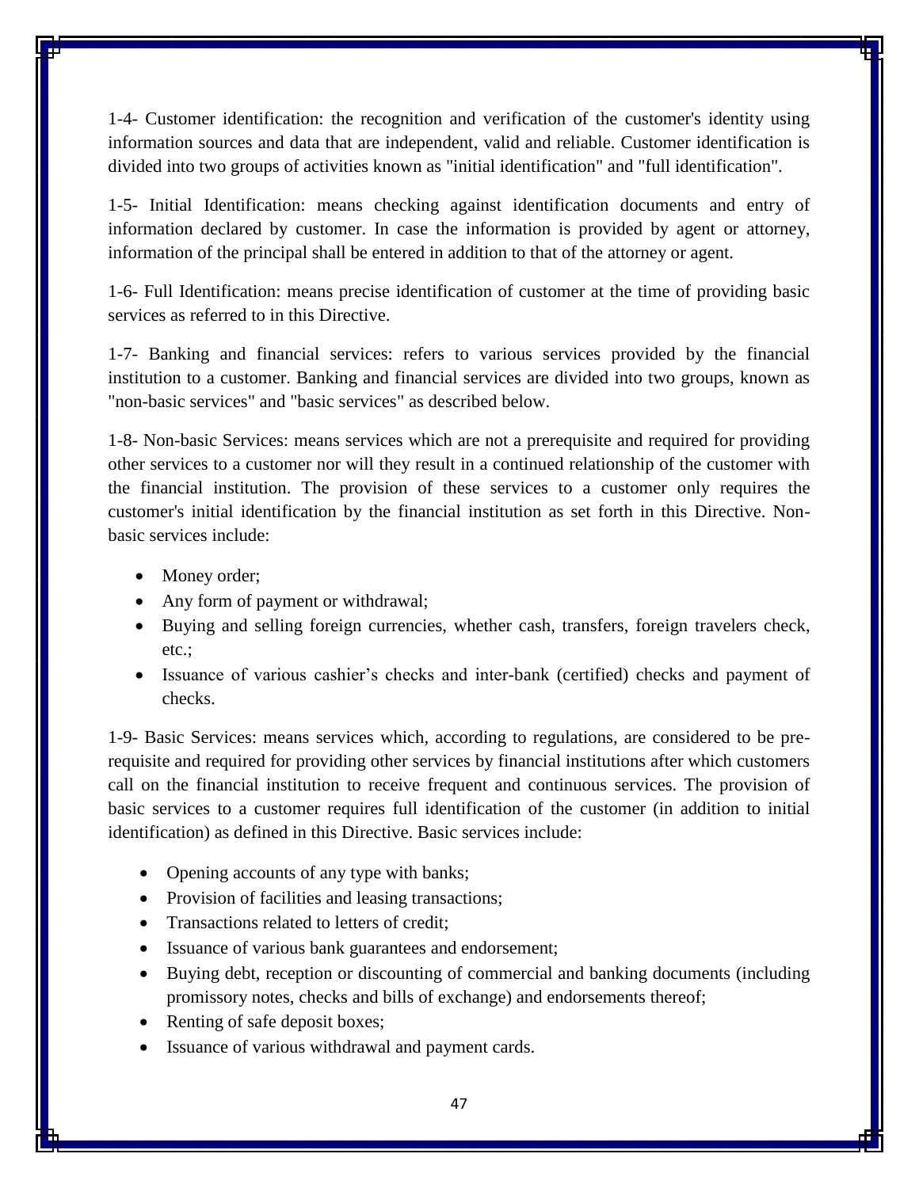1-4- Customer identification: the recognition and verification of the customer's identity using information sources and data that are independent, valid and reliable. Customer identification is divided into two groups of activities known as "initial identification" and "full identification".

1-5- Initial Identification: means checking against identification documents and entry of information declared by customer. In case the information is provided by agent or attorney, information of the principal shall be entered in addition to that of the attorney or agent.

1-6- Full Identification: means precise identification of customer at the time of providing basic services as referred to in this Directive.

1-7- Banking and financial services: refers to various services provided by the financial institution to a customer. Banking and financial services are divided into two groups, known as "non-basic services" and "basic services" as described below.

1-8- Non-basic Services: means services which are not a prerequisite and required for providing other services to a customer nor will they result in a continued relationship of the customer with the financial institution. The provision of these services to a customer only requires the customer's initial identification by the financial institution as set forth in this Directive. Non-basic services include:

- Money order;
- Any form of payment or withdrawal;
- Buying and selling foreign currencies, whether cash, transfers, foreign travelers check, etc.;
- Issuance of various cashier's checks and inter-bank (certified) checks and payment of checks.

1-9- Basic Services: means services which, according to regulations, are considered to be pre-requisite and required for providing other services by financial institutions after which customers call on the financial institution to receive frequent and continuous services. The provision of basic services to a customer requires full identification of the customer (in addition to initial identification) as defined in this Directive. Basic services include:

- Opening accounts of any type with banks;
- Provision of facilities and leasing transactions;
- Transactions related to letters of credit;
- Issuance of various bank guarantees and endorsement;
- Buying debt, reception or discounting of commercial and banking documents (including promissory notes, checks and bills of exchange) and endorsements thereof;
- Renting of safe deposit boxes;
- Issuance of various withdrawal and payment cards.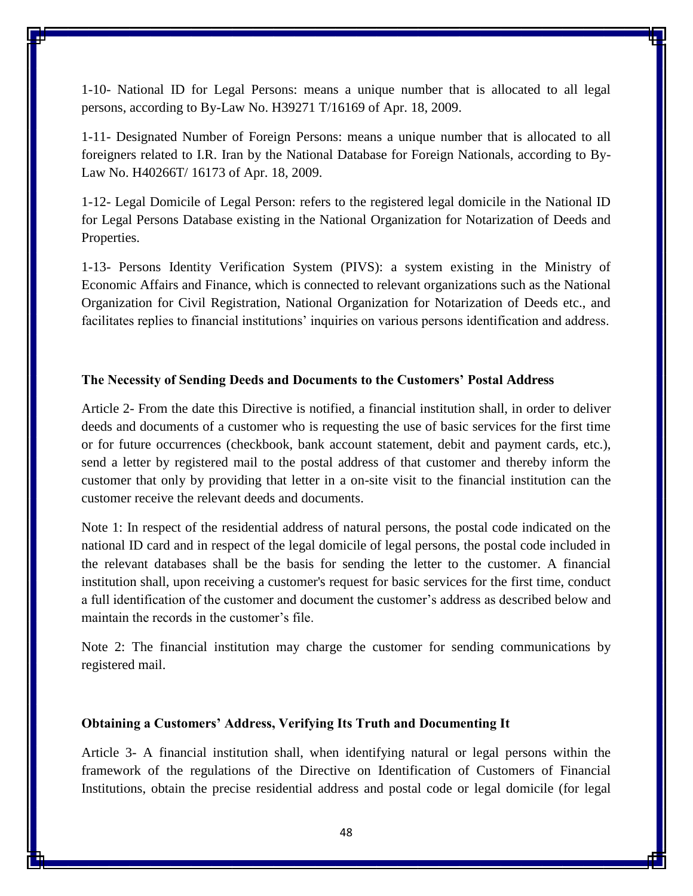1-10- National ID for Legal Persons: means a unique number that is allocated to all legal persons, according to By-Law No. H39271 T/16169 of Apr. 18, 2009.

1-11- Designated Number of Foreign Persons: means a unique number that is allocated to all foreigners related to I.R. Iran by the National Database for Foreign Nationals, according to By-Law No. H40266T/ 16173 of Apr. 18, 2009.

1-12- Legal Domicile of Legal Person: refers to the registered legal domicile in the National ID for Legal Persons Database existing in the National Organization for Notarization of Deeds and Properties.

1-13- Persons Identity Verification System (PIVS): a system existing in the Ministry of Economic Affairs and Finance, which is connected to relevant organizations such as the National Organization for Civil Registration, National Organization for Notarization of Deeds etc., and facilitates replies to financial institutions' inquiries on various persons identification and address.

**The Necessity of Sending Deeds and Documents to the Customers' Postal Address**

Article 2- From the date this Directive is notified, a financial institution shall, in order to deliver deeds and documents of a customer who is requesting the use of basic services for the first time or for future occurrences (checkbook, bank account statement, debit and payment cards, etc.), send a letter by registered mail to the postal address of that customer and thereby inform the customer that only by providing that letter in a on-site visit to the financial institution can the customer receive the relevant deeds and documents.

Note 1: In respect of the residential address of natural persons, the postal code indicated on the national ID card and in respect of the legal domicile of legal persons, the postal code included in the relevant databases shall be the basis for sending the letter to the customer. A financial institution shall, upon receiving a customer's request for basic services for the first time, conduct a full identification of the customer and document the customer's address as described below and maintain the records in the customer's file.

Note 2: The financial institution may charge the customer for sending communications by registered mail.

**Obtaining a Customers' Address, Verifying Its Truth and Documenting It**

Article 3- A financial institution shall, when identifying natural or legal persons within the framework of the regulations of the Directive on Identification of Customers of Financial Institutions, obtain the precise residential address and postal code or legal domicile (for legal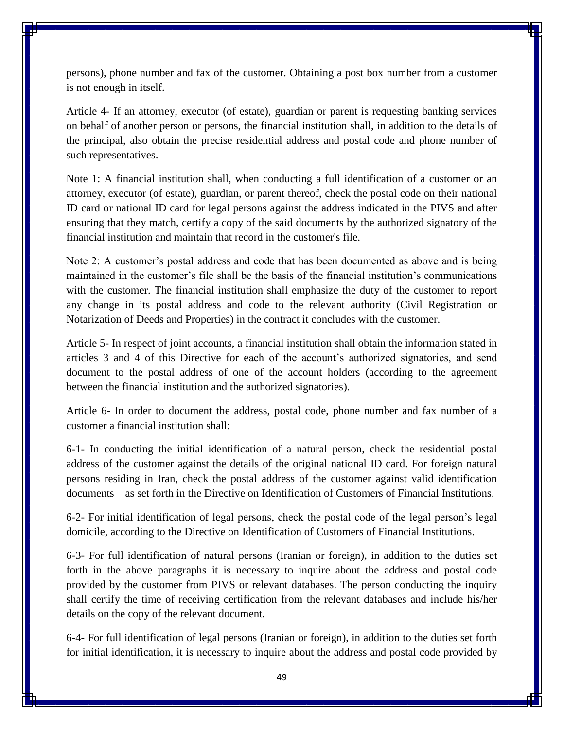persons), phone number and fax of the customer. Obtaining a post box number from a customer is not enough in itself.

Article 4- If an attorney, executor (of estate), guardian or parent is requesting banking services on behalf of another person or persons, the financial institution shall, in addition to the details of the principal, also obtain the precise residential address and postal code and phone number of such representatives.

Note 1: A financial institution shall, when conducting a full identification of a customer or an attorney, executor (of estate), guardian, or parent thereof, check the postal code on their national ID card or national ID card for legal persons against the address indicated in the PIVS and after ensuring that they match, certify a copy of the said documents by the authorized signatory of the financial institution and maintain that record in the customer's file.

Note 2: A customer's postal address and code that has been documented as above and is being maintained in the customer's file shall be the basis of the financial institution's communications with the customer. The financial institution shall emphasize the duty of the customer to report any change in its postal address and code to the relevant authority (Civil Registration or Notarization of Deeds and Properties) in the contract it concludes with the customer.

Article 5- In respect of joint accounts, a financial institution shall obtain the information stated in articles 3 and 4 of this Directive for each of the account's authorized signatories, and send document to the postal address of one of the account holders (according to the agreement between the financial institution and the authorized signatories).

Article 6- In order to document the address, postal code, phone number and fax number of a customer a financial institution shall:

6-1- In conducting the initial identification of a natural person, check the residential postal address of the customer against the details of the original national ID card. For foreign natural persons residing in Iran, check the postal address of the customer against valid identification documents – as set forth in the Directive on Identification of Customers of Financial Institutions.

6-2- For initial identification of legal persons, check the postal code of the legal person's legal domicile, according to the Directive on Identification of Customers of Financial Institutions.

6-3- For full identification of natural persons (Iranian or foreign), in addition to the duties set forth in the above paragraphs it is necessary to inquire about the address and postal code provided by the customer from PIVS or relevant databases. The person conducting the inquiry shall certify the time of receiving certification from the relevant databases and include his/her details on the copy of the relevant document.

6-4- For full identification of legal persons (Iranian or foreign), in addition to the duties set forth for initial identification, it is necessary to inquire about the address and postal code provided by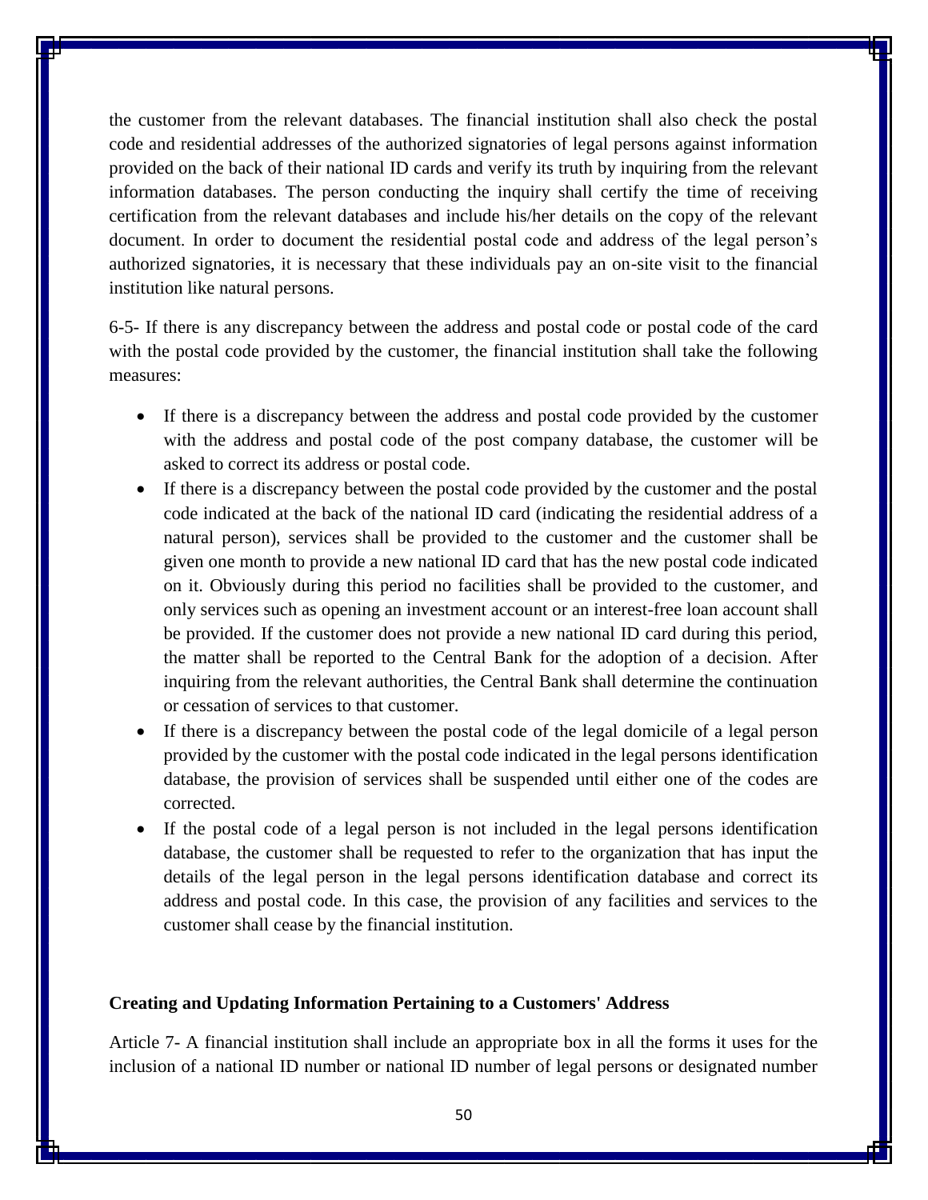the customer from the relevant databases. The financial institution shall also check the postal code and residential addresses of the authorized signatories of legal persons against information provided on the back of their national ID cards and verify its truth by inquiring from the relevant information databases. The person conducting the inquiry shall certify the time of receiving certification from the relevant databases and include his/her details on the copy of the relevant document. In order to document the residential postal code and address of the legal person's authorized signatories, it is necessary that these individuals pay an on-site visit to the financial institution like natural persons.

6-5- If there is any discrepancy between the address and postal code or postal code of the card with the postal code provided by the customer, the financial institution shall take the following measures:

- If there is a discrepancy between the address and postal code provided by the customer with the address and postal code of the post company database, the customer will be asked to correct its address or postal code.
- If there is a discrepancy between the postal code provided by the customer and the postal code indicated at the back of the national ID card (indicating the residential address of a natural person), services shall be provided to the customer and the customer shall be given one month to provide a new national ID card that has the new postal code indicated on it. Obviously during this period no facilities shall be provided to the customer, and only services such as opening an investment account or an interest-free loan account shall be provided. If the customer does not provide a new national ID card during this period, the matter shall be reported to the Central Bank for the adoption of a decision. After inquiring from the relevant authorities, the Central Bank shall determine the continuation or cessation of services to that customer.
- If there is a discrepancy between the postal code of the legal domicile of a legal person provided by the customer with the postal code indicated in the legal persons identification database, the provision of services shall be suspended until either one of the codes are corrected.
- If the postal code of a legal person is not included in the legal persons identification database, the customer shall be requested to refer to the organization that has input the details of the legal person in the legal persons identification database and correct its address and postal code. In this case, the provision of any facilities and services to the customer shall cease by the financial institution.

**Creating and Updating Information Pertaining to a Customers' Address**

Article 7- A financial institution shall include an appropriate box in all the forms it uses for the inclusion of a national ID number or national ID number of legal persons or designated number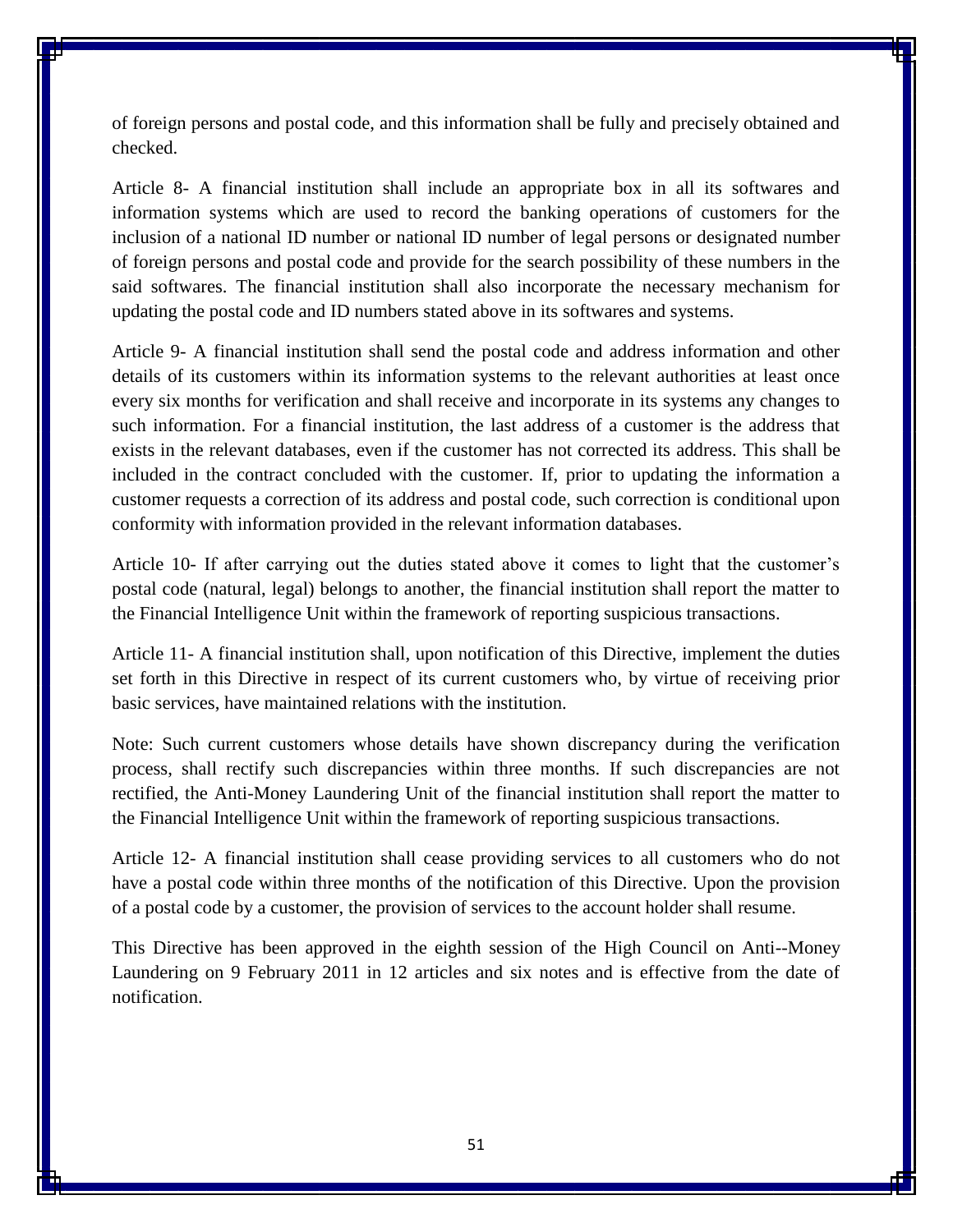of foreign persons and postal code, and this information shall be fully and precisely obtained and checked.

Article 8- A financial institution shall include an appropriate box in all its softwares and information systems which are used to record the banking operations of customers for the inclusion of a national ID number or national ID number of legal persons or designated number of foreign persons and postal code and provide for the search possibility of these numbers in the said softwares. The financial institution shall also incorporate the necessary mechanism for updating the postal code and ID numbers stated above in its softwares and systems.

Article 9- A financial institution shall send the postal code and address information and other details of its customers within its information systems to the relevant authorities at least once every six months for verification and shall receive and incorporate in its systems any changes to such information. For a financial institution, the last address of a customer is the address that exists in the relevant databases, even if the customer has not corrected its address. This shall be included in the contract concluded with the customer. If, prior to updating the information a customer requests a correction of its address and postal code, such correction is conditional upon conformity with information provided in the relevant information databases.

Article 10- If after carrying out the duties stated above it comes to light that the customer's postal code (natural, legal) belongs to another, the financial institution shall report the matter to the Financial Intelligence Unit within the framework of reporting suspicious transactions.

Article 11- A financial institution shall, upon notification of this Directive, implement the duties set forth in this Directive in respect of its current customers who, by virtue of receiving prior basic services, have maintained relations with the institution.

Note: Such current customers whose details have shown discrepancy during the verification process, shall rectify such discrepancies within three months. If such discrepancies are not rectified, the Anti-Money Laundering Unit of the financial institution shall report the matter to the Financial Intelligence Unit within the framework of reporting suspicious transactions.

Article 12- A financial institution shall cease providing services to all customers who do not have a postal code within three months of the notification of this Directive. Upon the provision of a postal code by a customer, the provision of services to the account holder shall resume.

This Directive has been approved in the eighth session of the High Council on Anti--Money Laundering on 9 February 2011 in 12 articles and six notes and is effective from the date of notification.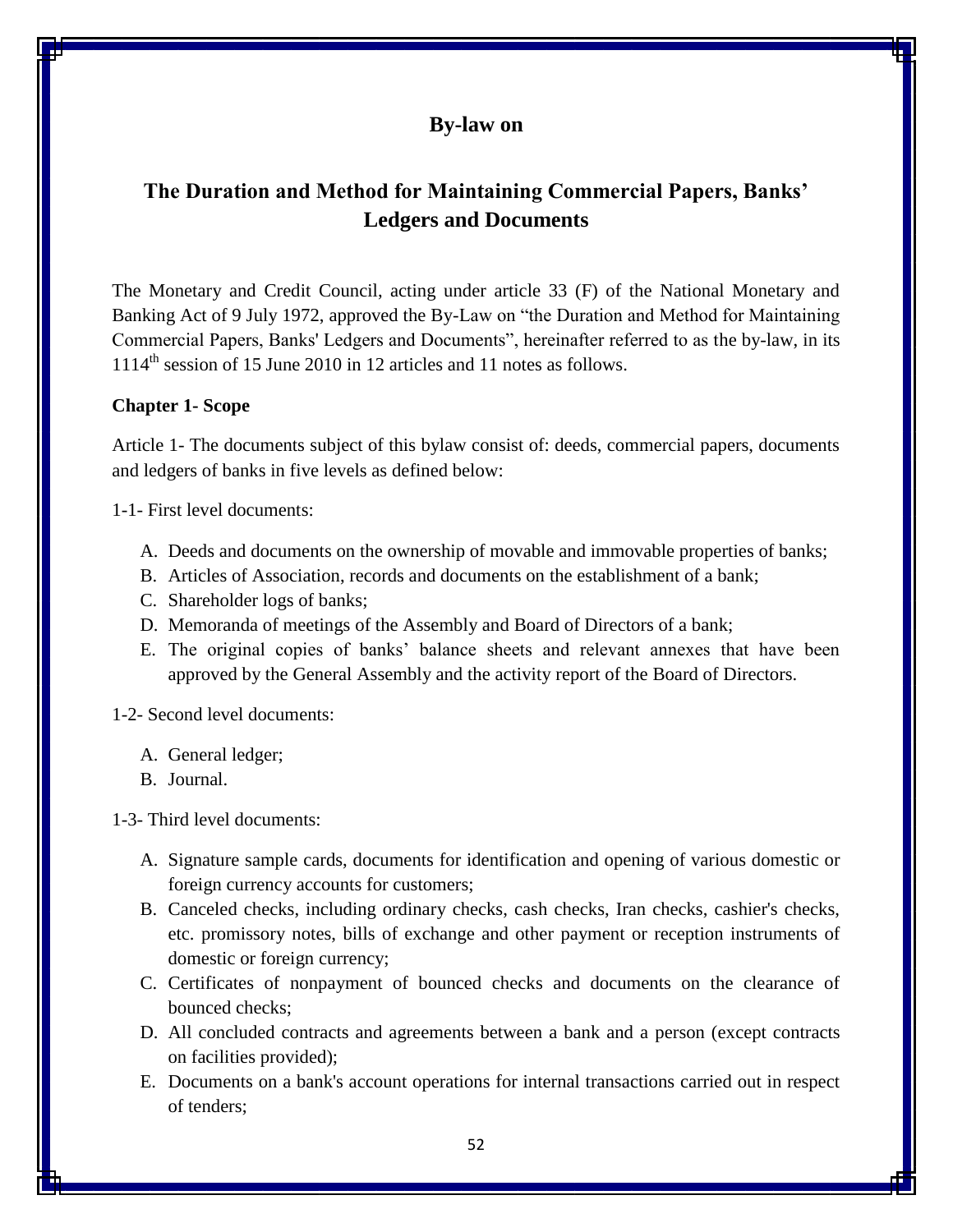## By-law on

# The Duration and Method for Maintaining Commercial Papers, Banks' Ledgers and Documents

The Monetary and Credit Council, acting under article 33 (F) of the National Monetary and Banking Act of 9 July 1972, approved the By-Law on "the Duration and Method for Maintaining Commercial Papers, Banks' Ledgers and Documents", hereinafter referred to as the by-law, in its 1114th session of 15 June 2010 in 12 articles and 11 notes as follows.

### Chapter 1- Scope

Article 1- The documents subject of this bylaw consist of: deeds, commercial papers, documents and ledgers of banks in five levels as defined below:

1-1- First level documents:

A. Deeds and documents on the ownership of movable and immovable properties of banks;
B. Articles of Association, records and documents on the establishment of a bank;
C. Shareholder logs of banks;
D. Memoranda of meetings of the Assembly and Board of Directors of a bank;
E. The original copies of banks' balance sheets and relevant annexes that have been approved by the General Assembly and the activity report of the Board of Directors.

1-2- Second level documents:

A. General ledger;
B. Journal.

1-3- Third level documents:

A. Signature sample cards, documents for identification and opening of various domestic or foreign currency accounts for customers;
B. Canceled checks, including ordinary checks, cash checks, Iran checks, cashier's checks, etc. promissory notes, bills of exchange and other payment or reception instruments of domestic or foreign currency;
C. Certificates of nonpayment of bounced checks and documents on the clearance of bounced checks;
D. All concluded contracts and agreements between a bank and a person (except contracts on facilities provided);
E. Documents on a bank's account operations for internal transactions carried out in respect of tenders;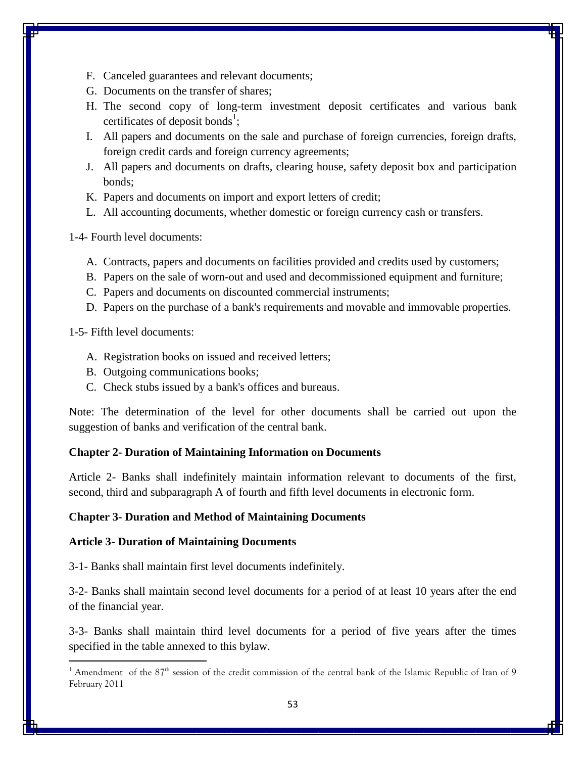F. Canceled guarantees and relevant documents;
G. Documents on the transfer of shares;
H. The second copy of long-term investment deposit certificates and various bank certificates of deposit bonds[1];
I. All papers and documents on the sale and purchase of foreign currencies, foreign drafts, foreign credit cards and foreign currency agreements;
J. All papers and documents on drafts, clearing house, safety deposit box and participation bonds;
K. Papers and documents on import and export letters of credit;
L. All accounting documents, whether domestic or foreign currency cash or transfers.

1-4- Fourth level documents:

A. Contracts, papers and documents on facilities provided and credits used by customers;
B. Papers on the sale of worn-out and used and decommissioned equipment and furniture;
C. Papers and documents on discounted commercial instruments;
D. Papers on the purchase of a bank's requirements and movable and immovable properties.

1-5- Fifth level documents:

A. Registration books on issued and received letters;
B. Outgoing communications books;
C. Check stubs issued by a bank's offices and bureaus.

Note: The determination of the level for other documents shall be carried out upon the suggestion of banks and verification of the central bank.

**Chapter 2- Duration of Maintaining Information on Documents**

Article 2- Banks shall indefinitely maintain information relevant to documents of the first, second, third and subparagraph A of fourth and fifth level documents in electronic form.

**Chapter 3- Duration and Method of Maintaining Documents**

**Article 3- Duration of Maintaining Documents**

3-1- Banks shall maintain first level documents indefinitely.

3-2- Banks shall maintain second level documents for a period of at least 10 years after the end of the financial year.

3-3- Banks shall maintain third level documents for a period of five years after the times specified in the table annexed to this bylaw.

---

[1] Amendment of the 87th session of the credit commission of the central bank of the Islamic Republic of Iran of 9 February 2011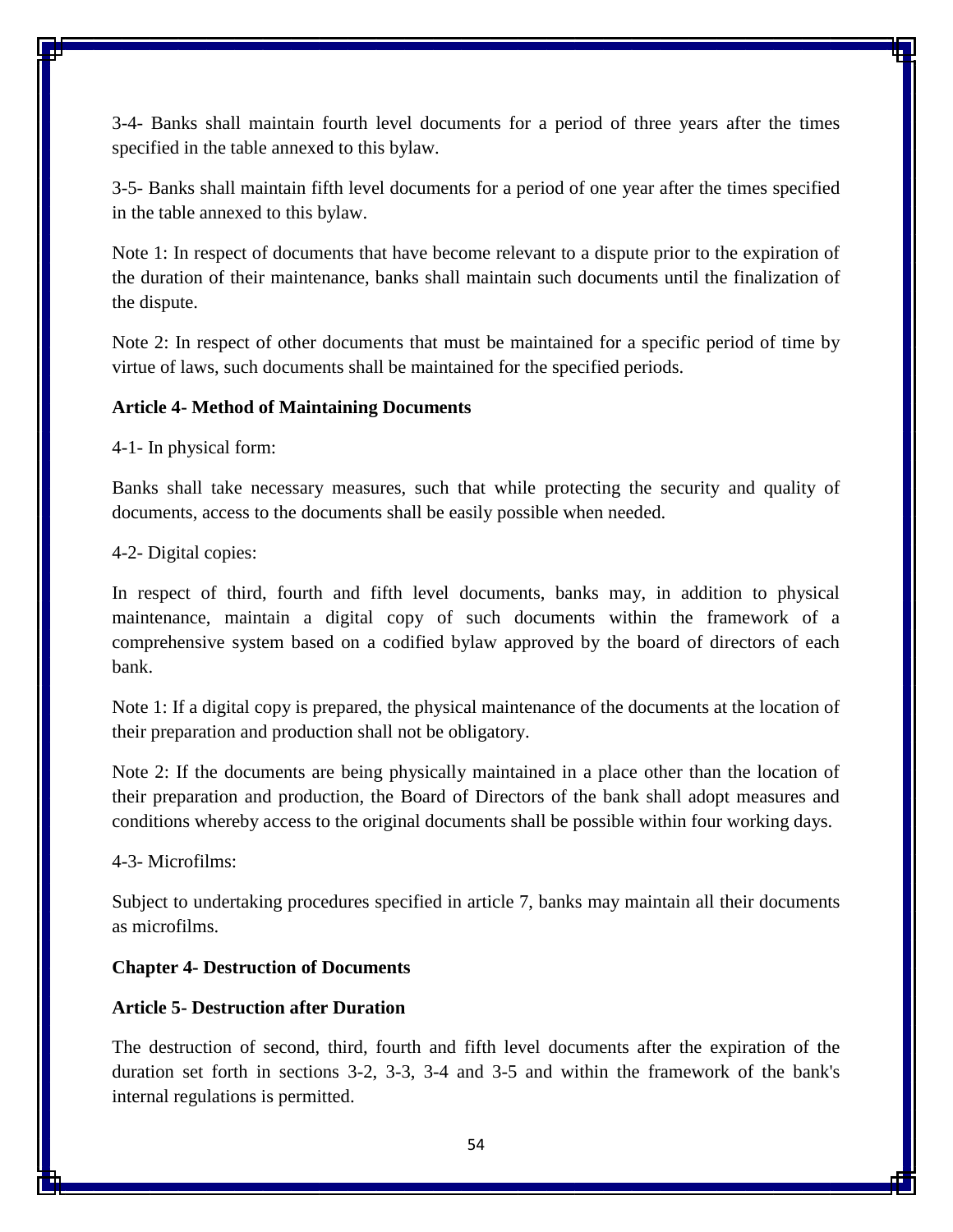3-4- Banks shall maintain fourth level documents for a period of three years after the times specified in the table annexed to this bylaw.

3-5- Banks shall maintain fifth level documents for a period of one year after the times specified in the table annexed to this bylaw.

Note 1: In respect of documents that have become relevant to a dispute prior to the expiration of the duration of their maintenance, banks shall maintain such documents until the finalization of the dispute.

Note 2: In respect of other documents that must be maintained for a specific period of time by virtue of laws, such documents shall be maintained for the specified periods.

**Article 4- Method of Maintaining Documents**

4-1- In physical form:

Banks shall take necessary measures, such that while protecting the security and quality of documents, access to the documents shall be easily possible when needed.

4-2- Digital copies:

In respect of third, fourth and fifth level documents, banks may, in addition to physical maintenance, maintain a digital copy of such documents within the framework of a comprehensive system based on a codified bylaw approved by the board of directors of each bank.

Note 1: If a digital copy is prepared, the physical maintenance of the documents at the location of their preparation and production shall not be obligatory.

Note 2: If the documents are being physically maintained in a place other than the location of their preparation and production, the Board of Directors of the bank shall adopt measures and conditions whereby access to the original documents shall be possible within four working days.

4-3- Microfilms:

Subject to undertaking procedures specified in article 7, banks may maintain all their documents as microfilms.

**Chapter 4- Destruction of Documents**

**Article 5- Destruction after Duration**

The destruction of second, third, fourth and fifth level documents after the expiration of the duration set forth in sections 3-2, 3-3, 3-4 and 3-5 and within the framework of the bank's internal regulations is permitted.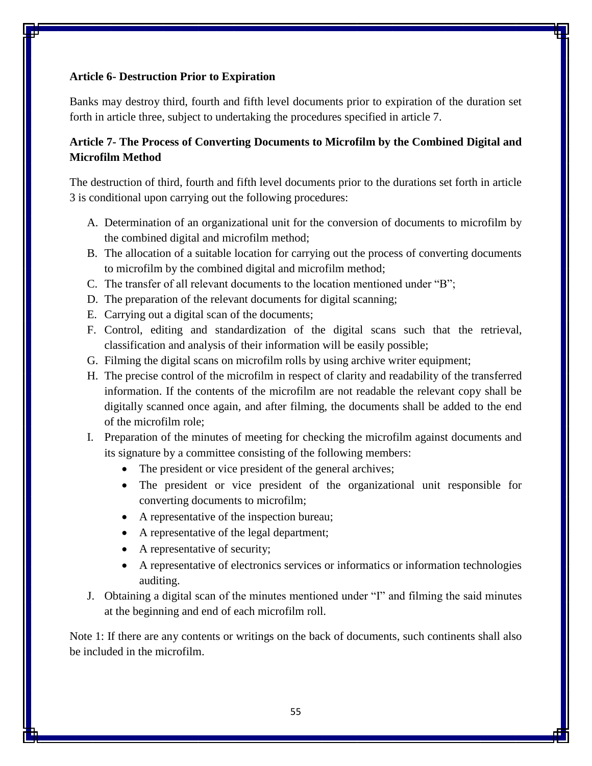**Article 6- Destruction Prior to Expiration**

Banks may destroy third, fourth and fifth level documents prior to expiration of the duration set forth in article three, subject to undertaking the procedures specified in article 7.

**Article 7- The Process of Converting Documents to Microfilm by the Combined Digital and Microfilm Method**

The destruction of third, fourth and fifth level documents prior to the durations set forth in article 3 is conditional upon carrying out the following procedures:

A. Determination of an organizational unit for the conversion of documents to microfilm by the combined digital and microfilm method;
B. The allocation of a suitable location for carrying out the process of converting documents to microfilm by the combined digital and microfilm method;
C. The transfer of all relevant documents to the location mentioned under "B";
D. The preparation of the relevant documents for digital scanning;
E. Carrying out a digital scan of the documents;
F. Control, editing and standardization of the digital scans such that the retrieval, classification and analysis of their information will be easily possible;
G. Filming the digital scans on microfilm rolls by using archive writer equipment;
H. The precise control of the microfilm in respect of clarity and readability of the transferred information. If the contents of the microfilm are not readable the relevant copy shall be digitally scanned once again, and after filming, the documents shall be added to the end of the microfilm role;
I. Preparation of the minutes of meeting for checking the microfilm against documents and its signature by a committee consisting of the following members:
   - The president or vice president of the general archives;
   - The president or vice president of the organizational unit responsible for converting documents to microfilm;
   - A representative of the inspection bureau;
   - A representative of the legal department;
   - A representative of security;
   - A representative of electronics services or informatics or information technologies auditing.
J. Obtaining a digital scan of the minutes mentioned under "I" and filming the said minutes at the beginning and end of each microfilm roll.

Note 1: If there are any contents or writings on the back of documents, such continents shall also be included in the microfilm.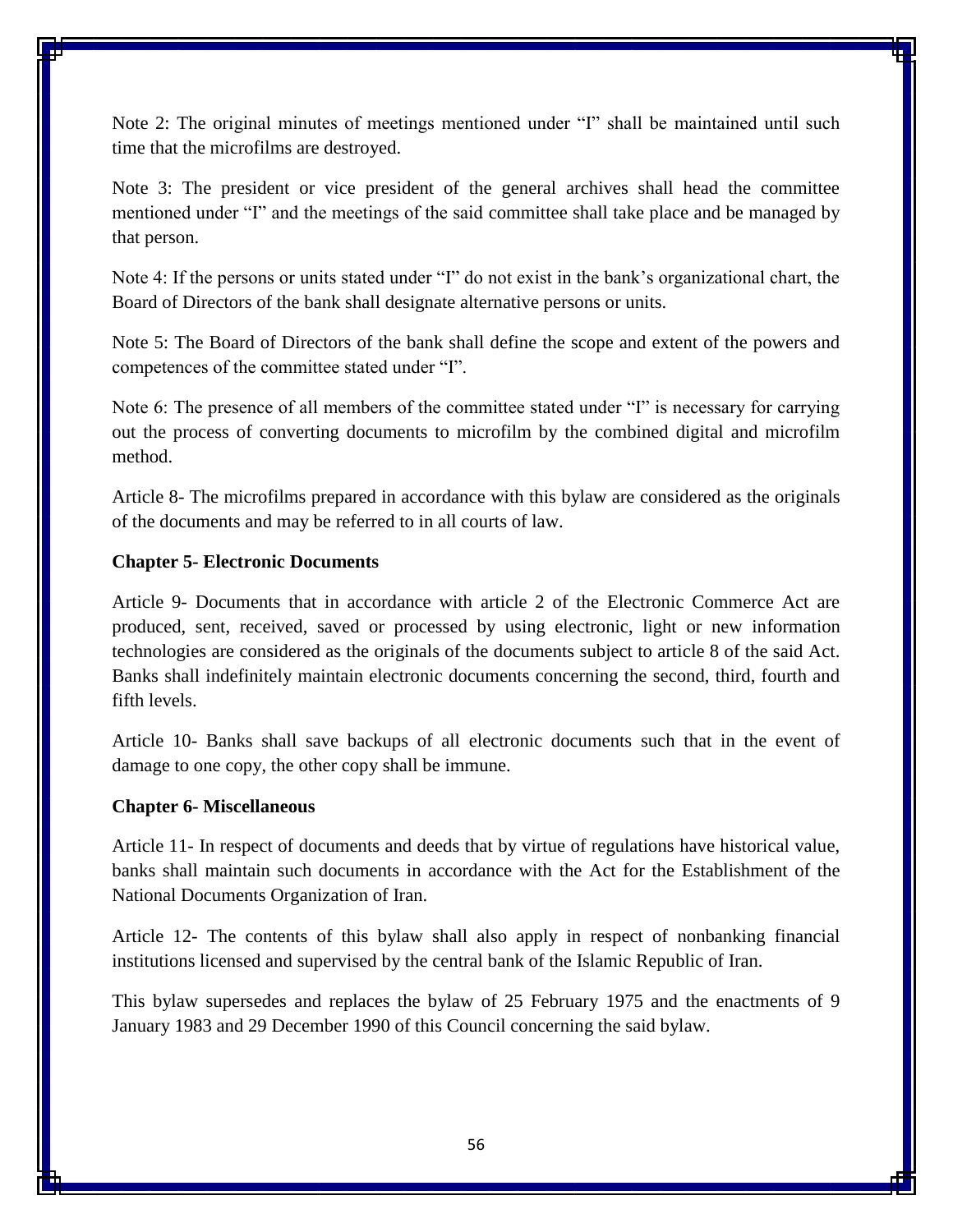Note 2: The original minutes of meetings mentioned under “I” shall be maintained until such time that the microfilms are destroyed.

Note 3: The president or vice president of the general archives shall head the committee mentioned under “I” and the meetings of the said committee shall take place and be managed by that person.

Note 4: If the persons or units stated under “I” do not exist in the bank’s organizational chart, the Board of Directors of the bank shall designate alternative persons or units.

Note 5: The Board of Directors of the bank shall define the scope and extent of the powers and competences of the committee stated under “I”.

Note 6: The presence of all members of the committee stated under “I” is necessary for carrying out the process of converting documents to microfilm by the combined digital and microfilm method.

Article 8- The microfilms prepared in accordance with this bylaw are considered as the originals of the documents and may be referred to in all courts of law.

**Chapter 5- Electronic Documents**

Article 9- Documents that in accordance with article 2 of the Electronic Commerce Act are produced, sent, received, saved or processed by using electronic, light or new information technologies are considered as the originals of the documents subject to article 8 of the said Act. Banks shall indefinitely maintain electronic documents concerning the second, third, fourth and fifth levels.

Article 10- Banks shall save backups of all electronic documents such that in the event of damage to one copy, the other copy shall be immune.

**Chapter 6- Miscellaneous**

Article 11- In respect of documents and deeds that by virtue of regulations have historical value, banks shall maintain such documents in accordance with the Act for the Establishment of the National Documents Organization of Iran.

Article 12- The contents of this bylaw shall also apply in respect of nonbanking financial institutions licensed and supervised by the central bank of the Islamic Republic of Iran.

This bylaw supersedes and replaces the bylaw of 25 February 1975 and the enactments of 9 January 1983 and 29 December 1990 of this Council concerning the said bylaw.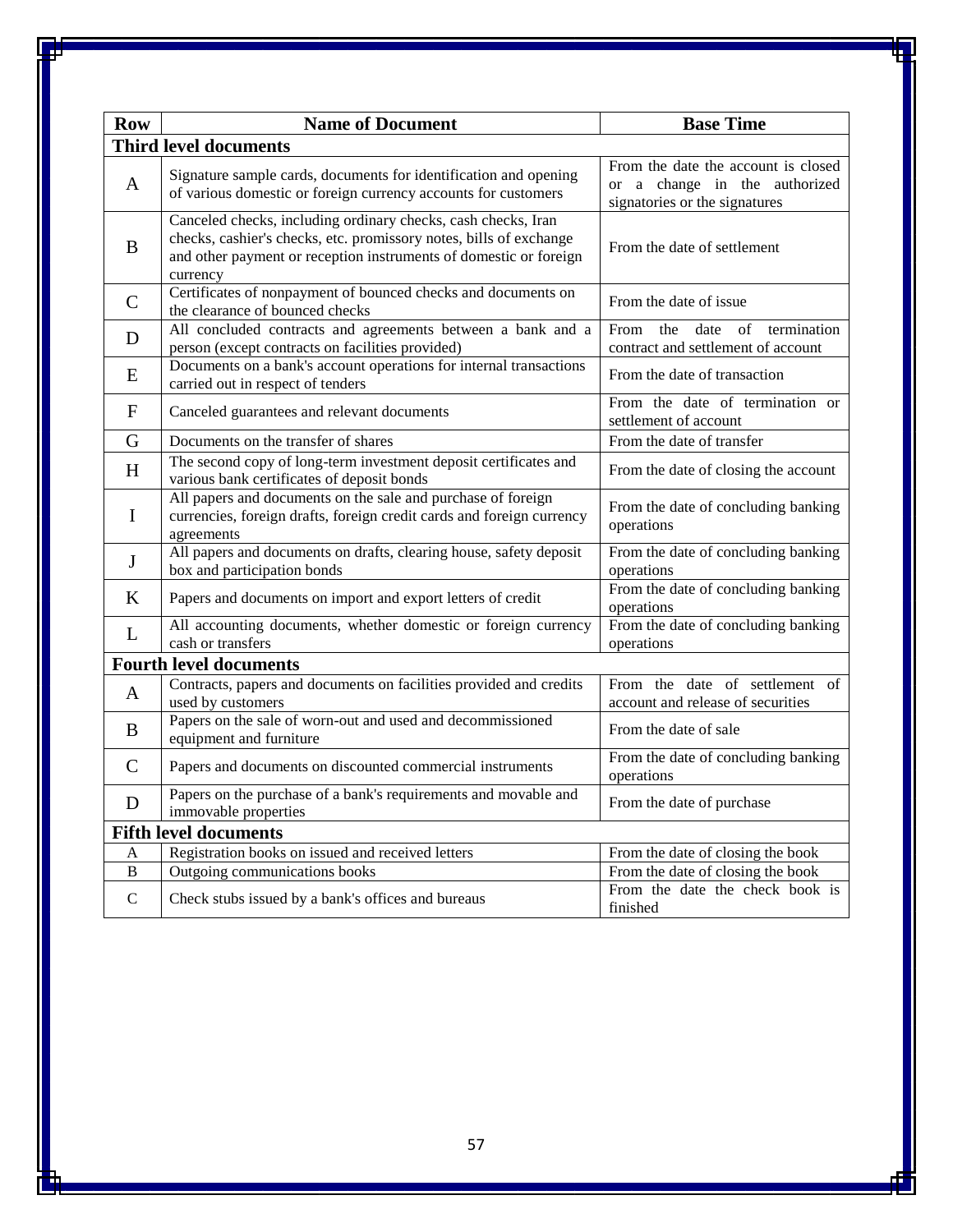| Row | Name of Document | Base Time |
|---|---|---|
| **Third level documents** | | |
| A | Signature sample cards, documents for identification and opening of various domestic or foreign currency accounts for customers | From the date the account is closed or a change in the authorized signatories or the signatures |
| B | Canceled checks, including ordinary checks, cash checks, Iran checks, cashier's checks, etc. promissory notes, bills of exchange and other payment or reception instruments of domestic or foreign currency | From the date of settlement |
| C | Certificates of nonpayment of bounced checks and documents on the clearance of bounced checks | From the date of issue |
| D | All concluded contracts and agreements between a bank and a person (except contracts on facilities provided) | From the date of termination contract and settlement of account |
| E | Documents on a bank's account operations for internal transactions carried out in respect of tenders | From the date of transaction |
| F | Canceled guarantees and relevant documents | From the date of termination or settlement of account |
| G | Documents on the transfer of shares | From the date of transfer |
| H | The second copy of long-term investment deposit certificates and various bank certificates of deposit bonds | From the date of closing the account |
| I | All papers and documents on the sale and purchase of foreign currencies, foreign drafts, foreign credit cards and foreign currency agreements | From the date of concluding banking operations |
| J | All papers and documents on drafts, clearing house, safety deposit box and participation bonds | From the date of concluding banking operations |
| K | Papers and documents on import and export letters of credit | From the date of concluding banking operations |
| L | All accounting documents, whether domestic or foreign currency cash or transfers | From the date of concluding banking operations |
| **Fourth level documents** | | |
| A | Contracts, papers and documents on facilities provided and credits used by customers | From the date of settlement of account and release of securities |
| B | Papers on the sale of worn-out and used and decommissioned equipment and furniture | From the date of sale |
| C | Papers and documents on discounted commercial instruments | From the date of concluding banking operations |
| D | Papers on the purchase of a bank's requirements and movable and immovable properties | From the date of purchase |
| **Fifth level documents** | | |
| A | Registration books on issued and received letters | From the date of closing the book |
| B | Outgoing communications books | From the date of closing the book |
| C | Check stubs issued by a bank's offices and bureaus | From the date the check book is finished |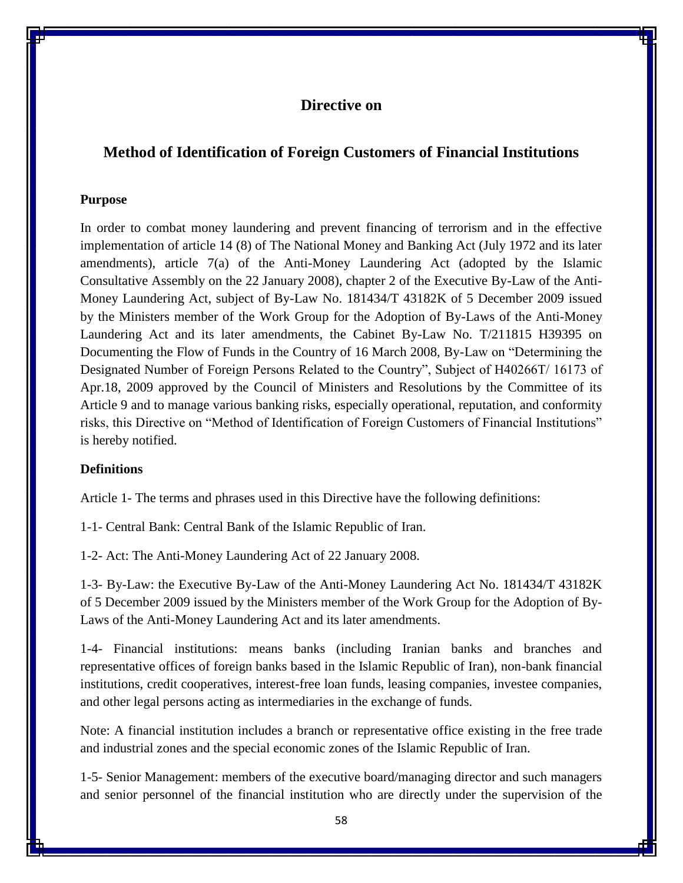# Directive on

# Method of Identification of Foreign Customers of Financial Institutions

**Purpose**

In order to combat money laundering and prevent financing of terrorism and in the effective implementation of article 14 (8) of The National Money and Banking Act (July 1972 and its later amendments), article 7(a) of the Anti-Money Laundering Act (adopted by the Islamic Consultative Assembly on the 22 January 2008), chapter 2 of the Executive By-Law of the Anti-Money Laundering Act, subject of By-Law No. 181434/T 43182K of 5 December 2009 issued by the Ministers member of the Work Group for the Adoption of By-Laws of the Anti-Money Laundering Act and its later amendments, the Cabinet By-Law No. T/211815 H39395 on Documenting the Flow of Funds in the Country of 16 March 2008, By-Law on "Determining the Designated Number of Foreign Persons Related to the Country", Subject of H40266T/ 16173 of Apr.18, 2009 approved by the Council of Ministers and Resolutions by the Committee of its Article 9 and to manage various banking risks, especially operational, reputation, and conformity risks, this Directive on "Method of Identification of Foreign Customers of Financial Institutions" is hereby notified.

**Definitions**

Article 1- The terms and phrases used in this Directive have the following definitions:

1-1- Central Bank: Central Bank of the Islamic Republic of Iran.

1-2- Act: The Anti-Money Laundering Act of 22 January 2008.

1-3- By-Law: the Executive By-Law of the Anti-Money Laundering Act No. 181434/T 43182K of 5 December 2009 issued by the Ministers member of the Work Group for the Adoption of By-Laws of the Anti-Money Laundering Act and its later amendments.

1-4- Financial institutions: means banks (including Iranian banks and branches and representative offices of foreign banks based in the Islamic Republic of Iran), non-bank financial institutions, credit cooperatives, interest-free loan funds, leasing companies, investee companies, and other legal persons acting as intermediaries in the exchange of funds.

Note: A financial institution includes a branch or representative office existing in the free trade and industrial zones and the special economic zones of the Islamic Republic of Iran.

1-5- Senior Management: members of the executive board/managing director and such managers and senior personnel of the financial institution who are directly under the supervision of the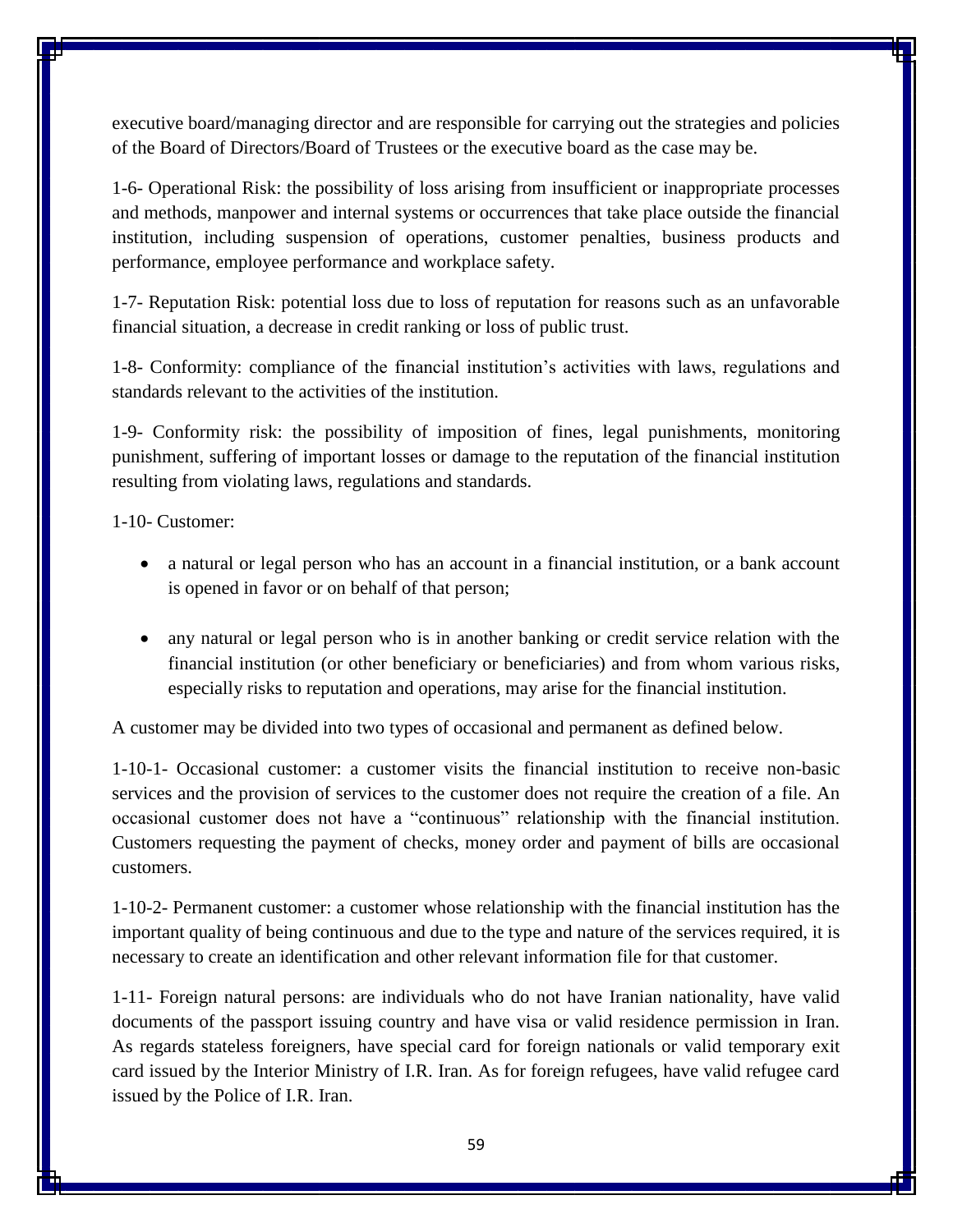executive board/managing director and are responsible for carrying out the strategies and policies of the Board of Directors/Board of Trustees or the executive board as the case may be.

1-6- Operational Risk: the possibility of loss arising from insufficient or inappropriate processes and methods, manpower and internal systems or occurrences that take place outside the financial institution, including suspension of operations, customer penalties, business products and performance, employee performance and workplace safety.

1-7- Reputation Risk: potential loss due to loss of reputation for reasons such as an unfavorable financial situation, a decrease in credit ranking or loss of public trust.

1-8- Conformity: compliance of the financial institution's activities with laws, regulations and standards relevant to the activities of the institution.

1-9- Conformity risk: the possibility of imposition of fines, legal punishments, monitoring punishment, suffering of important losses or damage to the reputation of the financial institution resulting from violating laws, regulations and standards.

1-10- Customer:

- a natural or legal person who has an account in a financial institution, or a bank account is opened in favor or on behalf of that person;
- any natural or legal person who is in another banking or credit service relation with the financial institution (or other beneficiary or beneficiaries) and from whom various risks, especially risks to reputation and operations, may arise for the financial institution.

A customer may be divided into two types of occasional and permanent as defined below.

1-10-1- Occasional customer: a customer visits the financial institution to receive non-basic services and the provision of services to the customer does not require the creation of a file. An occasional customer does not have a "continuous" relationship with the financial institution. Customers requesting the payment of checks, money order and payment of bills are occasional customers.

1-10-2- Permanent customer: a customer whose relationship with the financial institution has the important quality of being continuous and due to the type and nature of the services required, it is necessary to create an identification and other relevant information file for that customer.

1-11- Foreign natural persons: are individuals who do not have Iranian nationality, have valid documents of the passport issuing country and have visa or valid residence permission in Iran. As regards stateless foreigners, have special card for foreign nationals or valid temporary exit card issued by the Interior Ministry of I.R. Iran. As for foreign refugees, have valid refugee card issued by the Police of I.R. Iran.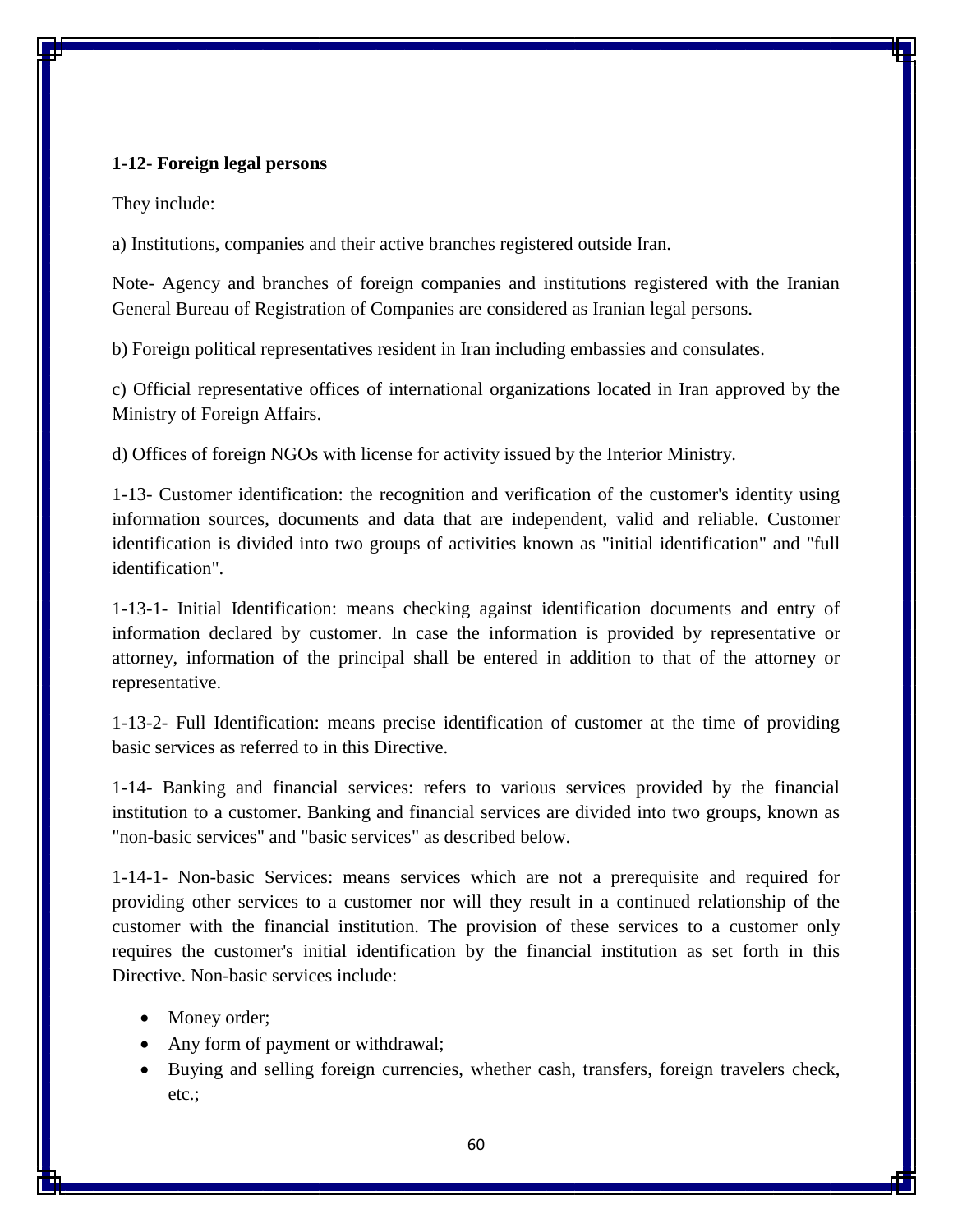**1-12- Foreign legal persons**

They include:

a) Institutions, companies and their active branches registered outside Iran.

Note- Agency and branches of foreign companies and institutions registered with the Iranian General Bureau of Registration of Companies are considered as Iranian legal persons.

b) Foreign political representatives resident in Iran including embassies and consulates.

c) Official representative offices of international organizations located in Iran approved by the Ministry of Foreign Affairs.

d) Offices of foreign NGOs with license for activity issued by the Interior Ministry.

1-13- Customer identification: the recognition and verification of the customer's identity using information sources, documents and data that are independent, valid and reliable. Customer identification is divided into two groups of activities known as "initial identification" and "full identification".

1-13-1- Initial Identification: means checking against identification documents and entry of information declared by customer. In case the information is provided by representative or attorney, information of the principal shall be entered in addition to that of the attorney or representative.

1-13-2- Full Identification: means precise identification of customer at the time of providing basic services as referred to in this Directive.

1-14- Banking and financial services: refers to various services provided by the financial institution to a customer. Banking and financial services are divided into two groups, known as "non-basic services" and "basic services" as described below.

1-14-1- Non-basic Services: means services which are not a prerequisite and required for providing other services to a customer nor will they result in a continued relationship of the customer with the financial institution. The provision of these services to a customer only requires the customer's initial identification by the financial institution as set forth in this Directive. Non-basic services include:

- Money order;
- Any form of payment or withdrawal;
- Buying and selling foreign currencies, whether cash, transfers, foreign travelers check, etc.;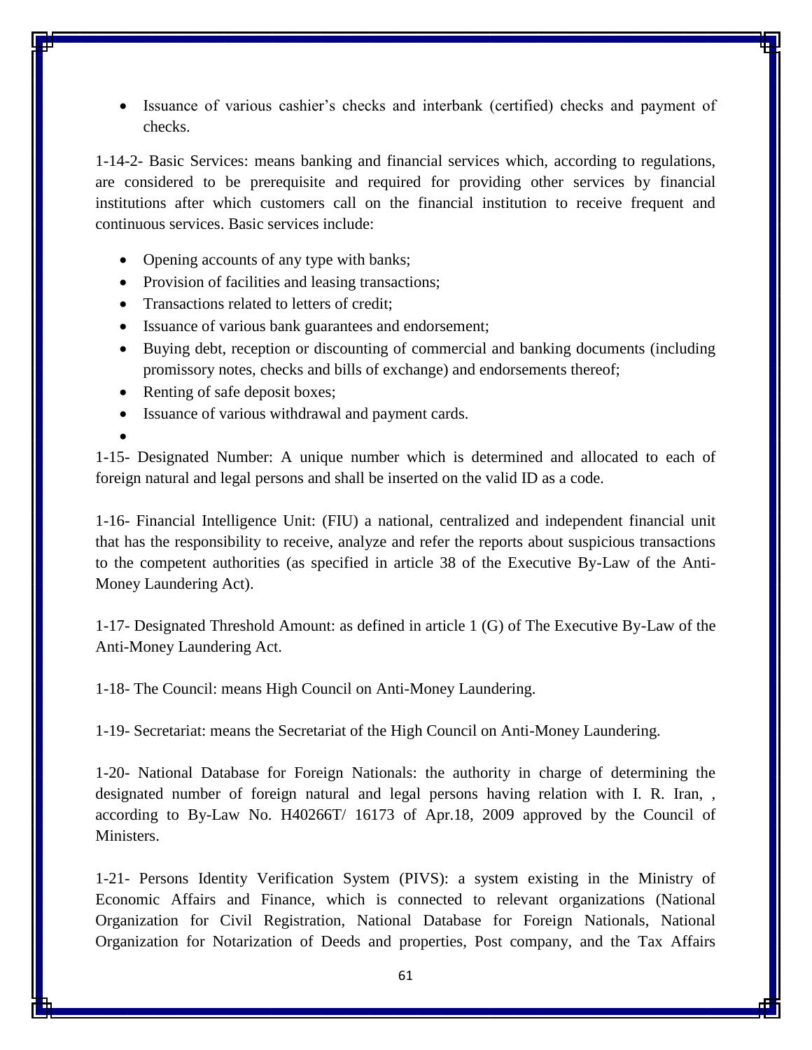- Issuance of various cashier's checks and interbank (certified) checks and payment of checks.

1-14-2- Basic Services: means banking and financial services which, according to regulations, are considered to be prerequisite and required for providing other services by financial institutions after which customers call on the financial institution to receive frequent and continuous services. Basic services include:

- Opening accounts of any type with banks;
- Provision of facilities and leasing transactions;
- Transactions related to letters of credit;
- Issuance of various bank guarantees and endorsement;
- Buying debt, reception or discounting of commercial and banking documents (including promissory notes, checks and bills of exchange) and endorsements thereof;
- Renting of safe deposit boxes;
- Issuance of various withdrawal and payment cards.

1-15- Designated Number: A unique number which is determined and allocated to each of foreign natural and legal persons and shall be inserted on the valid ID as a code.

1-16- Financial Intelligence Unit: (FIU) a national, centralized and independent financial unit that has the responsibility to receive, analyze and refer the reports about suspicious transactions to the competent authorities (as specified in article 38 of the Executive By-Law of the Anti-Money Laundering Act).

1-17- Designated Threshold Amount: as defined in article 1 (G) of The Executive By-Law of the Anti-Money Laundering Act.

1-18- The Council: means High Council on Anti-Money Laundering.

1-19- Secretariat: means the Secretariat of the High Council on Anti-Money Laundering.

1-20- National Database for Foreign Nationals: the authority in charge of determining the designated number of foreign natural and legal persons having relation with I. R. Iran, , according to By-Law No. H40266T/ 16173 of Apr.18, 2009 approved by the Council of Ministers.

1-21- Persons Identity Verification System (PIVS): a system existing in the Ministry of Economic Affairs and Finance, which is connected to relevant organizations (National Organization for Civil Registration, National Database for Foreign Nationals, National Organization for Notarization of Deeds and properties, Post company, and the Tax Affairs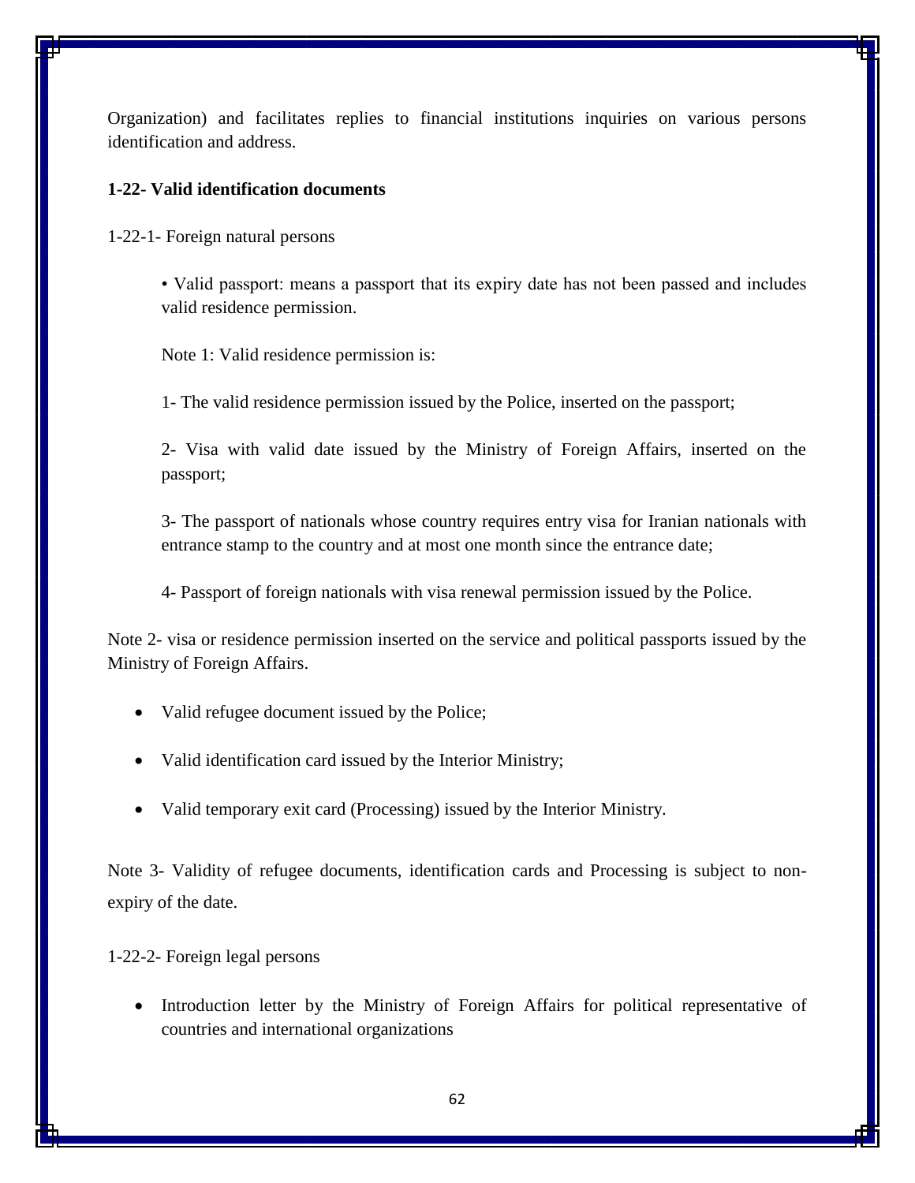Organization) and facilitates replies to financial institutions inquiries on various persons identification and address.

**1-22- Valid identification documents**

1-22-1- Foreign natural persons

• Valid passport: means a passport that its expiry date has not been passed and includes valid residence permission.

Note 1: Valid residence permission is:

1- The valid residence permission issued by the Police, inserted on the passport;

2- Visa with valid date issued by the Ministry of Foreign Affairs, inserted on the passport;

3- The passport of nationals whose country requires entry visa for Iranian nationals with entrance stamp to the country and at most one month since the entrance date;

4- Passport of foreign nationals with visa renewal permission issued by the Police.

Note 2- visa or residence permission inserted on the service and political passports issued by the Ministry of Foreign Affairs.

- Valid refugee document issued by the Police;
- Valid identification card issued by the Interior Ministry;
- Valid temporary exit card (Processing) issued by the Interior Ministry.

Note 3- Validity of refugee documents, identification cards and Processing is subject to non-expiry of the date.

1-22-2- Foreign legal persons

- Introduction letter by the Ministry of Foreign Affairs for political representative of countries and international organizations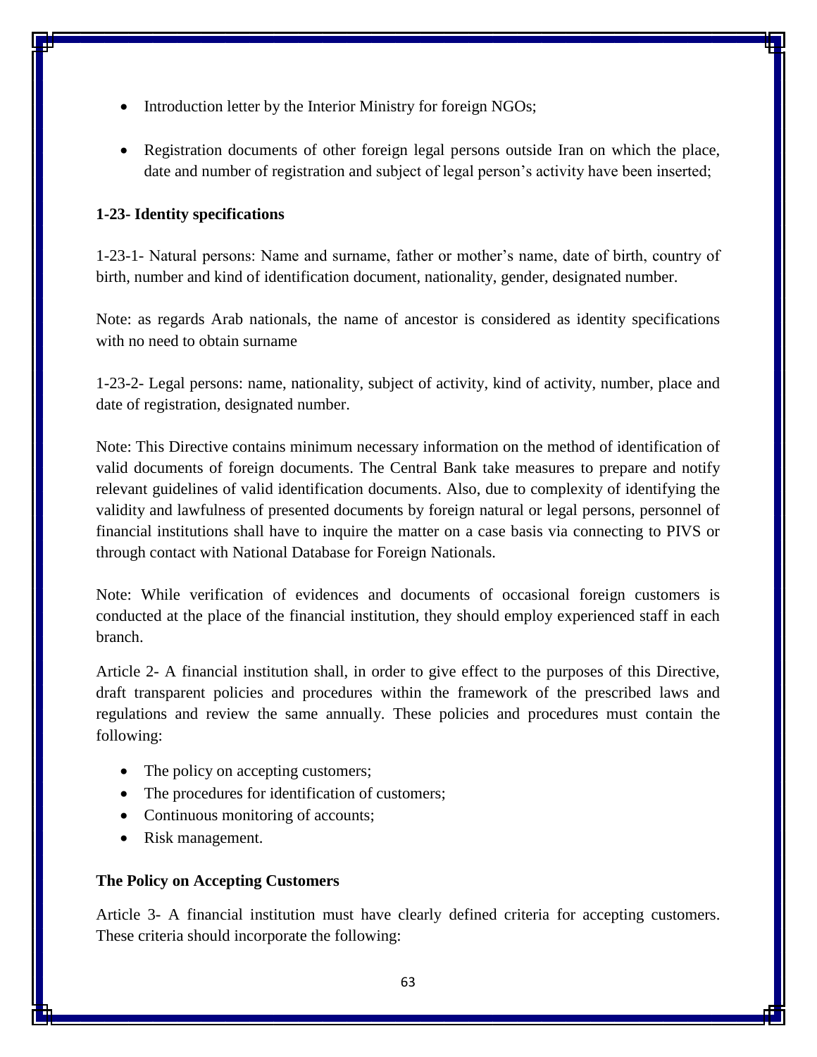- Introduction letter by the Interior Ministry for foreign NGOs;

- Registration documents of other foreign legal persons outside Iran on which the place, date and number of registration and subject of legal person's activity have been inserted;

**1-23- Identity specifications**

1-23-1- Natural persons: Name and surname, father or mother's name, date of birth, country of birth, number and kind of identification document, nationality, gender, designated number.

Note: as regards Arab nationals, the name of ancestor is considered as identity specifications with no need to obtain surname

1-23-2- Legal persons: name, nationality, subject of activity, kind of activity, number, place and date of registration, designated number.

Note: This Directive contains minimum necessary information on the method of identification of valid documents of foreign documents. The Central Bank take measures to prepare and notify relevant guidelines of valid identification documents. Also, due to complexity of identifying the validity and lawfulness of presented documents by foreign natural or legal persons, personnel of financial institutions shall have to inquire the matter on a case basis via connecting to PIVS or through contact with National Database for Foreign Nationals.

Note: While verification of evidences and documents of occasional foreign customers is conducted at the place of the financial institution, they should employ experienced staff in each branch.

Article 2- A financial institution shall, in order to give effect to the purposes of this Directive, draft transparent policies and procedures within the framework of the prescribed laws and regulations and review the same annually. These policies and procedures must contain the following:

- The policy on accepting customers;
- The procedures for identification of customers;
- Continuous monitoring of accounts;
- Risk management.

**The Policy on Accepting Customers**

Article 3- A financial institution must have clearly defined criteria for accepting customers. These criteria should incorporate the following: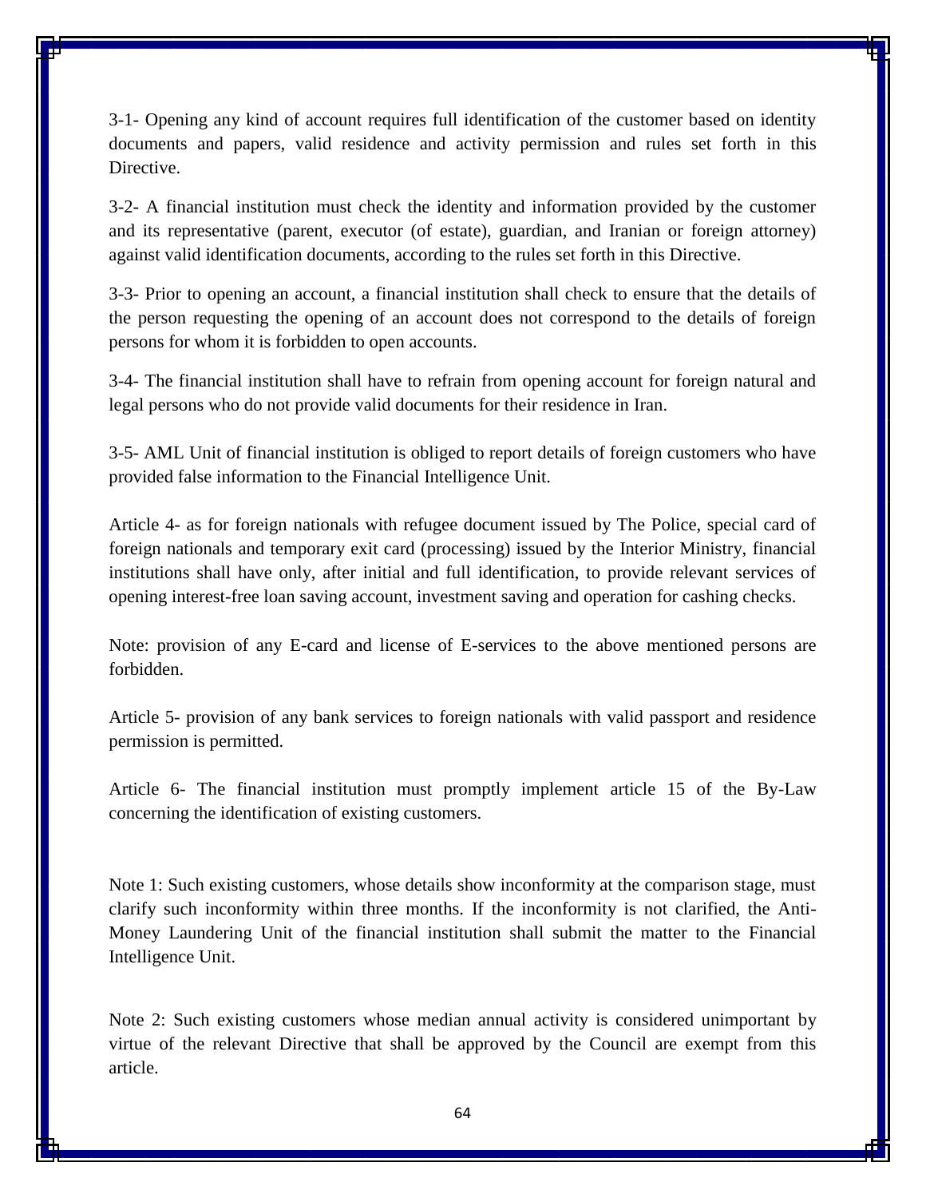3-1- Opening any kind of account requires full identification of the customer based on identity documents and papers, valid residence and activity permission and rules set forth in this Directive.

3-2- A financial institution must check the identity and information provided by the customer and its representative (parent, executor (of estate), guardian, and Iranian or foreign attorney) against valid identification documents, according to the rules set forth in this Directive.

3-3- Prior to opening an account, a financial institution shall check to ensure that the details of the person requesting the opening of an account does not correspond to the details of foreign persons for whom it is forbidden to open accounts.

3-4- The financial institution shall have to refrain from opening account for foreign natural and legal persons who do not provide valid documents for their residence in Iran.

3-5- AML Unit of financial institution is obliged to report details of foreign customers who have provided false information to the Financial Intelligence Unit.

Article 4- as for foreign nationals with refugee document issued by The Police, special card of foreign nationals and temporary exit card (processing) issued by the Interior Ministry, financial institutions shall have only, after initial and full identification, to provide relevant services of opening interest-free loan saving account, investment saving and operation for cashing checks.

Note: provision of any E-card and license of E-services to the above mentioned persons are forbidden.

Article 5- provision of any bank services to foreign nationals with valid passport and residence permission is permitted.

Article 6- The financial institution must promptly implement article 15 of the By-Law concerning the identification of existing customers.

Note 1: Such existing customers, whose details show inconformity at the comparison stage, must clarify such inconformity within three months. If the inconformity is not clarified, the Anti-Money Laundering Unit of the financial institution shall submit the matter to the Financial Intelligence Unit.

Note 2: Such existing customers whose median annual activity is considered unimportant by virtue of the relevant Directive that shall be approved by the Council are exempt from this article.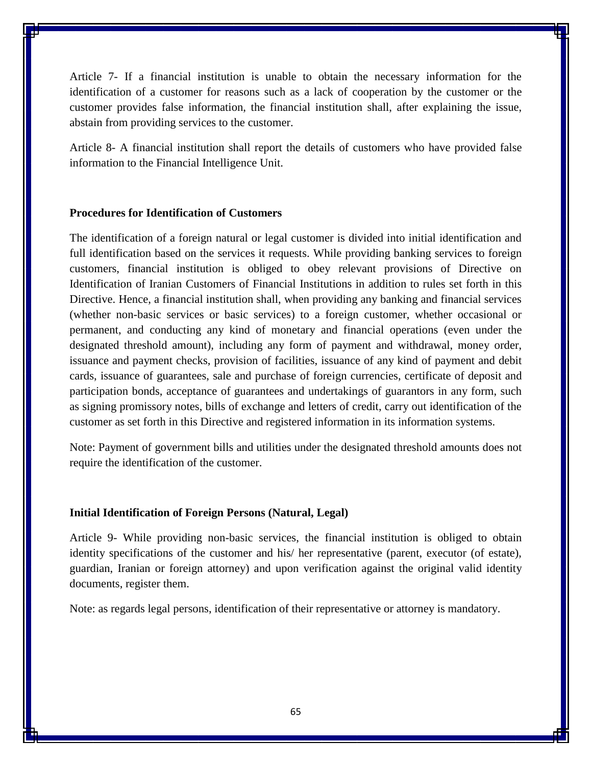Article 7- If a financial institution is unable to obtain the necessary information for the identification of a customer for reasons such as a lack of cooperation by the customer or the customer provides false information, the financial institution shall, after explaining the issue, abstain from providing services to the customer.

Article 8- A financial institution shall report the details of customers who have provided false information to the Financial Intelligence Unit.

**Procedures for Identification of Customers**

The identification of a foreign natural or legal customer is divided into initial identification and full identification based on the services it requests. While providing banking services to foreign customers, financial institution is obliged to obey relevant provisions of Directive on Identification of Iranian Customers of Financial Institutions in addition to rules set forth in this Directive. Hence, a financial institution shall, when providing any banking and financial services (whether non-basic services or basic services) to a foreign customer, whether occasional or permanent, and conducting any kind of monetary and financial operations (even under the designated threshold amount), including any form of payment and withdrawal, money order, issuance and payment checks, provision of facilities, issuance of any kind of payment and debit cards, issuance of guarantees, sale and purchase of foreign currencies, certificate of deposit and participation bonds, acceptance of guarantees and undertakings of guarantors in any form, such as signing promissory notes, bills of exchange and letters of credit, carry out identification of the customer as set forth in this Directive and registered information in its information systems.

Note: Payment of government bills and utilities under the designated threshold amounts does not require the identification of the customer.

**Initial Identification of Foreign Persons (Natural, Legal)**

Article 9- While providing non-basic services, the financial institution is obliged to obtain identity specifications of the customer and his/ her representative (parent, executor (of estate), guardian, Iranian or foreign attorney) and upon verification against the original valid identity documents, register them.

Note: as regards legal persons, identification of their representative or attorney is mandatory.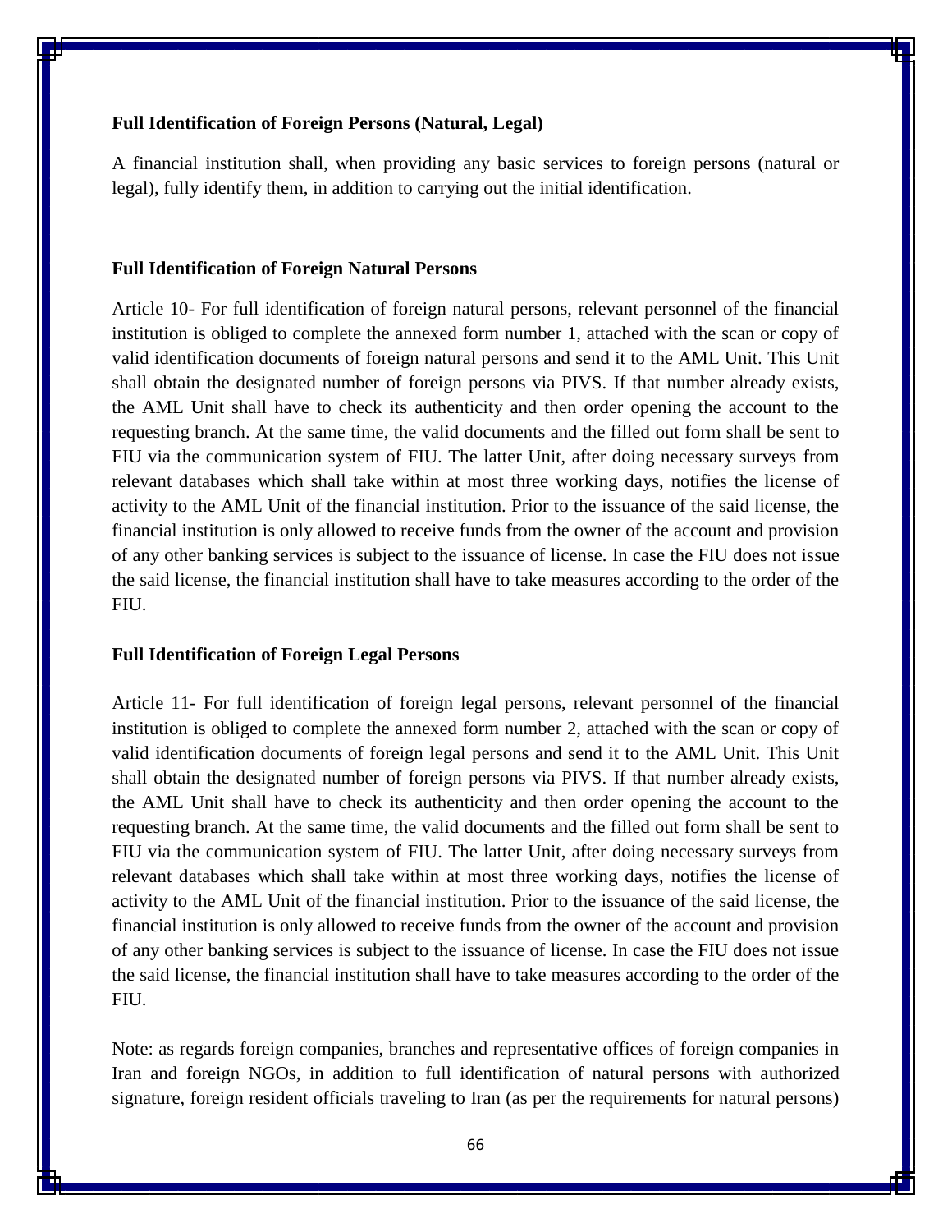**Full Identification of Foreign Persons (Natural, Legal)**

A financial institution shall, when providing any basic services to foreign persons (natural or legal), fully identify them, in addition to carrying out the initial identification.

**Full Identification of Foreign Natural Persons**

Article 10- For full identification of foreign natural persons, relevant personnel of the financial institution is obliged to complete the annexed form number 1, attached with the scan or copy of valid identification documents of foreign natural persons and send it to the AML Unit. This Unit shall obtain the designated number of foreign persons via PIVS. If that number already exists, the AML Unit shall have to check its authenticity and then order opening the account to the requesting branch. At the same time, the valid documents and the filled out form shall be sent to FIU via the communication system of FIU. The latter Unit, after doing necessary surveys from relevant databases which shall take within at most three working days, notifies the license of activity to the AML Unit of the financial institution. Prior to the issuance of the said license, the financial institution is only allowed to receive funds from the owner of the account and provision of any other banking services is subject to the issuance of license. In case the FIU does not issue the said license, the financial institution shall have to take measures according to the order of the FIU.

**Full Identification of Foreign Legal Persons**

Article 11- For full identification of foreign legal persons, relevant personnel of the financial institution is obliged to complete the annexed form number 2, attached with the scan or copy of valid identification documents of foreign legal persons and send it to the AML Unit. This Unit shall obtain the designated number of foreign persons via PIVS. If that number already exists, the AML Unit shall have to check its authenticity and then order opening the account to the requesting branch. At the same time, the valid documents and the filled out form shall be sent to FIU via the communication system of FIU. The latter Unit, after doing necessary surveys from relevant databases which shall take within at most three working days, notifies the license of activity to the AML Unit of the financial institution. Prior to the issuance of the said license, the financial institution is only allowed to receive funds from the owner of the account and provision of any other banking services is subject to the issuance of license. In case the FIU does not issue the said license, the financial institution shall have to take measures according to the order of the FIU.

Note: as regards foreign companies, branches and representative offices of foreign companies in Iran and foreign NGOs, in addition to full identification of natural persons with authorized signature, foreign resident officials traveling to Iran (as per the requirements for natural persons)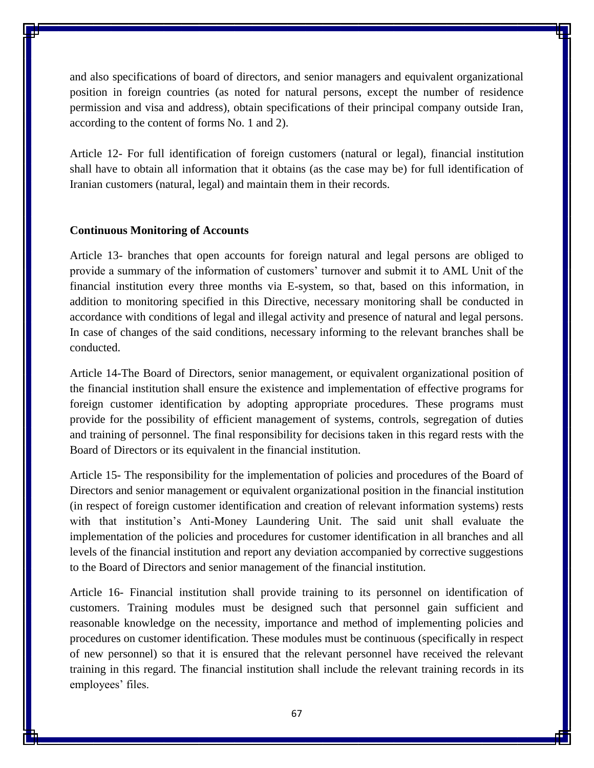and also specifications of board of directors, and senior managers and equivalent organizational position in foreign countries (as noted for natural persons, except the number of residence permission and visa and address), obtain specifications of their principal company outside Iran, according to the content of forms No. 1 and 2).

Article 12- For full identification of foreign customers (natural or legal), financial institution shall have to obtain all information that it obtains (as the case may be) for full identification of Iranian customers (natural, legal) and maintain them in their records.

**Continuous Monitoring of Accounts**

Article 13- branches that open accounts for foreign natural and legal persons are obliged to provide a summary of the information of customers' turnover and submit it to AML Unit of the financial institution every three months via E-system, so that, based on this information, in addition to monitoring specified in this Directive, necessary monitoring shall be conducted in accordance with conditions of legal and illegal activity and presence of natural and legal persons. In case of changes of the said conditions, necessary informing to the relevant branches shall be conducted.

Article 14-The Board of Directors, senior management, or equivalent organizational position of the financial institution shall ensure the existence and implementation of effective programs for foreign customer identification by adopting appropriate procedures. These programs must provide for the possibility of efficient management of systems, controls, segregation of duties and training of personnel. The final responsibility for decisions taken in this regard rests with the Board of Directors or its equivalent in the financial institution.

Article 15- The responsibility for the implementation of policies and procedures of the Board of Directors and senior management or equivalent organizational position in the financial institution (in respect of foreign customer identification and creation of relevant information systems) rests with that institution's Anti-Money Laundering Unit. The said unit shall evaluate the implementation of the policies and procedures for customer identification in all branches and all levels of the financial institution and report any deviation accompanied by corrective suggestions to the Board of Directors and senior management of the financial institution.

Article 16- Financial institution shall provide training to its personnel on identification of customers. Training modules must be designed such that personnel gain sufficient and reasonable knowledge on the necessity, importance and method of implementing policies and procedures on customer identification. These modules must be continuous (specifically in respect of new personnel) so that it is ensured that the relevant personnel have received the relevant training in this regard. The financial institution shall include the relevant training records in its employees' files.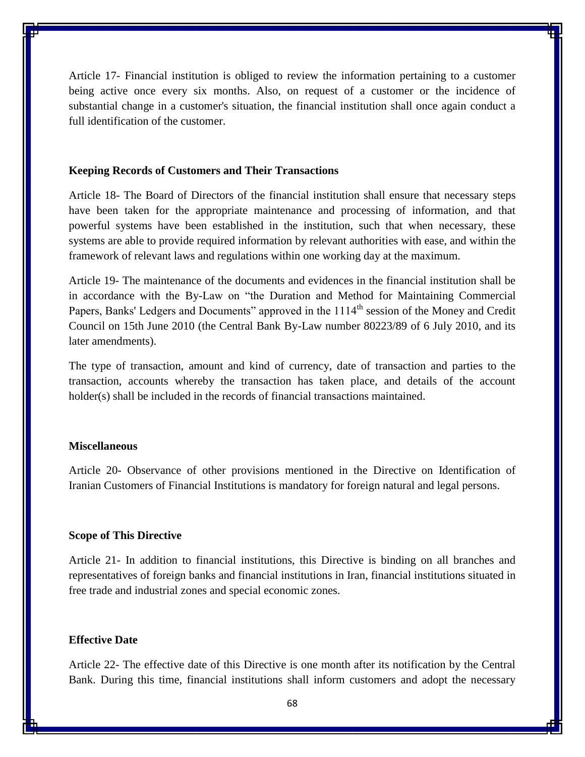Article 17- Financial institution is obliged to review the information pertaining to a customer being active once every six months. Also, on request of a customer or the incidence of substantial change in a customer's situation, the financial institution shall once again conduct a full identification of the customer.

**Keeping Records of Customers and Their Transactions**

Article 18- The Board of Directors of the financial institution shall ensure that necessary steps have been taken for the appropriate maintenance and processing of information, and that powerful systems have been established in the institution, such that when necessary, these systems are able to provide required information by relevant authorities with ease, and within the framework of relevant laws and regulations within one working day at the maximum.

Article 19- The maintenance of the documents and evidences in the financial institution shall be in accordance with the By-Law on "the Duration and Method for Maintaining Commercial Papers, Banks' Ledgers and Documents" approved in the 1114th session of the Money and Credit Council on 15th June 2010 (the Central Bank By-Law number 80223/89 of 6 July 2010, and its later amendments).

The type of transaction, amount and kind of currency, date of transaction and parties to the transaction, accounts whereby the transaction has taken place, and details of the account holder(s) shall be included in the records of financial transactions maintained.

**Miscellaneous**

Article 20- Observance of other provisions mentioned in the Directive on Identification of Iranian Customers of Financial Institutions is mandatory for foreign natural and legal persons.

**Scope of This Directive**

Article 21- In addition to financial institutions, this Directive is binding on all branches and representatives of foreign banks and financial institutions in Iran, financial institutions situated in free trade and industrial zones and special economic zones.

**Effective Date**

Article 22- The effective date of this Directive is one month after its notification by the Central Bank. During this time, financial institutions shall inform customers and adopt the necessary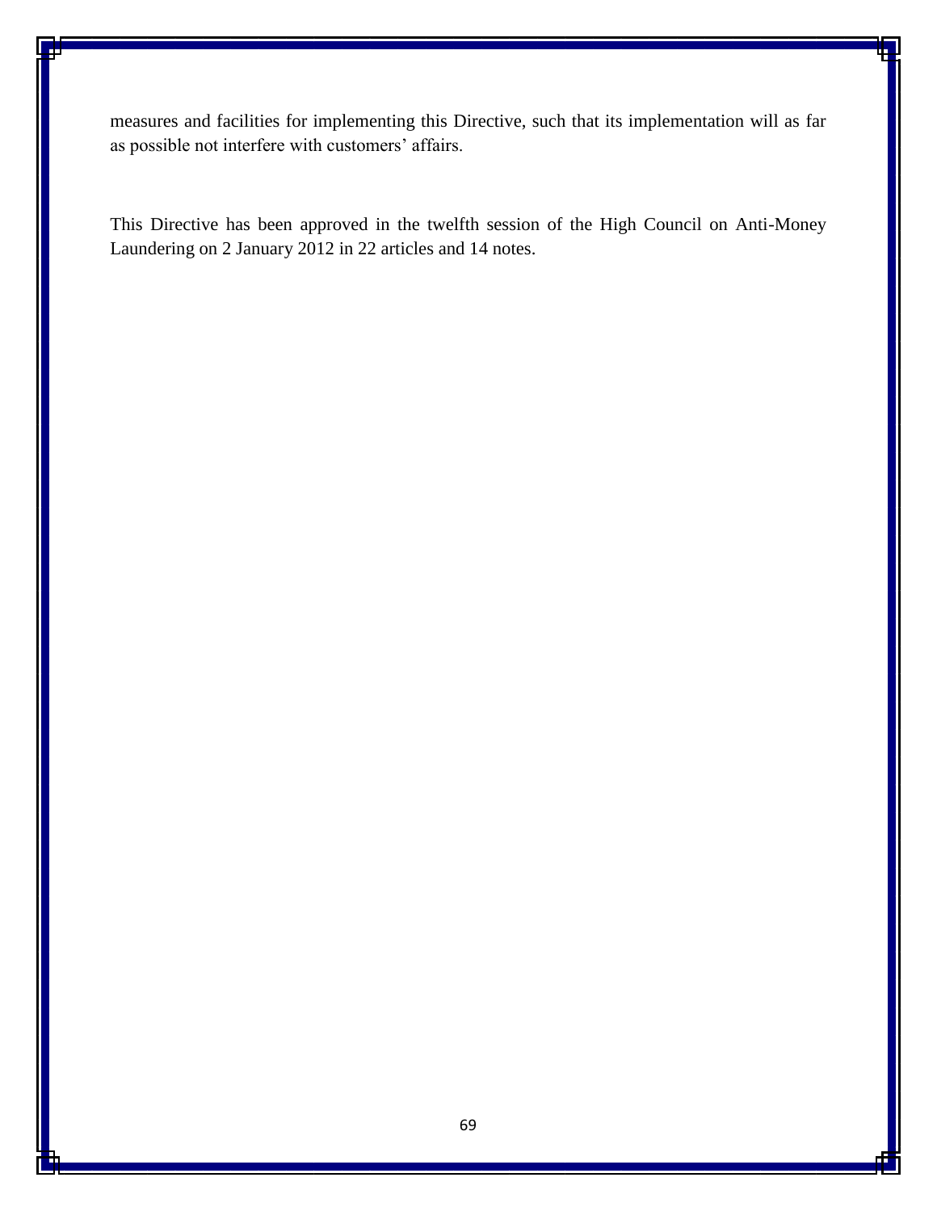measures and facilities for implementing this Directive, such that its implementation will as far as possible not interfere with customers' affairs.

This Directive has been approved in the twelfth session of the High Council on Anti-Money Laundering on 2 January 2012 in 22 articles and 14 notes.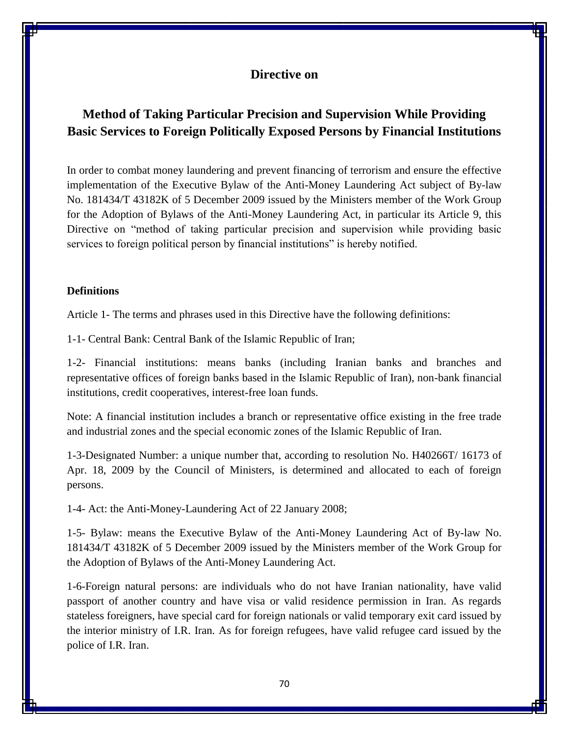## Directive on

## Method of Taking Particular Precision and Supervision While Providing Basic Services to Foreign Politically Exposed Persons by Financial Institutions

In order to combat money laundering and prevent financing of terrorism and ensure the effective implementation of the Executive Bylaw of the Anti-Money Laundering Act subject of By-law No. 181434/T 43182K of 5 December 2009 issued by the Ministers member of the Work Group for the Adoption of Bylaws of the Anti-Money Laundering Act, in particular its Article 9, this Directive on "method of taking particular precision and supervision while providing basic services to foreign political person by financial institutions" is hereby notified.

**Definitions**

Article 1- The terms and phrases used in this Directive have the following definitions:

1-1- Central Bank: Central Bank of the Islamic Republic of Iran;

1-2- Financial institutions: means banks (including Iranian banks and branches and representative offices of foreign banks based in the Islamic Republic of Iran), non-bank financial institutions, credit cooperatives, interest-free loan funds.

Note: A financial institution includes a branch or representative office existing in the free trade and industrial zones and the special economic zones of the Islamic Republic of Iran.

1-3-Designated Number: a unique number that, according to resolution No. H40266T/ 16173 of Apr. 18, 2009 by the Council of Ministers, is determined and allocated to each of foreign persons.

1-4- Act: the Anti-Money-Laundering Act of 22 January 2008;

1-5- Bylaw: means the Executive Bylaw of the Anti-Money Laundering Act of By-law No. 181434/T 43182K of 5 December 2009 issued by the Ministers member of the Work Group for the Adoption of Bylaws of the Anti-Money Laundering Act.

1-6-Foreign natural persons: are individuals who do not have Iranian nationality, have valid passport of another country and have visa or valid residence permission in Iran. As regards stateless foreigners, have special card for foreign nationals or valid temporary exit card issued by the interior ministry of I.R. Iran. As for foreign refugees, have valid refugee card issued by the police of I.R. Iran.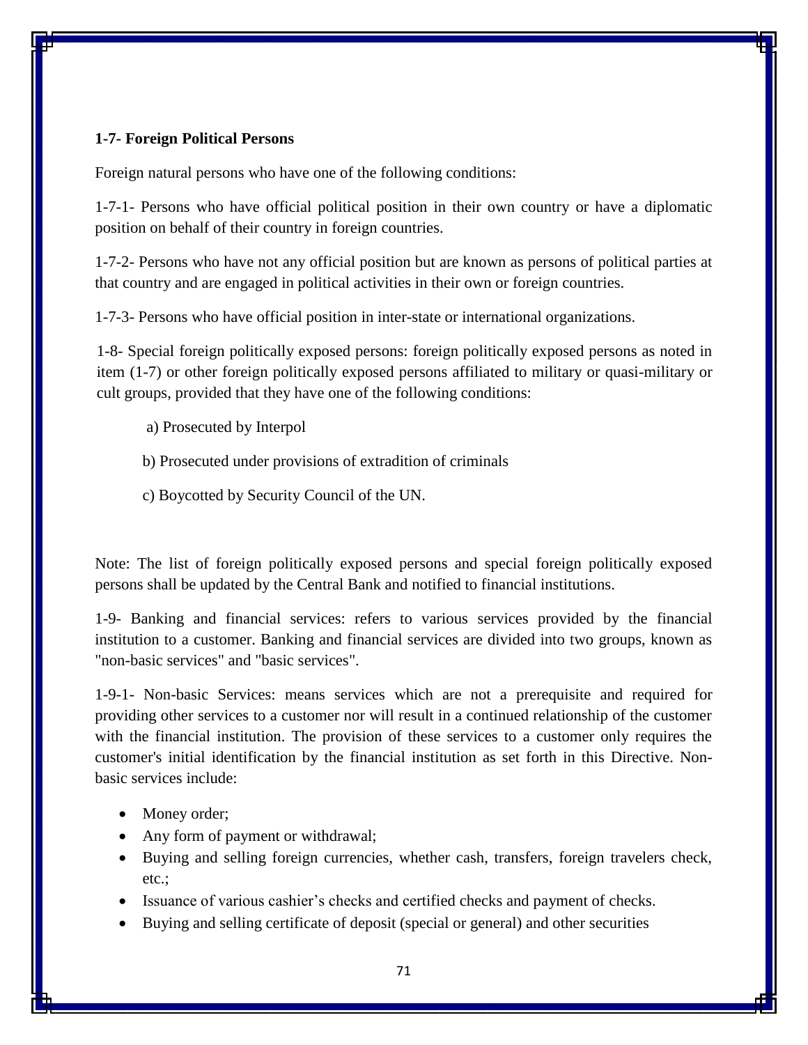**1-7- Foreign Political Persons**

Foreign natural persons who have one of the following conditions:

1-7-1- Persons who have official political position in their own country or have a diplomatic position on behalf of their country in foreign countries.

1-7-2- Persons who have not any official position but are known as persons of political parties at that country and are engaged in political activities in their own or foreign countries.

1-7-3- Persons who have official position in inter-state or international organizations.

1-8- Special foreign politically exposed persons: foreign politically exposed persons as noted in item (1-7) or other foreign politically exposed persons affiliated to military or quasi-military or cult groups, provided that they have one of the following conditions:

a) Prosecuted by Interpol

b) Prosecuted under provisions of extradition of criminals

c) Boycotted by Security Council of the UN.

Note: The list of foreign politically exposed persons and special foreign politically exposed persons shall be updated by the Central Bank and notified to financial institutions.

1-9- Banking and financial services: refers to various services provided by the financial institution to a customer. Banking and financial services are divided into two groups, known as "non-basic services" and "basic services".

1-9-1- Non-basic Services: means services which are not a prerequisite and required for providing other services to a customer nor will result in a continued relationship of the customer with the financial institution. The provision of these services to a customer only requires the customer's initial identification by the financial institution as set forth in this Directive. Non-basic services include:

- Money order;
- Any form of payment or withdrawal;
- Buying and selling foreign currencies, whether cash, transfers, foreign travelers check, etc.;
- Issuance of various cashier's checks and certified checks and payment of checks.
- Buying and selling certificate of deposit (special or general) and other securities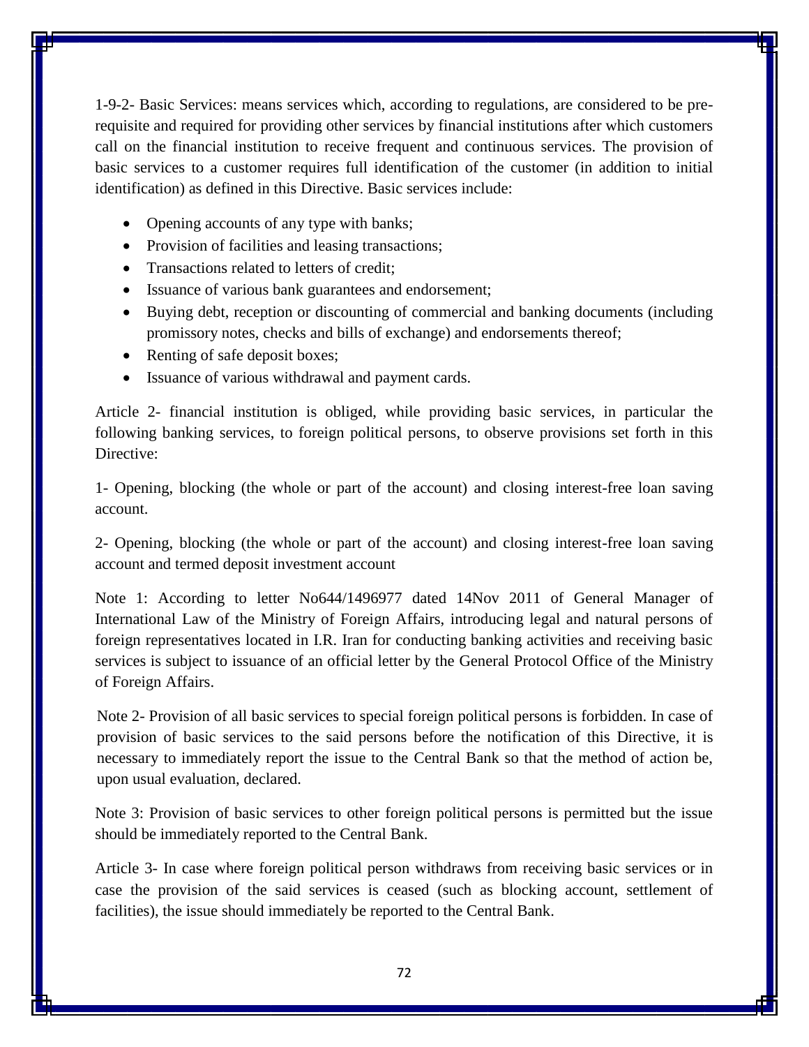1-9-2- Basic Services: means services which, according to regulations, are considered to be pre-requisite and required for providing other services by financial institutions after which customers call on the financial institution to receive frequent and continuous services. The provision of basic services to a customer requires full identification of the customer (in addition to initial identification) as defined in this Directive. Basic services include:

- Opening accounts of any type with banks;
- Provision of facilities and leasing transactions;
- Transactions related to letters of credit;
- Issuance of various bank guarantees and endorsement;
- Buying debt, reception or discounting of commercial and banking documents (including promissory notes, checks and bills of exchange) and endorsements thereof;
- Renting of safe deposit boxes;
- Issuance of various withdrawal and payment cards.

Article 2- financial institution is obliged, while providing basic services, in particular the following banking services, to foreign political persons, to observe provisions set forth in this Directive:

1- Opening, blocking (the whole or part of the account) and closing interest-free loan saving account.

2- Opening, blocking (the whole or part of the account) and closing interest-free loan saving account and termed deposit investment account

Note 1: According to letter No644/1496977 dated 14Nov 2011 of General Manager of International Law of the Ministry of Foreign Affairs, introducing legal and natural persons of foreign representatives located in I.R. Iran for conducting banking activities and receiving basic services is subject to issuance of an official letter by the General Protocol Office of the Ministry of Foreign Affairs.

Note 2- Provision of all basic services to special foreign political persons is forbidden. In case of provision of basic services to the said persons before the notification of this Directive, it is necessary to immediately report the issue to the Central Bank so that the method of action be, upon usual evaluation, declared.

Note 3: Provision of basic services to other foreign political persons is permitted but the issue should be immediately reported to the Central Bank.

Article 3- In case where foreign political person withdraws from receiving basic services or in case the provision of the said services is ceased (such as blocking account, settlement of facilities), the issue should immediately be reported to the Central Bank.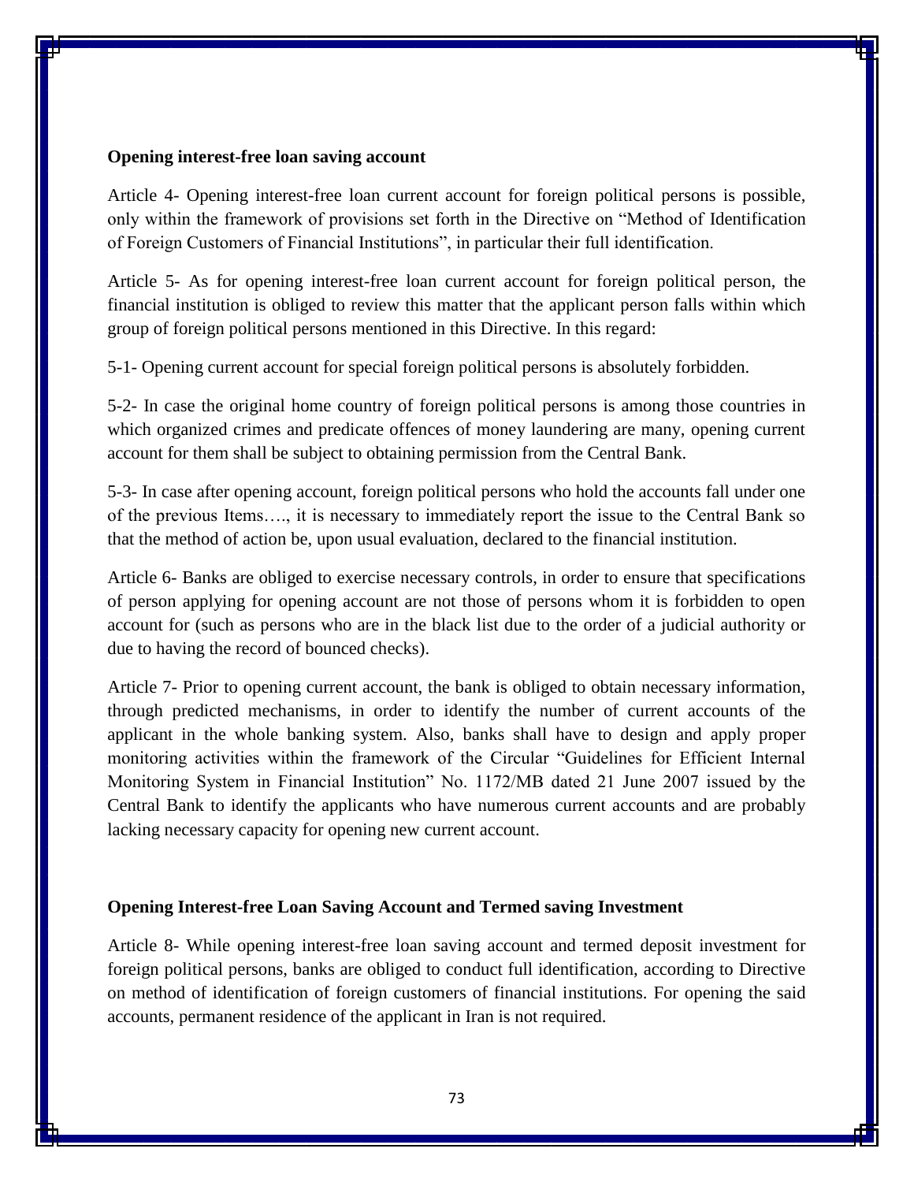**Opening interest-free loan saving account**

Article 4- Opening interest-free loan current account for foreign political persons is possible, only within the framework of provisions set forth in the Directive on "Method of Identification of Foreign Customers of Financial Institutions", in particular their full identification.

Article 5- As for opening interest-free loan current account for foreign political person, the financial institution is obliged to review this matter that the applicant person falls within which group of foreign political persons mentioned in this Directive. In this regard:

5-1- Opening current account for special foreign political persons is absolutely forbidden.

5-2- In case the original home country of foreign political persons is among those countries in which organized crimes and predicate offences of money laundering are many, opening current account for them shall be subject to obtaining permission from the Central Bank.

5-3- In case after opening account, foreign political persons who hold the accounts fall under one of the previous Items…., it is necessary to immediately report the issue to the Central Bank so that the method of action be, upon usual evaluation, declared to the financial institution.

Article 6- Banks are obliged to exercise necessary controls, in order to ensure that specifications of person applying for opening account are not those of persons whom it is forbidden to open account for (such as persons who are in the black list due to the order of a judicial authority or due to having the record of bounced checks).

Article 7- Prior to opening current account, the bank is obliged to obtain necessary information, through predicted mechanisms, in order to identify the number of current accounts of the applicant in the whole banking system. Also, banks shall have to design and apply proper monitoring activities within the framework of the Circular "Guidelines for Efficient Internal Monitoring System in Financial Institution" No. 1172/MB dated 21 June 2007 issued by the Central Bank to identify the applicants who have numerous current accounts and are probably lacking necessary capacity for opening new current account.

**Opening Interest-free Loan Saving Account and Termed saving Investment**

Article 8- While opening interest-free loan saving account and termed deposit investment for foreign political persons, banks are obliged to conduct full identification, according to Directive on method of identification of foreign customers of financial institutions. For opening the said accounts, permanent residence of the applicant in Iran is not required.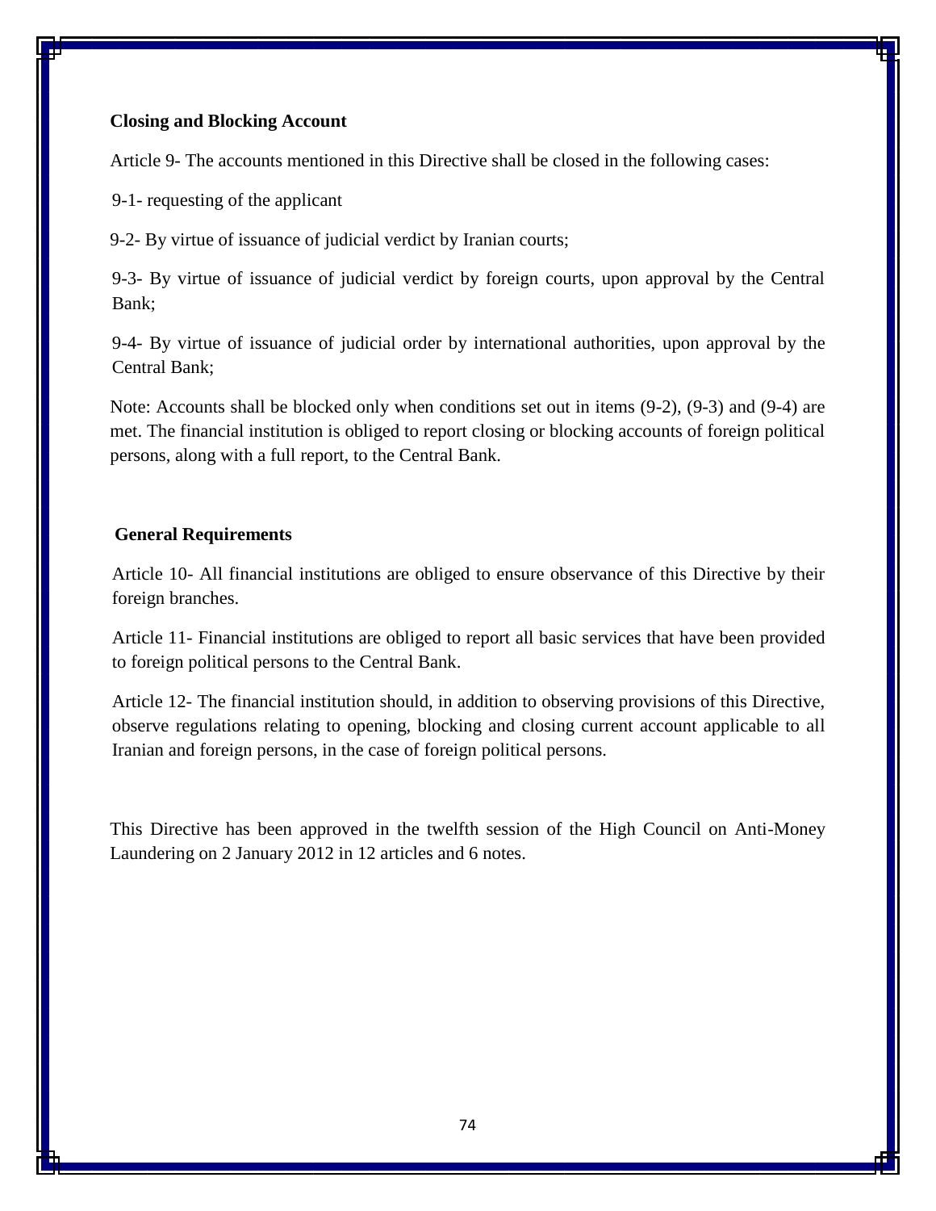### Closing and Blocking Account

Article 9- The accounts mentioned in this Directive shall be closed in the following cases:

9-1- requesting of the applicant

9-2- By virtue of issuance of judicial verdict by Iranian courts;

9-3- By virtue of issuance of judicial verdict by foreign courts, upon approval by the Central Bank;

9-4- By virtue of issuance of judicial order by international authorities, upon approval by the Central Bank;

Note: Accounts shall be blocked only when conditions set out in items (9-2), (9-3) and (9-4) are met. The financial institution is obliged to report closing or blocking accounts of foreign political persons, along with a full report, to the Central Bank.

### General Requirements

Article 10- All financial institutions are obliged to ensure observance of this Directive by their foreign branches.

Article 11- Financial institutions are obliged to report all basic services that have been provided to foreign political persons to the Central Bank.

Article 12- The financial institution should, in addition to observing provisions of this Directive, observe regulations relating to opening, blocking and closing current account applicable to all Iranian and foreign persons, in the case of foreign political persons.

This Directive has been approved in the twelfth session of the High Council on Anti-Money Laundering on 2 January 2012 in 12 articles and 6 notes.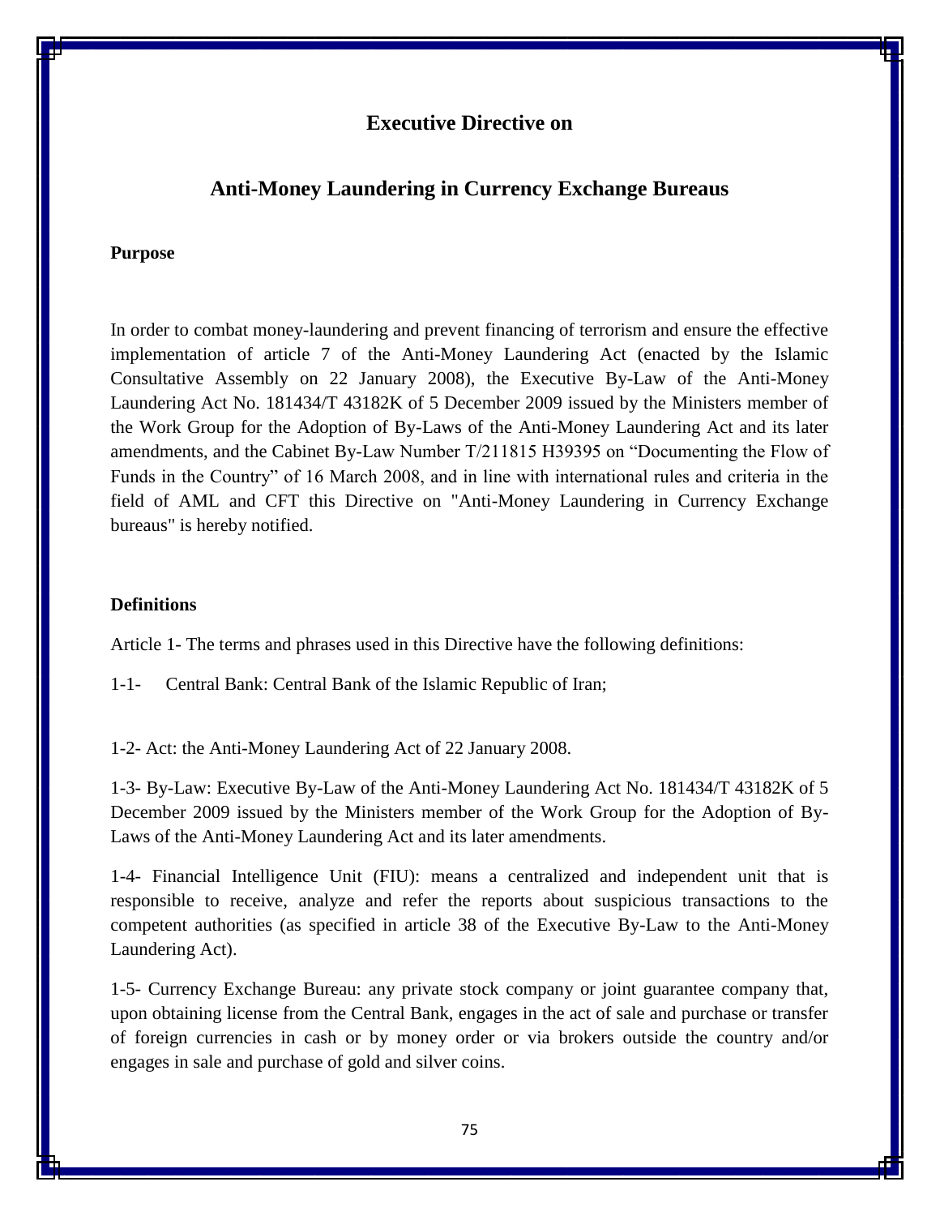# Executive Directive on

# Anti-Money Laundering in Currency Exchange Bureaus

### Purpose

In order to combat money-laundering and prevent financing of terrorism and ensure the effective implementation of article 7 of the Anti-Money Laundering Act (enacted by the Islamic Consultative Assembly on 22 January 2008), the Executive By-Law of the Anti-Money Laundering Act No. 181434/T 43182K of 5 December 2009 issued by the Ministers member of the Work Group for the Adoption of By-Laws of the Anti-Money Laundering Act and its later amendments, and the Cabinet By-Law Number T/211815 H39395 on "Documenting the Flow of Funds in the Country" of 16 March 2008, and in line with international rules and criteria in the field of AML and CFT this Directive on "Anti-Money Laundering in Currency Exchange bureaus" is hereby notified.

### Definitions

Article 1- The terms and phrases used in this Directive have the following definitions:

1-1- Central Bank: Central Bank of the Islamic Republic of Iran;

1-2- Act: the Anti-Money Laundering Act of 22 January 2008.

1-3- By-Law: Executive By-Law of the Anti-Money Laundering Act No. 181434/T 43182K of 5 December 2009 issued by the Ministers member of the Work Group for the Adoption of By-Laws of the Anti-Money Laundering Act and its later amendments.

1-4- Financial Intelligence Unit (FIU): means a centralized and independent unit that is responsible to receive, analyze and refer the reports about suspicious transactions to the competent authorities (as specified in article 38 of the Executive By-Law to the Anti-Money Laundering Act).

1-5- Currency Exchange Bureau: any private stock company or joint guarantee company that, upon obtaining license from the Central Bank, engages in the act of sale and purchase or transfer of foreign currencies in cash or by money order or via brokers outside the country and/or engages in sale and purchase of gold and silver coins.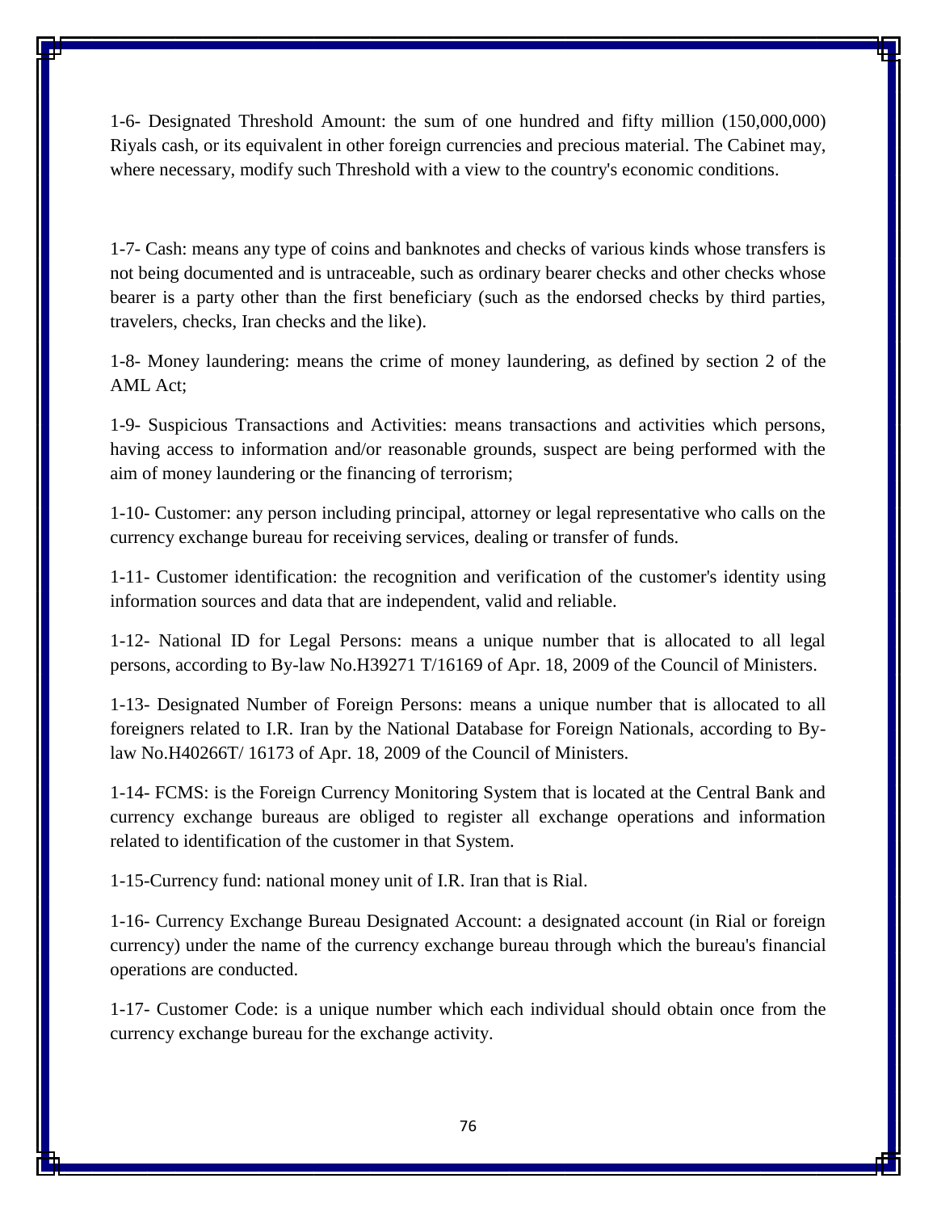1-6- Designated Threshold Amount: the sum of one hundred and fifty million (150,000,000) Riyals cash, or its equivalent in other foreign currencies and precious material. The Cabinet may, where necessary, modify such Threshold with a view to the country's economic conditions.

1-7- Cash: means any type of coins and banknotes and checks of various kinds whose transfers is not being documented and is untraceable, such as ordinary bearer checks and other checks whose bearer is a party other than the first beneficiary (such as the endorsed checks by third parties, travelers, checks, Iran checks and the like).

1-8- Money laundering: means the crime of money laundering, as defined by section 2 of the AML Act;

1-9- Suspicious Transactions and Activities: means transactions and activities which persons, having access to information and/or reasonable grounds, suspect are being performed with the aim of money laundering or the financing of terrorism;

1-10- Customer: any person including principal, attorney or legal representative who calls on the currency exchange bureau for receiving services, dealing or transfer of funds.

1-11- Customer identification: the recognition and verification of the customer's identity using information sources and data that are independent, valid and reliable.

1-12- National ID for Legal Persons: means a unique number that is allocated to all legal persons, according to By-law No.H39271 T/16169 of Apr. 18, 2009 of the Council of Ministers.

1-13- Designated Number of Foreign Persons: means a unique number that is allocated to all foreigners related to I.R. Iran by the National Database for Foreign Nationals, according to By-law No.H40266T/ 16173 of Apr. 18, 2009 of the Council of Ministers.

1-14- FCMS: is the Foreign Currency Monitoring System that is located at the Central Bank and currency exchange bureaus are obliged to register all exchange operations and information related to identification of the customer in that System.

1-15-Currency fund: national money unit of I.R. Iran that is Rial.

1-16- Currency Exchange Bureau Designated Account: a designated account (in Rial or foreign currency) under the name of the currency exchange bureau through which the bureau's financial operations are conducted.

1-17- Customer Code: is a unique number which each individual should obtain once from the currency exchange bureau for the exchange activity.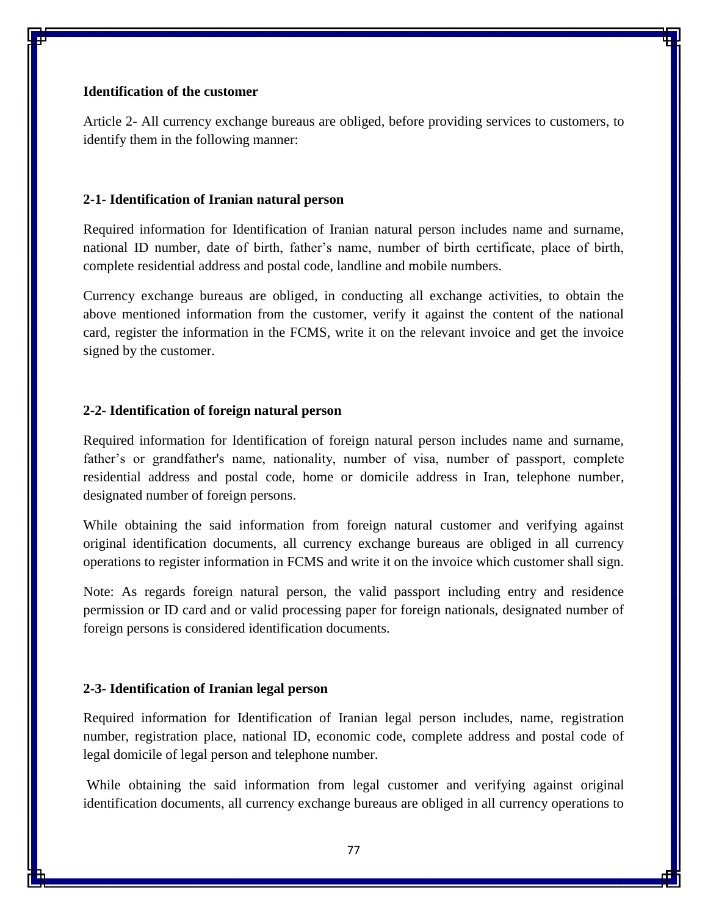**Identification of the customer**

Article 2- All currency exchange bureaus are obliged, before providing services to customers, to identify them in the following manner:

**2-1- Identification of Iranian natural person**

Required information for Identification of Iranian natural person includes name and surname, national ID number, date of birth, father's name, number of birth certificate, place of birth, complete residential address and postal code, landline and mobile numbers.

Currency exchange bureaus are obliged, in conducting all exchange activities, to obtain the above mentioned information from the customer, verify it against the content of the national card, register the information in the FCMS, write it on the relevant invoice and get the invoice signed by the customer.

**2-2- Identification of foreign natural person**

Required information for Identification of foreign natural person includes name and surname, father's or grandfather's name, nationality, number of visa, number of passport, complete residential address and postal code, home or domicile address in Iran, telephone number, designated number of foreign persons.

While obtaining the said information from foreign natural customer and verifying against original identification documents, all currency exchange bureaus are obliged in all currency operations to register information in FCMS and write it on the invoice which customer shall sign.

Note: As regards foreign natural person, the valid passport including entry and residence permission or ID card and or valid processing paper for foreign nationals, designated number of foreign persons is considered identification documents.

**2-3- Identification of Iranian legal person**

Required information for Identification of Iranian legal person includes, name, registration number, registration place, national ID, economic code, complete address and postal code of legal domicile of legal person and telephone number.

While obtaining the said information from legal customer and verifying against original identification documents, all currency exchange bureaus are obliged in all currency operations to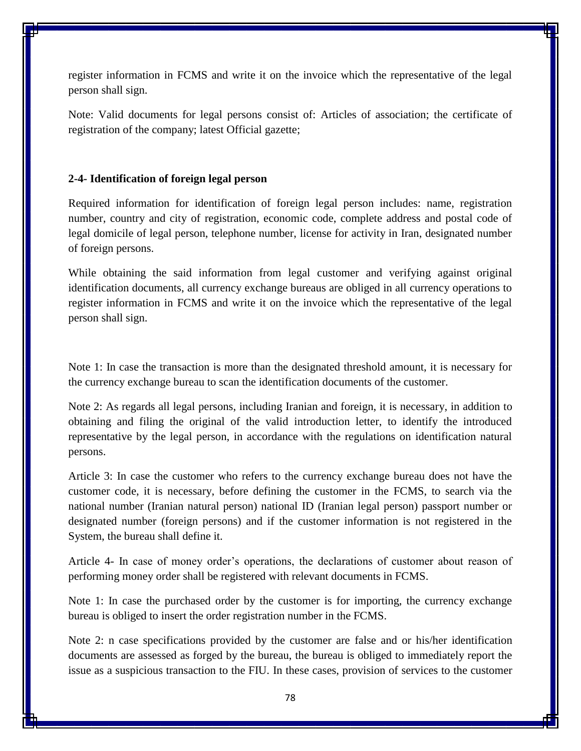register information in FCMS and write it on the invoice which the representative of the legal person shall sign.

Note: Valid documents for legal persons consist of: Articles of association; the certificate of registration of the company; latest Official gazette;

**2-4- Identification of foreign legal person**

Required information for identification of foreign legal person includes: name, registration number, country and city of registration, economic code, complete address and postal code of legal domicile of legal person, telephone number, license for activity in Iran, designated number of foreign persons.

While obtaining the said information from legal customer and verifying against original identification documents, all currency exchange bureaus are obliged in all currency operations to register information in FCMS and write it on the invoice which the representative of the legal person shall sign.

Note 1: In case the transaction is more than the designated threshold amount, it is necessary for the currency exchange bureau to scan the identification documents of the customer.

Note 2: As regards all legal persons, including Iranian and foreign, it is necessary, in addition to obtaining and filing the original of the valid introduction letter, to identify the introduced representative by the legal person, in accordance with the regulations on identification natural persons.

Article 3: In case the customer who refers to the currency exchange bureau does not have the customer code, it is necessary, before defining the customer in the FCMS, to search via the national number (Iranian natural person) national ID (Iranian legal person) passport number or designated number (foreign persons) and if the customer information is not registered in the System, the bureau shall define it.

Article 4- In case of money order's operations, the declarations of customer about reason of performing money order shall be registered with relevant documents in FCMS.

Note 1: In case the purchased order by the customer is for importing, the currency exchange bureau is obliged to insert the order registration number in the FCMS.

Note 2: n case specifications provided by the customer are false and or his/her identification documents are assessed as forged by the bureau, the bureau is obliged to immediately report the issue as a suspicious transaction to the FIU. In these cases, provision of services to the customer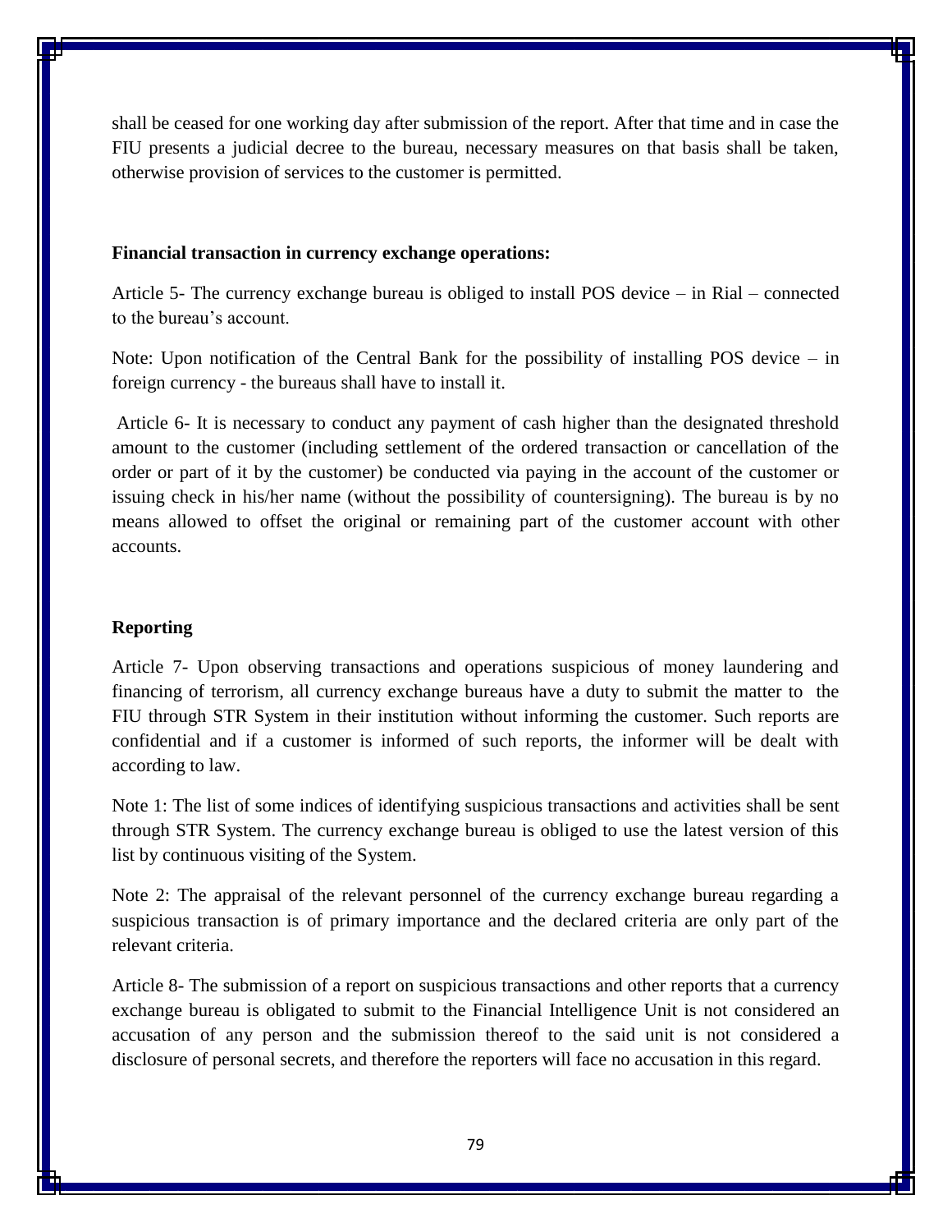shall be ceased for one working day after submission of the report. After that time and in case the FIU presents a judicial decree to the bureau, necessary measures on that basis shall be taken, otherwise provision of services to the customer is permitted.

**Financial transaction in currency exchange operations:**

Article 5- The currency exchange bureau is obliged to install POS device – in Rial – connected to the bureau's account.

Note: Upon notification of the Central Bank for the possibility of installing POS device – in foreign currency - the bureaus shall have to install it.

Article 6- It is necessary to conduct any payment of cash higher than the designated threshold amount to the customer (including settlement of the ordered transaction or cancellation of the order or part of it by the customer) be conducted via paying in the account of the customer or issuing check in his/her name (without the possibility of countersigning). The bureau is by no means allowed to offset the original or remaining part of the customer account with other accounts.

**Reporting**

Article 7- Upon observing transactions and operations suspicious of money laundering and financing of terrorism, all currency exchange bureaus have a duty to submit the matter to the FIU through STR System in their institution without informing the customer. Such reports are confidential and if a customer is informed of such reports, the informer will be dealt with according to law.

Note 1: The list of some indices of identifying suspicious transactions and activities shall be sent through STR System. The currency exchange bureau is obliged to use the latest version of this list by continuous visiting of the System.

Note 2: The appraisal of the relevant personnel of the currency exchange bureau regarding a suspicious transaction is of primary importance and the declared criteria are only part of the relevant criteria.

Article 8- The submission of a report on suspicious transactions and other reports that a currency exchange bureau is obligated to submit to the Financial Intelligence Unit is not considered an accusation of any person and the submission thereof to the said unit is not considered a disclosure of personal secrets, and therefore the reporters will face no accusation in this regard.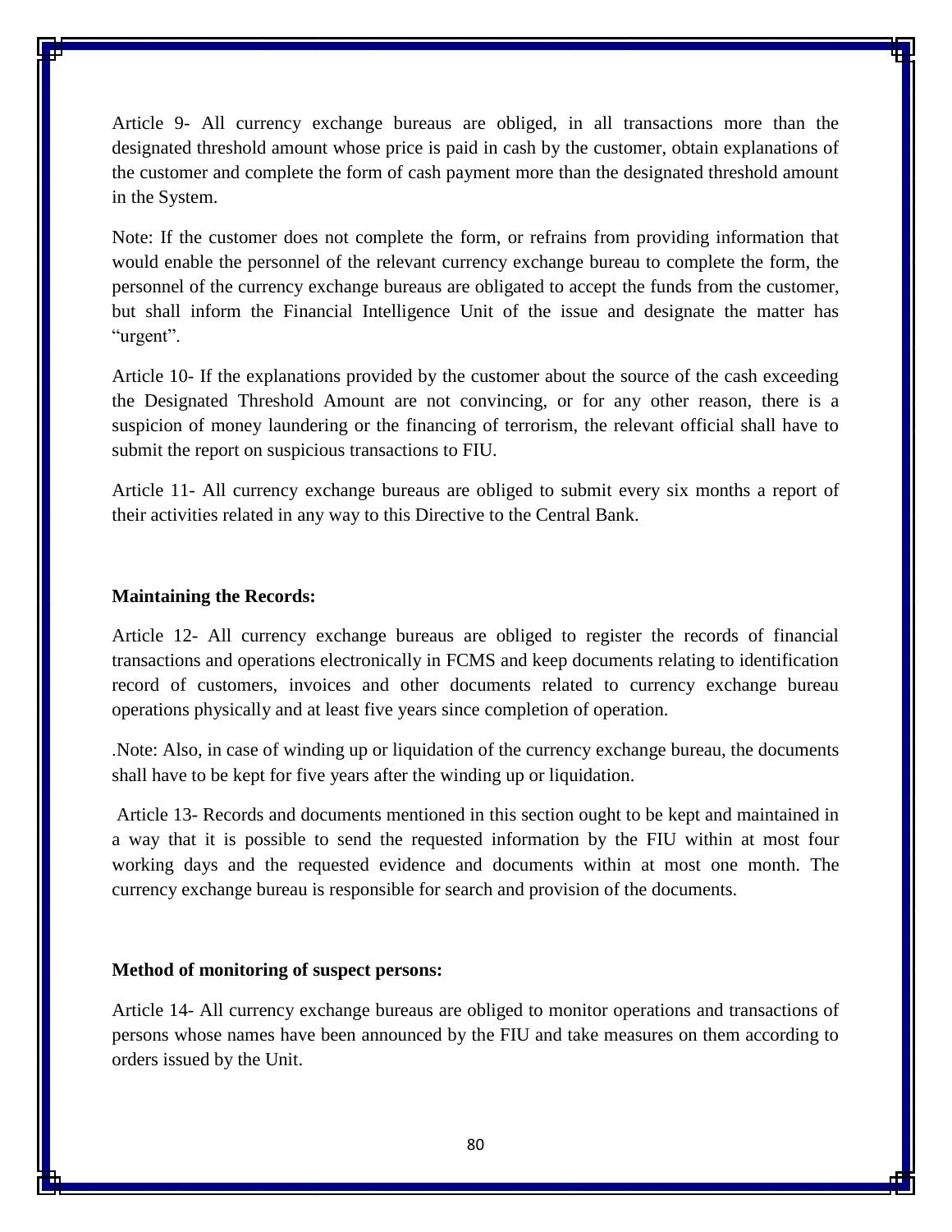Article 9- All currency exchange bureaus are obliged, in all transactions more than the designated threshold amount whose price is paid in cash by the customer, obtain explanations of the customer and complete the form of cash payment more than the designated threshold amount in the System.

Note: If the customer does not complete the form, or refrains from providing information that would enable the personnel of the relevant currency exchange bureau to complete the form, the personnel of the currency exchange bureaus are obligated to accept the funds from the customer, but shall inform the Financial Intelligence Unit of the issue and designate the matter has "urgent".

Article 10- If the explanations provided by the customer about the source of the cash exceeding the Designated Threshold Amount are not convincing, or for any other reason, there is a suspicion of money laundering or the financing of terrorism, the relevant official shall have to submit the report on suspicious transactions to FIU.

Article 11- All currency exchange bureaus are obliged to submit every six months a report of their activities related in any way to this Directive to the Central Bank.

**Maintaining the Records:**

Article 12- All currency exchange bureaus are obliged to register the records of financial transactions and operations electronically in FCMS and keep documents relating to identification record of customers, invoices and other documents related to currency exchange bureau operations physically and at least five years since completion of operation.

.Note: Also, in case of winding up or liquidation of the currency exchange bureau, the documents shall have to be kept for five years after the winding up or liquidation.

Article 13- Records and documents mentioned in this section ought to be kept and maintained in a way that it is possible to send the requested information by the FIU within at most four working days and the requested evidence and documents within at most one month. The currency exchange bureau is responsible for search and provision of the documents.

**Method of monitoring of suspect persons:**

Article 14- All currency exchange bureaus are obliged to monitor operations and transactions of persons whose names have been announced by the FIU and take measures on them according to orders issued by the Unit.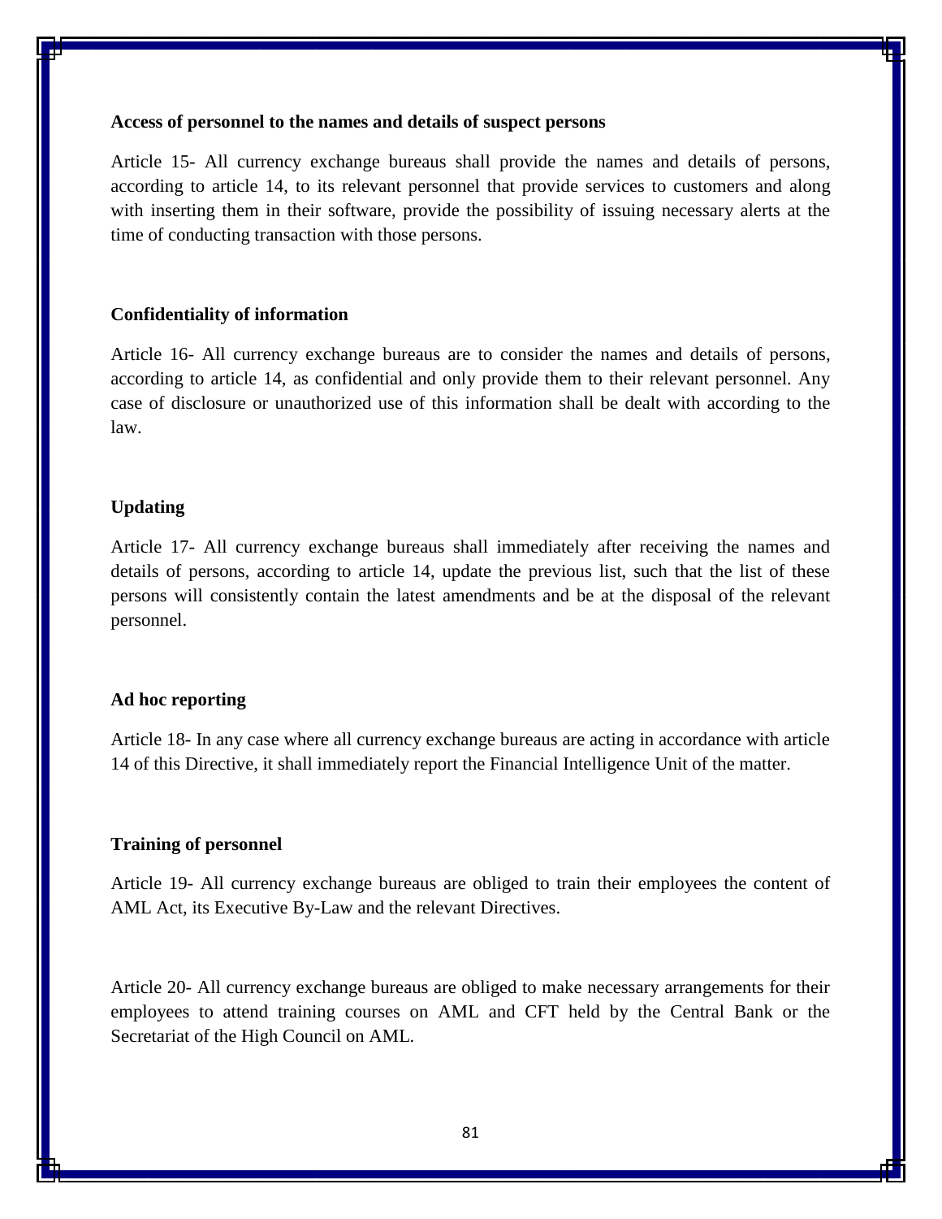**Access of personnel to the names and details of suspect persons**

Article 15- All currency exchange bureaus shall provide the names and details of persons, according to article 14, to its relevant personnel that provide services to customers and along with inserting them in their software, provide the possibility of issuing necessary alerts at the time of conducting transaction with those persons.

**Confidentiality of information**

Article 16- All currency exchange bureaus are to consider the names and details of persons, according to article 14, as confidential and only provide them to their relevant personnel. Any case of disclosure or unauthorized use of this information shall be dealt with according to the law.

**Updating**

Article 17- All currency exchange bureaus shall immediately after receiving the names and details of persons, according to article 14, update the previous list, such that the list of these persons will consistently contain the latest amendments and be at the disposal of the relevant personnel.

**Ad hoc reporting**

Article 18- In any case where all currency exchange bureaus are acting in accordance with article 14 of this Directive, it shall immediately report the Financial Intelligence Unit of the matter.

**Training of personnel**

Article 19- All currency exchange bureaus are obliged to train their employees the content of AML Act, its Executive By-Law and the relevant Directives.

Article 20- All currency exchange bureaus are obliged to make necessary arrangements for their employees to attend training courses on AML and CFT held by the Central Bank or the Secretariat of the High Council on AML.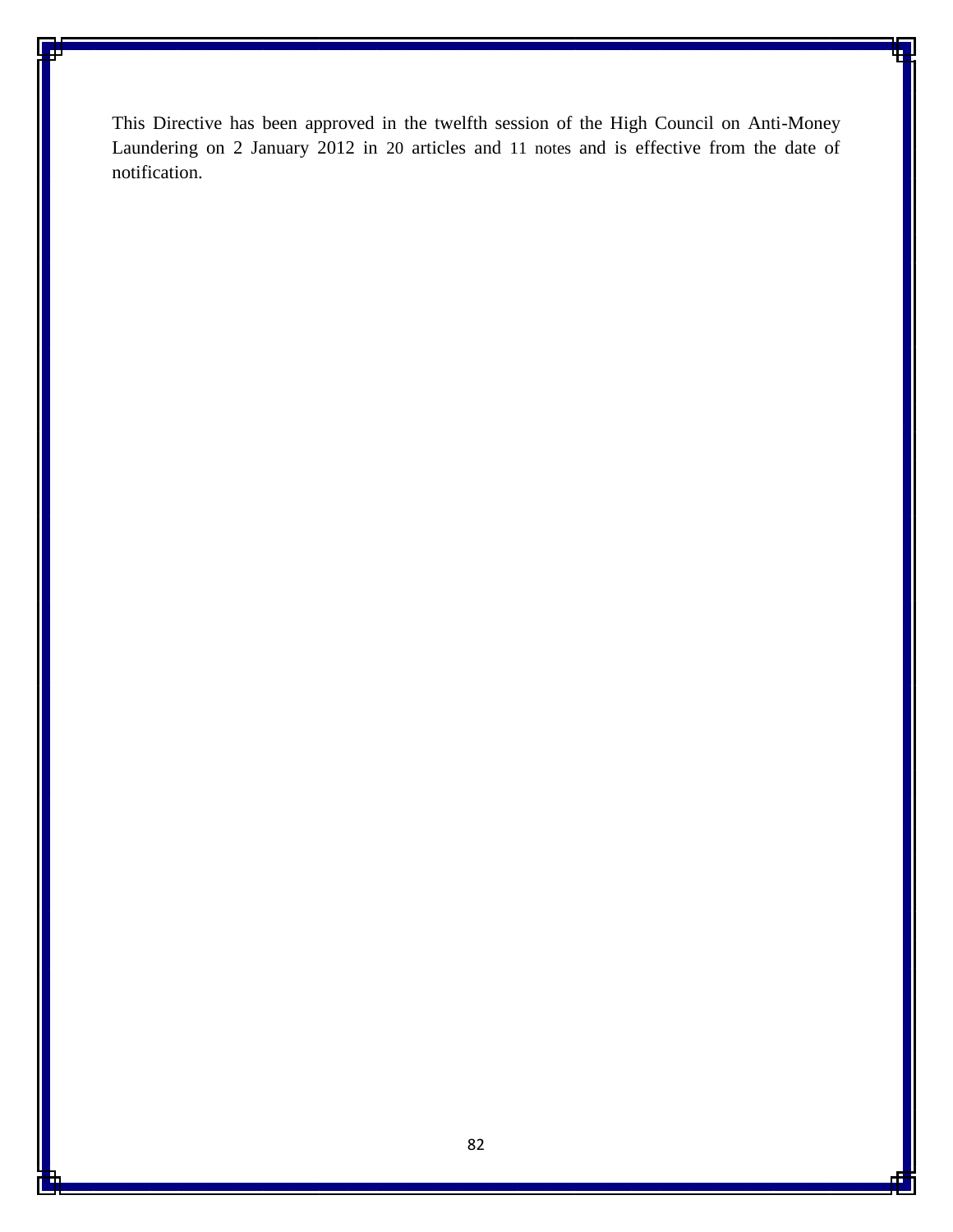This Directive has been approved in the twelfth session of the High Council on Anti-Money Laundering on 2 January 2012 in 20 articles and 11 notes and is effective from the date of notification.